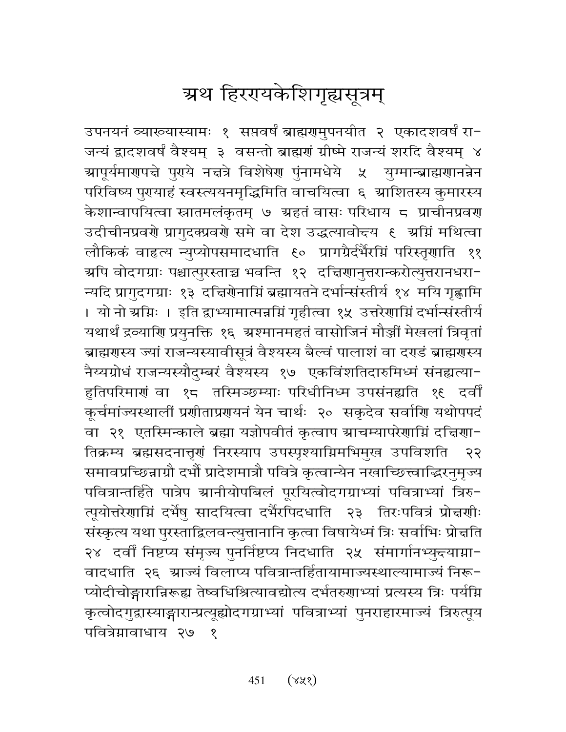# अथ हिरण्यकेशिगृह्यसूत्रम्

उपनयनं व्याख्यास्यामः १ सप्तवर्षं ब्राह्मणमुपनयीत २ एकादशवर्षं राजन्यं द्वादशवर्षं वैश्यम् ३ वसन्तो ब्राह्मणं ग्रीष्मे राजन्यं शरदि वैश्यम् ४ आपूर्यमाणपक्षे पुण्ये नक्षत्रे विशेषेण पुंनामधेये ५ युग्मान्ब्राह्मणानन्नेन परिविष्य पुण्याहं स्वस्त्ययनमृद्धिमिति वाचयित्वा ६ आशितस्य कुमारस्य केशान्वापयित्वा स्नातमलंकृतम् ७ अहतं वासः परिधाय ८ प्राचीनप्रवण उदीचीनप्रवणे प्रागुदक्प्रवणे समे वा देश उद्धत्यावोक्ष्य ९ अग्निं मथित्वा लौकिकं वाहृत्य न्युप्योपसमादधाति १० प्रागग्रैर्दर्भैरग्निं परिस्तृणाति ११ अपि वोदगग्राः पश्चात्पुरस्ताच्च भवन्ति १२ दक्षिणानुत्तरान्करोत्युत्तरानधरान्यदि प्रागुदगग्राः १३ दक्षिणेनाग्निं ब्रह्मायतने दर्भान्संस्तीर्य १४ मयि गृह्णामि । यो नो अग्निः । इति द्वाभ्यामात्मन्नग्निं गृहीत्वा १५ उत्तरेणाग्निं दर्भान्संस्तीर्य यथार्थं द्रव्याणि प्रयुनक्ति १६ अश्मानमहतं वासोजिनं मौञ्जीं मेखलां त्रिवृतां ब्राह्मणस्य ज्यां राजन्यस्यावीसूत्रं वैश्यस्य बैल्वं पालाशं वा दण्डं ब्राह्मणस्य नैय्यग्रोधं राजन्यस्यौदुम्बरं वैश्यस्य १७ एकविंशतिदारुमिध्मं संनह्यत्याहुतिपरिमाणं वा १८ तस्मिञ्छम्याः परिधीनिध्म उपसंनह्यति १९ दर्वीं कूर्चमांज्यस्थालीं प्रणीताप्रणयनं येन चार्थः २० सकृदेव सर्वाणि यथोपपदं वा २१ एतस्मिन्काले ब्रह्मा यज्ञोपवीतं कृत्वाप आचम्यापरेणाग्निं दक्षिणातिक्रम्य ब्रह्मसदनात्तृणं निरस्याप उपस्पृश्याग्निमभिमुख उपविशति २२ समावप्रच्छिन्नाग्रौ दर्भौ प्रादेशमात्रौ पवित्रे कृत्वान्येन नखाच्छित्त्वाद्भिरनुमृज्य पवित्रान्तर्हिते पात्रेप आनीयोपबिलं पूरयित्वोदगग्राभ्यां पवित्राभ्यां त्रिरुत्पूयोत्तरेणाग्निं दर्भेषु सादयित्वा दर्भैरपिदधाति २३ तिरःपवित्रं प्रोक्षणीः संस्कृत्य यथा पुरस्ताद्बिलवन्त्युत्तानानि कृत्वा विषायेध्मं त्रिः सर्वाभिः प्रोक्षति २४ दर्वीं निष्टप्य संमृज्य पुनर्निष्टप्य निदधाति २५ संमार्गानभ्युक्ष्याग्नावादधाति २६ आज्यं विलाप्य पवित्रान्तर्हितायामाज्यस्थाल्यामाज्यं निरूप्योदीचोङ्गारान्निरूह्य तेष्वधिश्रित्यावद्योत्य दर्भतरुणाभ्यां प्रत्यस्य त्रिः पर्यग्नि कृत्वोदगुद्वास्याङ्गारान्प्रत्यूह्योदगग्राभ्यां पवित्राभ्यां पुनराहारमाज्यं त्रिरुत्पूय पवित्रेग्नावाधाय २७ १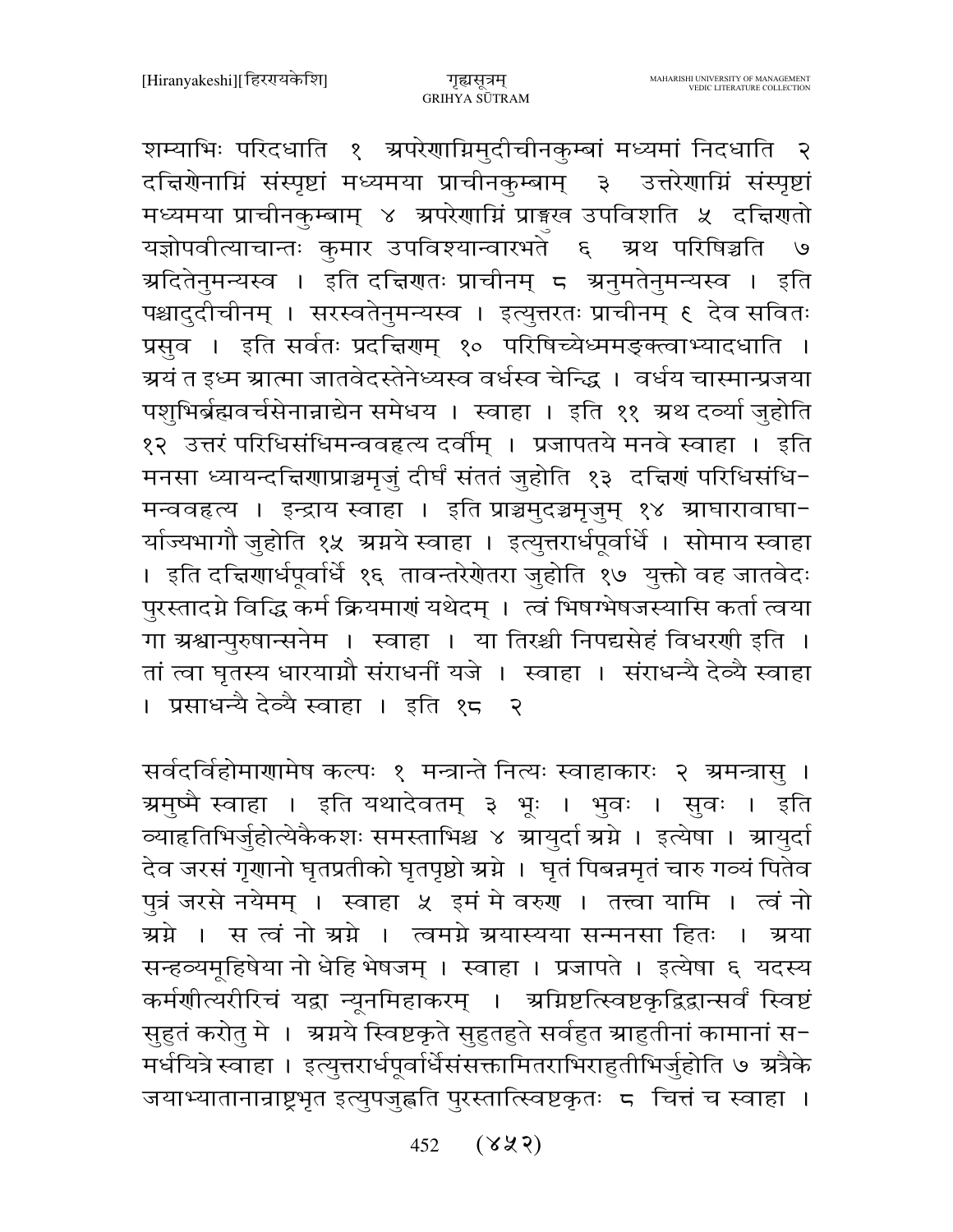शम्याभिः परिदधाति १ अपरेणाग्निमुदीचीनकुम्बां मध्यमां निदधाति २ दक्षिणेनाग्निं संस्पृष्टां मध्यमया प्राचीनकुम्बाम् ३ उत्तरेणाग्निं संस्पृष्टां मध्यमया प्राचीनकुम्बाम् ४ अपरेणाग्निं प्राङ्मुख उपविशति ५ दक्षिणतो यज्ञोपवीत्याचान्तः कुमार उपविश्यान्वारभते ६ अथ परिषिञ्चति ७ अदितेनुमन्यस्व । इति दक्षिणतः प्राचीनम् ८ अनुमतेनुमन्यस्व । इति पश्चादुदीचीनम् । सरस्वतेनुमन्यस्व । इत्युत्तरतः प्राचीनम् ९ देव सवितः प्रसुव । इति सर्वतः प्रदक्षिणम् १० परिषिच्येध्ममङ्क्त्वाभ्यादधाति । अयं त इध्म आत्मा जातवेदस्तेनेध्यस्व वर्धस्व चेन्द्धि । वर्धय चास्मान्प्रजया पशुभिर्ब्रह्मवर्चसेनान्नाद्येन समेधय । स्वाहा । इति ११ अथ दर्व्या जुहोति १२ उत्तरं परिधिसंधिमन्ववहृत्य दर्वीम् । प्रजापतये मनवे स्वाहा । इति मनसा ध्यायन्दक्षिणाप्राञ्चमृजुं दीर्घं संततं जुहोति १३ दक्षिणं परिधिसंधि-मन्ववहृत्य । इन्द्राय स्वाहा । इति प्राञ्चमुदञ्चमृजुम् १४ आघारावाघा-र्याज्यभागौ जुहोति १५ अग्नये स्वाहा । इत्युत्तरार्धपूर्वार्धे । सोमाय स्वाहा । इति दक्षिणार्धपूर्वार्धे १६ तावन्तरेणेतरा जुहोति १७ युक्तो वह जातवेदः पुरस्तादग्ने विद्धि कर्म क्रियमाणं यथेदम् । त्वं भिषग्भेषजस्यासि कर्ता त्वया गा अश्वान्पुरुषान्सनेम । स्वाहा । या तिरश्ची निपद्यसेहं विधरणी इति । तां त्वा घृतस्य धारयाग्नौ संराधनीं यजे । स्वाहा । संराधन्यै देव्यै स्वाहा । प्रसाधन्यै देव्यै स्वाहा । इति १८ २

सर्वदर्विहोमाणामेष कल्पः १ मन्त्रान्ते नित्यः स्वाहाकारः २ अमन्त्रासु । अमुष्मै स्वाहा । इति यथादेवतम् ३ भूः । भुवः । सुवः । इति व्याहृतिभिर्जुहोत्येकैकशः समस्ताभिश्च ४ आयुर्दा अग्ने । इत्येषा । आयुर्दा देव जरसं गृणानो घृतप्रतीको घृतपृष्ठो अग्ने । घृतं पिबन्नमृतं चारु गव्यं पितेव पुत्रं जरसे नयेमम् । स्वाहा ५ इमं मे वरुण । तत्त्वा यामि । त्वं नो अग्ने । स त्वं नो अग्ने । त्वमग्ने अयास्यया सन्मनसा हितः । अया सन्हव्यमूहिषेया नो धेहि भेषजम् । स्वाहा । प्रजापते । इत्येषा ६ यदस्य कर्मणीत्यरीरिचं यद्वा न्यूनमिहाकरम् । अग्निष्टत्स्विष्टकृद्विद्वान्सर्वं स्विष्टं सुहुतं करोतु मे । अग्नये स्विष्टकृते सुहुतहुते सर्वहुत आहुतीनां कामानां स-मर्धयित्रे स्वाहा । इत्युत्तरार्धपूर्वार्धेसंसक्तामितराभिराहुतीभिर्जुहोति ७ अत्रैके जयाभ्यातानान्राष्ट्रभृत इत्युपजुह्वति पुरस्तात्स्विष्टकृतः ८ चित्तं च स्वाहा ।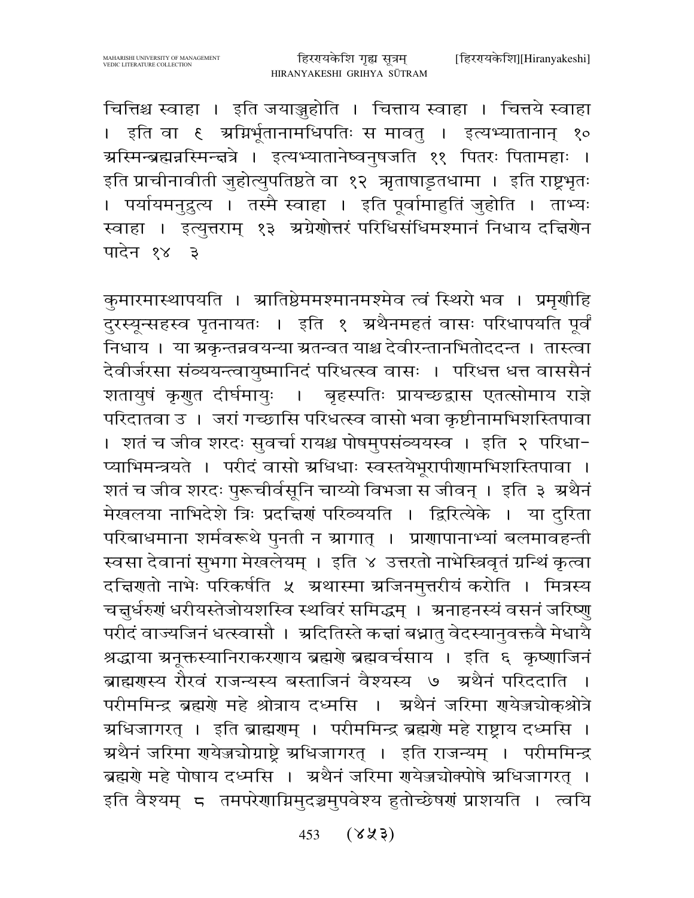चित्तिश्च स्वाहा । इति जयाञ्जुहोति । चित्ताय स्वाहा । चित्तये स्वाहा । इति वा ९ अग्निर्भूतानामधिपतिः स मावतु । इत्यभ्यातानान् १० अस्मिन्ब्रह्मन्नस्मिन्क्षत्रे । इत्यभ्यातानेष्वनुषजति ११ पितरः पितामहाः । इति प्राचीनावीती जुहोत्युपतिष्ठते वा १२ ऋताषाडृतधामा । इति राष्ट्रभृतः । पर्यायमनुद्रुत्य । तस्मै स्वाहा । इति पूर्वामाहुतिं जुहोति । ताभ्यः स्वाहा । इत्युत्तराम् १३ अग्रेणोत्तरं परिधिसंधिमश्मानं निधाय दक्षिणेन पादेन १४ ३

कुमारमास्थापयति । आतिष्ठेममश्मानमश्मेव त्वं स्थिरो भव । प्रमृणीहि दुरस्यून्सहस्व पृतनायतः । इति १ अथैनमहतं वासः परिधापयति पूर्वं निधाय । या अकृन्तन्नवयन्या अतन्वत याश्च देवीरन्तानभितोददन्त । तास्त्वा देवीर्जरसा संव्ययन्त्वायुष्मानिदं परिधत्स्व वासः । परिधत्त धत्त वाससैनं शतायुषं कृणुत दीर्घमायुः । बृहस्पतिः प्रायच्छद्वास एतत्सोमाय राज्ञे परिदातवा उ । जरां गच्छासि परिधत्स्व वासो भवा कृष्टीनामभिशस्तिपावा । शतं च जीव शरदः सुवर्चा रायश्च पोषमुपसंव्ययस्व । इति २ परिधाप्याभिमन्त्रयते । परीदं वासो अधिधाः स्वस्तयेभूरापीणामभिशस्तिपावा । शतं च जीव शरदः पुरूचीर्वसूनि चार्य्यो विभजा स जीवन् । इति ३ अथैनं मेखलया नाभिदेशे त्रिः प्रदक्षिणं परिव्ययति । द्विरित्येके । या दुरिता परिबाधमाना शर्मवरूथे पुनती न आगात् । प्राणापानाभ्यां बलमावहन्ती स्वसा देवानां सुभगा मेखलेयम् । इति ४ उत्तरतो नाभेस्त्रिवृतं ग्रन्थिं कृत्वा दक्षिणतो नाभेः परिकर्षति ५ अथास्मा अजिनमुत्तरीयं करोति । मित्रस्य चक्षुर्धरुणं धरीयस्तेजोयशस्वि स्थविरं समिद्धम् । अनाहनस्यं वसनं जरिष्णु परीदं वाज्यजिनं धत्स्वासौ । अदितिस्ते कक्षां बध्नातु वेदस्यानुवक्तवै मेधायै श्रद्धाया अनूक्तस्यानिराकरणाय ब्रह्मणे ब्रह्मवर्चसाय । इति ६ कृष्णाजिनं ब्राह्मणस्य रौरवं राजन्यस्य बस्ताजिनं वैश्यस्य ७ अथैनं परिददाति । परीममिन्द्र ब्रह्मणे महे श्रोत्राय दध्मसि । अथैनं जरिमा णयेज्ज्योक्श्रोत्रे अधिजागरत् । इति ब्राह्मणम् । परीममिन्द्र ब्रह्मणे महे राष्ट्राय दध्मसि । अथैनं जरिमा णयेज्ज्योग्राष्ट्रे अधिजागरत् । इति राजन्यम् । परीममिन्द्र ब्रह्मणे महे पोषाय दध्मसि । अथैनं जरिमा णयेज्ज्योक्पोषे अधिजागरत् । इति वैश्यम् ८ तमपरेणाग्निमुदञ्चमुपवेश्य हुतोच्छेषणं प्राशयति । त्वयि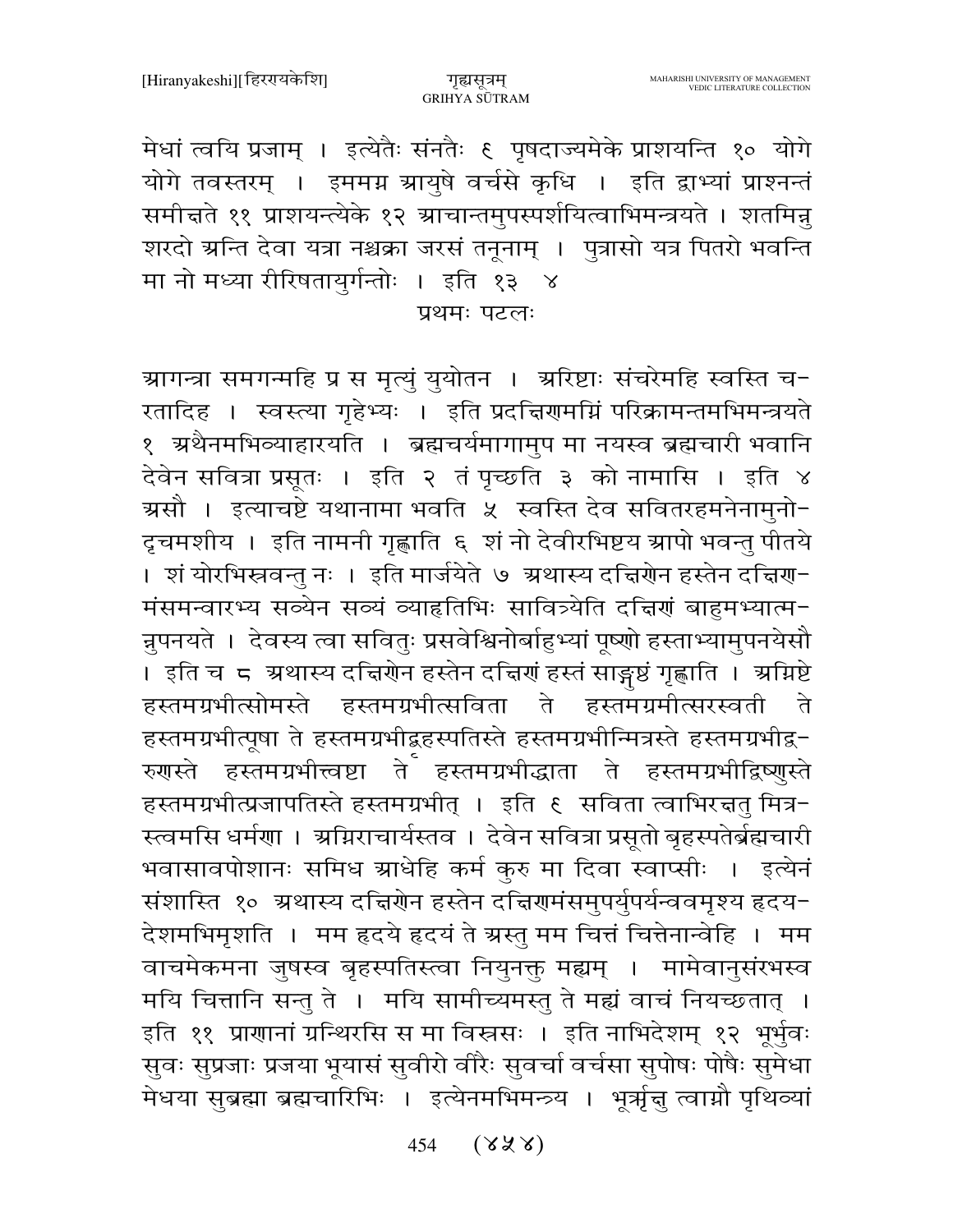मेधां त्वयि प्रजाम् । इत्येतैः संनतैः ९ पृषदाज्यमेके प्राशयन्ति १० योगे योगे तवस्तरम् । इममग्न आयुषे वर्चसे कृधि । इति द्वाभ्यां प्राश्नन्तं समीक्षते ११ प्राशयन्त्येके १२ आचान्तमुपस्पर्शयित्वाभिमन्त्रयते । शतमिन्नु शरदो अन्ति देवा यत्रा नश्चक्रा जरसं तनूनाम् । पुत्रासो यत्र पितरो भवन्ति मा नो मध्या रीरिषतायुर्गन्तोः । इति १३ ४

प्रथमः पटलः

आगन्त्रा समगन्महि प्र स मृत्युं युयोतन । अरिष्टाः संचरेमहि स्वस्ति चरतादिह । स्वस्त्या गृहेभ्यः । इति प्रदक्षिणमग्निं परिक्रामन्तमभिमन्त्रयते १ अथैनमभिव्याहारयति । ब्रह्मचर्यमागामुप मा नयस्व ब्रह्मचारी भवानि देवेन सवित्रा प्रसूतः । इति २ तं पृच्छति ३ को नामासि । इति ४ असौ । इत्याचष्टे यथानामा भवति ५ स्वस्ति देव सवितरहमनेनामुनोदृचमशीय । इति नामनी गृह्णाति ६ शं नो देवीरभिष्टय आपो भवन्तु पीतये । शं योरभिस्रवन्तु नः । इति मार्जयेते ७ अथास्य दक्षिणेन हस्तेन दक्षिणमंसमन्वारभ्य सव्येन सव्यं व्याहृतिभिः सावित्र्येति दक्षिणं बाहुमभ्यात्मन्नुपनयते । देवस्य त्वा सवितुः प्रसवेश्विनोर्बाहुभ्यां पूष्णो हस्ताभ्यामुपनयेसौ । इति च ८ अथास्य दक्षिणेन हस्तेन दक्षिणं हस्तं साङ्गुष्ठं गृह्णाति । अग्निष्टे हस्तमग्रभीत्सोमस्ते हस्तमग्रभीत्सविता ते हस्तमग्रमीत्सरस्वती ते हस्तमग्रभीत्पूषा ते हस्तमग्रभीद्बृहस्पतिस्ते हस्तमग्रभीन्मित्रस्ते हस्तमग्रभीद्वरुणस्ते हस्तमग्रभीत्त्वष्टा ते हस्तमग्रभीद्धाता ते हस्तमग्रभीद्विष्णुस्ते हस्तमग्रभीत्प्रजापतिस्ते हस्तमग्रभीत् । इति ९ सविता त्वाभिरक्षतु मित्रस्त्वमसि धर्मणा । अग्निराचार्यस्तव । देवेन सवित्रा प्रसूतो बृहस्पतेर्ब्रह्मचारी भवासावपोशानः समिध आधेहि कर्म कुरु मा दिवा स्वाप्सीः । इत्येनं संशास्ति १० अथास्य दक्षिणेन हस्तेन दक्षिणमंसमुपर्युपर्यन्ववमृश्य हृदयदेशमभिमृशति । मम हृदये हृदयं ते अस्तु मम चित्तं चित्तेनान्वेहि । मम वाचमेकमना जुषस्व बृहस्पतिस्त्वा नियुनक्तु मह्यम् । मामेवानुसंरभस्व मयि चित्तानि सन्तु ते । मयि सामीच्यमस्तु ते मह्यं वाचं नियच्छतात् । इति ११ प्राणानां ग्रन्थिरसि स मा विस्रसः । इति नाभिदेशम् १२ भूर्भुवः सुवः सुप्रजाः प्रजया भूयासं सुवीरो वीरैः सुवर्चा वर्चसा सुपोषः पोषैः सुमेधा मेधया सुब्रह्मा ब्रह्मचारिभिः । इत्येनमभिमन्त्र्य । भूर्ऋक्षु त्वाग्नौ पृथिव्यां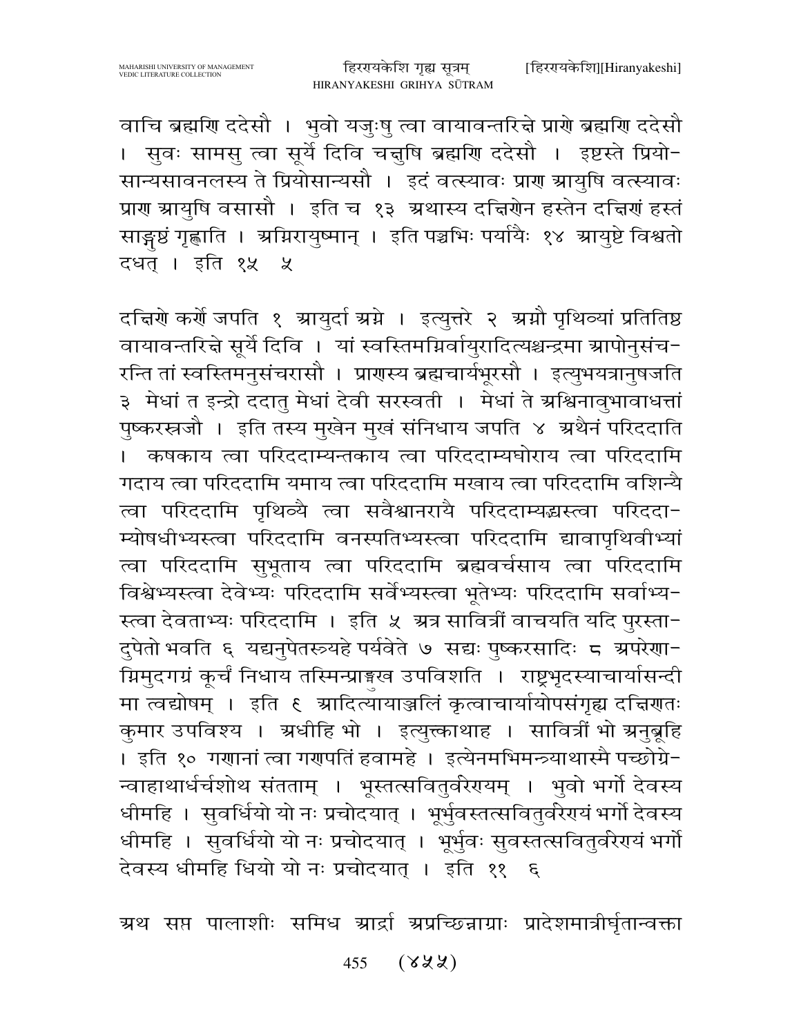वाचि ब्रह्मणि ददेसौ । भुवो यजुःषु त्वा वायावन्तरिक्षे प्राणे ब्रह्मणि ददेसौ । सुवः सामसु त्वा सूर्ये दिवि चक्षुषि ब्रह्मणि ददेसौ । इष्टस्ते प्रियो-सान्यसावनलस्य ते प्रियोसान्यसौ । इदं वत्स्यावः प्राण आयुषि वत्स्यावः प्राण आयुषि वसासौ । इति च १३ अथास्य दक्षिणेन हस्तेन दक्षिणं हस्तं साङ्गुष्ठं गृह्णाति । अग्निरायुष्मान् । इति पञ्चभिः पर्यायैः १४ आयुष्टे विश्वतो दधत् । इति १५ ५

दक्षिणे कर्णे जपति १ आयुर्दा अग्ने । इत्युत्तरे २ अग्नौ पृथिव्यां प्रतितिष्ठ वायावन्तरिक्षे सूर्ये दिवि । यां स्वस्तिमग्निर्वायुरादित्यश्चन्द्रमा आपोनुसंच-रन्ति तां स्वस्तिमनुसंचरासौ । प्राणस्य ब्रह्मचार्यभूरसौ । इत्युभयत्रानुषजति ३ मेधां त इन्द्रो ददातु मेधां देवी सरस्वती । मेधां ते अश्विनावुभावाधत्तां पुष्करस्रजौ । इति तस्य मुखेन मुखं संनिधाय जपति ४ अथैनं परिददाति । कषकाय त्वा परिददाम्यन्तकाय त्वा परिददाम्यघोराय त्वा परिददामि गदाय त्वा परिददामि यमाय त्वा परिददामि मखाय त्वा परिददामि वशिन्यै त्वा परिददामि पृथिव्यै त्वा सवैश्वानरायै परिददाम्यद्भ्यस्त्वा परिददा-म्योषधीभ्यस्त्वा परिददामि वनस्पतिभ्यस्त्वा परिददामि द्यावापृथिवीभ्यां त्वा परिददामि सुभूताय त्वा परिददामि ब्रह्मवर्चसाय त्वा परिददामि विश्वेभ्यस्त्वा देवेभ्यः परिददामि सर्वेभ्यस्त्वा भूतेभ्यः परिददामि सर्वाभ्य-स्त्वा देवताभ्यः परिददामि । इति ५ अत्र सावित्रीं वाचयति यदि पुरस्ता-दुपेतो भवति ६ यद्यनुपेतस्त्र्यहे पर्यवेते ७ सद्यः पुष्करसादिः ८ अपरेणा-ग्निमुदगग्रं कूर्चं निधाय तस्मिन्प्राङ्मुख उपविशति । राष्ट्रभृदस्याचार्यासन्दी मा त्वद्योषम् । इति ९ आदित्यायाञ्जलिं कृत्वाचार्यायोपसंगृह्य दक्षिणतः कुमार उपविश्य । अधीहि भो । इत्युक्त्वाथाह । सावित्रीं भो अनुब्रूहि । इति १० गणानां त्वा गणपतिं हवामहे । इत्येनमभिमन्त्र्याथास्मै पच्छोग्रे-न्वाहाथार्धर्चशोथ संतताम् । भूस्तत्सवितुर्वरेण्यम् । भुवो भर्गो देवस्य धीमहि । सुवर्धियो यो नः प्रचोदयात् । भूर्भुवस्तत्सवितुर्वरेण्यं भर्गो देवस्य धीमहि । सुवर्धियो यो नः प्रचोदयात् । भूर्भुवः सुवस्तत्सवितुर्वरेण्यं भर्गो देवस्य धीमहि धियो यो नः प्रचोदयात् । इति ११ ६

अथ सप्त पालाशीः समिध आर्द्रा अप्रच्छिन्नाग्राः प्रादेशमात्रीर्घृतान्वक्ता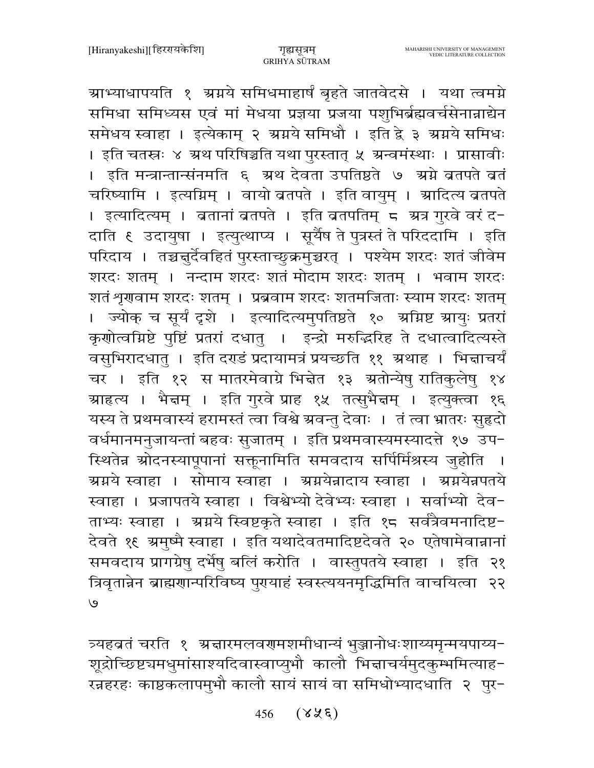आभ्याधापयति १ अग्नये समिधमाहार्षं बृहते जातवेदसे । यथा त्वमग्ने समिधा समिध्यस एवं मां मेधया प्रज्ञया प्रजया पशुभिर्ब्रह्मवर्चसेनान्नाद्येन समेधय स्वाहा । इत्येकाम् २ अग्नये समिधौ । इति द्वे ३ अग्नये समिधः । इति चतस्रः ४ अथ परिषिञ्चति यथा पुरस्तात् ५ अन्वमंस्थाः । प्रासावीः । इति मन्त्रान्तान्संनमति ६ अथ देवता उपतिष्ठते ७ अग्ने व्रतपते व्रतं चरिष्यामि । इत्यग्निम् । वायो व्रतपते । इति वायुम् । आदित्य व्रतपते । इत्यादित्यम् । व्रतानां व्रतपते । इति व्रतपतिम् ८ अत्र गुरवे वरं ददाति ९ उदायुषा । इत्युत्थाप्य । सूर्यैष ते पुत्रस्तं ते परिददामि । इति परिदाय । तच्चक्षुर्देवहितं पुरस्ताच्छुक्रमुच्चरत् । पश्येम शरदः शतं जीवेम शरदः शतम् । नन्दाम शरदः शतं मोदाम शरदः शतम् । भवाम शरदः शतं शृणवाम शरदः शतम् । प्रब्रवाम शरदः शतमजिताः स्याम शरदः शतम् । ज्योक् च सूर्यं दृशे । इत्यादित्यमुपतिष्ठते १० अग्निष्ट आयुः प्रतरां कृणोत्वग्निष्टे पुष्टिं प्रतरां दधातु । इन्द्रो मरुद्भिरिह ते दधात्वादित्यस्ते वसुभिरादधातु । इति दण्डं प्रदायामत्रं प्रयच्छति ११ अथाह । भिक्षाचर्यं चर । इति १२ स मातरमेवाग्रे भिक्षेत १३ अतोन्येषु रातिकुलेषु १४ आहृत्य । भैक्षम् । इति गुरवे प्राह १५ तत्सुभैक्षम् । इत्युक्त्वा १६ यस्य ते प्रथमवास्यं हरामस्तं त्वा विश्वे अवन्तु देवाः । तं त्वा भ्रातरः सुहृदो वर्धमानमनुजायन्तां बहवः सुजातम् । इति प्रथमवास्यमस्यादत्ते १७ उपस्थितेन्न ओदनस्यापूपानां सक्तूनामिति समवदाय सर्पिर्मिश्रस्य जुहोति । अग्नये स्वाहा । सोमाय स्वाहा । अग्नयेन्नादाय स्वाहा । अग्नयेन्नपतये स्वाहा । प्रजापतये स्वाहा । विश्वेभ्यो देवेभ्यः स्वाहा । सर्वाभ्यो देवताभ्यः स्वाहा । अग्नये स्विष्टकृते स्वाहा । इति १८ सर्वत्रैवमनादिष्टदेवते १९ अमुष्मै स्वाहा । इति यथादेवतमादिष्टदेवते २० एतेषामेवान्नानां समवदाय प्रागग्रेषु दर्भेषु बलिं करोति । वास्तुपतये स्वाहा । इति २१ त्रिवृतान्नेन ब्राह्मणान्परिविष्य पुण्याहं स्वस्त्ययनमृद्धिमिति वाचयित्वा २२ ७

त्र्यहव्रतं चरति १ अक्षारमलवणमशमीधान्यं भुञ्जानोधःशाय्यमृन्मयपाय्यशूद्रोच्छिष्टचमधुमांसाश्यदिवास्वाप्युभौ कालौ भिक्षाचर्यमुदकुम्भमित्याहरन्नहरहः काष्ठकलापमुभौ कालौ सायं सायं वा समिधोभ्यादधाति २ पुर-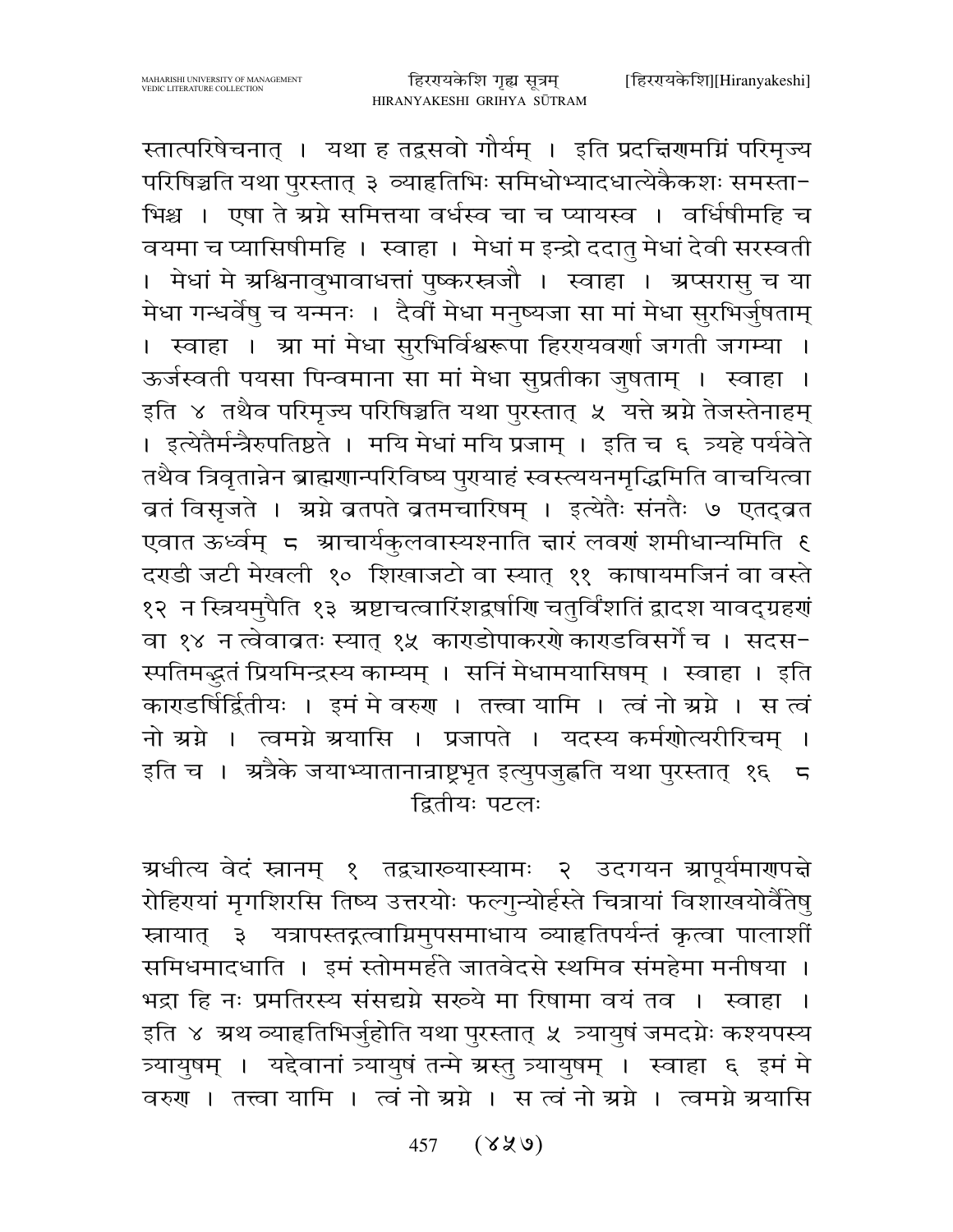स्तात्परिषेचनात् । यथा ह तद्वसवो गौर्यम् । इति प्रदक्षिणमग्निं परिमृज्य परिषिञ्चति यथा पुरस्तात् ३ व्याहृतिभिः समिधोभ्यादधात्येकैकशः समस्ता-भिश्च । एषा ते अग्ने समित्तया वर्धस्व चा च प्यायस्व । वर्धिषीमहि च वयमा च प्यासिषीमहि । स्वाहा । मेधां म इन्द्रो ददातु मेधां देवी सरस्वती । मेधां मे अश्विनावुभावाधत्तां पुष्करस्रजौ । स्वाहा । अप्सरासु च या मेधा गन्धर्वेषु च यन्मनः । दैवीं मेधा मनुष्यजा सा मां मेधा सुरभिर्जुषताम् । स्वाहा । आ मां मेधा सुरभिर्विश्वरूपा हिरण्यवर्णा जगती जगम्या । ऊर्जस्वती पयसा पिन्वमाना सा मां मेधा सुप्रतीका जुषताम् । स्वाहा । इति ४ तथैव परिमृज्य परिषिञ्चति यथा पुरस्तात् ५ यत्ते अग्ने तेजस्तेनाहम् । इत्येतैर्मन्त्रैरुपतिष्ठते । मयि मेधां मयि प्रजाम् । इति च ६ त्र्यहे पर्यवेते तथैव त्रिवृतान्नेन ब्राह्मणान्परिविष्य पुण्याहं स्वस्त्ययनमृद्धिमिति वाचयित्वा व्रतं विसृजते । अग्ने व्रतपते व्रतमचारिषम् । इत्येतैः संनतैः ७ एतद्व्रत एवात ऊर्ध्वम् ८ आचार्यकुलवास्यश्नाति क्षारं लवणं शमीधान्यमिति ९ दण्डी जटी मेखली १० शिखाजटो वा स्यात् ११ काषायमजिनं वा वस्ते १२ न स्त्रियमुपैति १३ अष्टाचत्वारिंशद्वर्षाणि चतुर्विंशतिं द्वादश यावद्ग्रहणं वा १४ न त्वेवाव्रतः स्यात् १५ काण्डोपाकरणे काण्डविसर्गे च । सदस-स्पतिमद्भुतं प्रियमिन्द्रस्य काम्यम् । सनिं मेधामयासिषम् । स्वाहा । इति काण्डर्षिर्द्वितीयः । इमं मे वरुण । तत्त्वा यामि । त्वं नो अग्ने । स त्वं नो अग्ने । त्वमग्ने अयासि । प्रजापते । यदस्य कर्मणोत्यरीरिचम् । इति च । अत्रैके जयाभ्यातानान्राष्ट्रभृत इत्युपजुह्वति यथा पुरस्तात् १६ ८

द्वितीयः पटलः

अधीत्य वेदं स्नानम् १ तद्व्याख्यास्यामः २ उदगयन आपूर्यमाणपक्षे रोहिण्यां मृगशिरसि तिष्य उत्तरयोः फल्गुन्योर्हस्ते चित्रायां विशाखयोर्वैतेषु स्नायात् ३ यत्रापस्तद्गत्वाग्निमुपसमाधाय व्याहृतिपर्यन्तं कृत्वा पालाशीं समिधमादधाति । इमं स्तोममर्हते जातवेदसे रथमिव संमहेमा मनीषया । भद्रा हि नः प्रमतिरस्य संसद्यग्ने सख्ये मा रिषामा वयं तव । स्वाहा । इति ४ अथ व्याहृतिभिर्जुहोति यथा पुरस्तात् ५ त्र्यायुषं जमदग्नेः कश्यपस्य त्र्यायुषम् । यद्देवानां त्र्यायुषं तन्मे अस्तु त्र्यायुषम् । स्वाहा ६ इमं मे वरुण । तत्त्वा यामि । त्वं नो अग्ने । स त्वं नो अग्ने । त्वमग्ने अयासि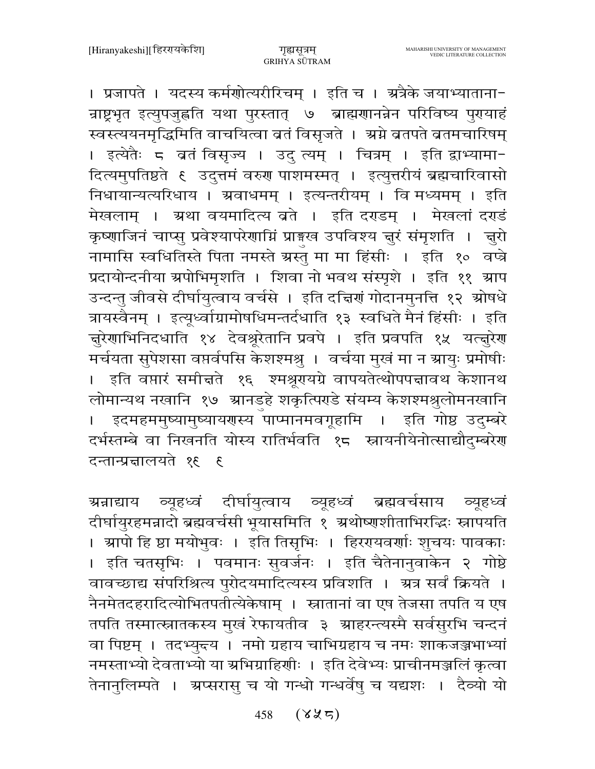। प्रजापते । यदस्य कर्मणोत्यरीरिचम् । इति च । अत्रैके जयाभ्याताना-न्राष्ट्रभृत इत्युपजुह्वति यथा पुरस्तात् ७ ब्राह्मणानन्नेन परिविष्य पुण्याहं स्वस्त्ययनमृद्धिमिति वाचयित्वा व्रतं विसृजते । अग्ने व्रतपते व्रतमचारिषम् । इत्येतैः ८ व्रतं विसृज्य । उदु त्यम् । चित्रम् । इति द्वाभ्यामा-दित्यमुपतिष्ठते ९ उदुत्तमं वरुण पाशमस्मत् । इत्युत्तरीयं ब्रह्मचारिवासो निधायान्यत्परिधाय । अवाधमम् । इत्यन्तरीयम् । वि मध्यमम् । इति मेखलाम् । अथा वयमादित्य व्रते । इति दण्डम् । मेखलां दण्डं कृष्णाजिनं चाप्सु प्रवेश्यापरेणाग्निं प्राङ्मुख उपविश्य क्षुरं संमृशति । क्षुरो नामासि स्वधितिस्ते पिता नमस्ते अस्तु मा मा हिंसीः । इति १० वप्त्रे प्रदायोन्दनीया अपोभिमृशति । शिवा नो भवथ संस्पृशे । इति ११ आप उन्दन्तु जीवसे दीर्घायुत्वाय वर्चसे । इति दक्षिणं गोदानमुनत्ति १२ ओषधे त्रायस्वैनम् । इत्यूर्ध्वाग्रामोषधिमन्तर्दधाति १३ स्वधिते मैनं हिंसीः । इति क्षुरेणाभिनिदधाति १४ देवश्रूरेतानि प्रवपे । इति प्रवपति १५ यत्क्षुरेण मर्चयता सुपेशसा वप्तर्वपसि केशश्मश्रु । वर्चया मुखं मा न आयुः प्रमोषीः । इति वप्तारं समीक्षते १६ श्मश्रूण्यग्रे वापयतेत्थोपपक्षावथ केशानथ लोमान्यथ नखानि १७ आनडुहे शकृत्पिण्डे संयम्य केशश्मश्रुलोमनखानि । इदमहममुष्यामुष्यायणस्य पाप्मानमवगूहामि । इति गोष्ठ उदुम्बरे दर्भस्तम्बे वा निखनति योस्य रातिर्भवति १८ स्नायनीयेनोत्साद्यौदुम्बरेण दन्तान्प्रक्षालयते १९ ९

अन्नाद्याय व्यूहध्वं दीर्घायुत्वाय व्यूहध्वं ब्रह्मवर्चसाय व्यूहध्वं दीर्घायुरहमन्नादो ब्रह्मवर्चसी भूयासमिति १ अथोष्णशीताभिरद्भिः स्नापयति । आपो हि ष्ठा मयोभुवः । इति तिसृभिः । हिरण्यवर्णाः शुचयः पावकाः । इति चतसृभिः । पवमानः सुवर्जनः । इति चैतेनानुवाकेन २ गोष्ठे वावच्छाद्य संपरिश्रित्य पुरोदयमादित्यस्य प्रविशति । अत्र सर्वं क्रियते । नैनमेतदहरादित्योभितपतीत्येकेषाम् । स्नातानां वा एष तेजसा तपति य एष तपति तस्मात्स्नातकस्य मुखं रेफायतीव ३ आहरन्त्यस्मै सर्वसुरभि चन्दनं वा पिष्टम् । तदभ्युक्ष्य । नमो ग्रहाय चाभिग्रहाय च नमः शाकजञ्जभाभ्यां नमस्ताभ्यो देवताभ्यो या अभिग्राहिणीः । इति देवेभ्यः प्राचीनमञ्जलिं कृत्वा तेनानुलिम्पते । अप्सरासु च यो गन्धो गन्धर्वेषु च यद्यशः । दैव्यो यो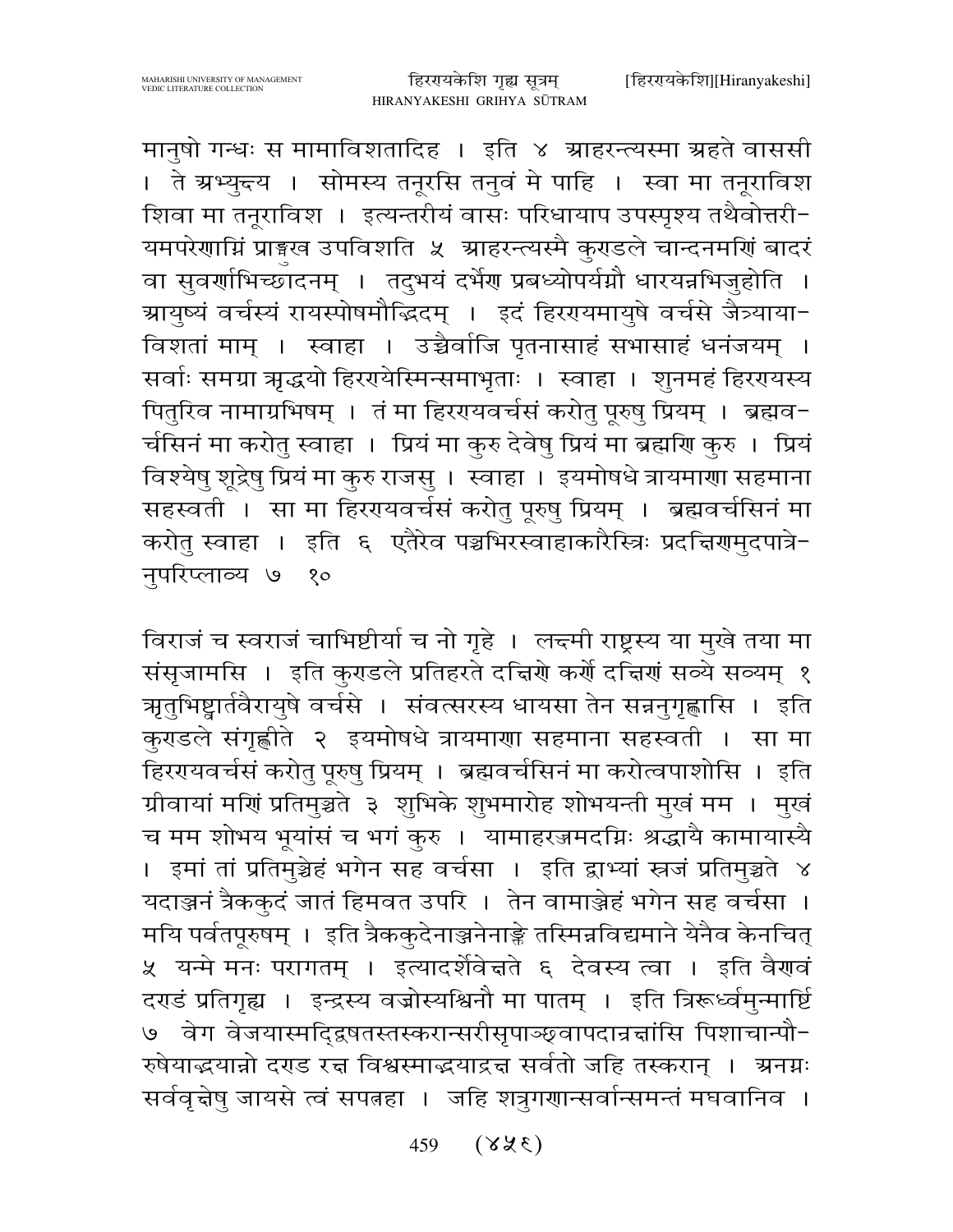मानुषो गन्धः स मामाविशतादिह । इति ४ आहरन्त्यस्मा अहते वाससी । ते अभ्युन्द्य । सोमस्य तनूरसि तनुवं मे पाहि । स्वा मा तनूराविश शिवा मा तनूराविश । इत्यन्तरीयं वासः परिधायाप उपस्पृश्य तथैवोत्तरीयमपरेणाग्निं प्राङ्मुख उपविशति ५ आहरन्त्यस्मै कुण्डले चान्दनमणिं बादरं वा सुवर्णाभिच्छादनम् । तदुभयं दर्भेण प्रबध्योपर्यग्नौ धारयन्नभिजुहोति । आयुष्यं वर्चस्यं रायस्पोषमौद्भिदम् । इदं हिरण्यमायुषे वर्चसे जैत्र्यायाविशतां माम् । स्वाहा । उच्चैर्वाजि पृतनासाहं सभासाहं धनंजयम् । सर्वाः समग्रा ऋद्धयो हिरण्येस्मिन्समाभृताः । स्वाहा । शुनमहं हिरण्यस्य पितुरिव नामाग्रभिषम् । तं मा हिरण्यवर्चसं करोतु पूरुषु प्रियम् । ब्रह्मवर्चसिनं मा करोतु स्वाहा । प्रियं मा कुरु देवेषु प्रियं मा ब्रह्मणि कुरु । प्रियं विश्येषु शूद्रेषु प्रियं मा कुरु राजसु । स्वाहा । इयमोषधे त्रायमाणा सहमाना सहस्वती । सा मा हिरण्यवर्चसं करोतु पूरुषु प्रियम् । ब्रह्मवर्चसिनं मा करोतु स्वाहा । इति ६ एतैरेव पञ्चभिरस्वाहाकारैस्त्रिः प्रदक्षिणमुदपात्रेनुपरिप्लाव्य ७ १०

विराजं च स्वराजं चाभिष्टीर्या च नो गृहे । लक्ष्मी राष्ट्रस्य या मुखे तया मा संसृजामसि । इति कुण्डले प्रतिहरते दक्षिणे कर्णे दक्षिणं सव्ये सव्यम् १ ऋतुभिष्ट्वार्तवैरायुषे वर्चसे । संवत्सरस्य धायसा तेन सन्ननुगृह्णासि । इति कुण्डले संगृह्णीते २ इयमोषधे त्रायमाणा सहमाना सहस्वती । सा मा हिरण्यवर्चसं करोतु पूरुषु प्रियम् । ब्रह्मवर्चसिनं मा करोत्वपाशोसि । इति ग्रीवायां मणिं प्रतिमुञ्चते ३ शुभिके शुभमारोह शोभयन्ती मुखं मम । मुखं च मम शोभय भूयांसं च भगं कुरु । यामाहरज्जमदग्निः श्रद्धायै कामायास्यै । इमां तां प्रतिमुञ्चेहं भगेन सह वर्चसा । इति द्वाभ्यां स्रजं प्रतिमुञ्चते ४ यदाञ्जनं त्रैककुदं जातं हिमवत उपरि । तेन वामाञ्जेहं भगेन सह वर्चसा । मयि पर्वतपूरुषम् । इति त्रैककुदेनाञ्जनेनाङ्क्ते तस्मिन्नविद्यमाने येनैव केनचित् ५ यन्मे मनः परागतम् । इत्यादर्शेवेक्षते ६ देवस्य त्वा । इति वैणवं दण्डं प्रतिगृह्य । इन्द्रस्य वज्रोस्यश्विनौ मा पातम् । इति त्रिरूर्ध्वमुन्मार्ष्टि ७ वेग वेजयास्मद्द्विषतस्तस्करान्सरीसृपाञ्छ्वापदान्रक्षांसि पिशाचान्पौरुषेयाद्भयान्नो दण्ड रक्ष विश्वस्माद्भयाद्रक्ष सर्वतो जहि तस्करान् । अनग्नः सर्ववृक्षेषु जायसे त्वं सपत्नहा । जहि शत्रुगणान्सर्वान्समन्तं मघवानिव ।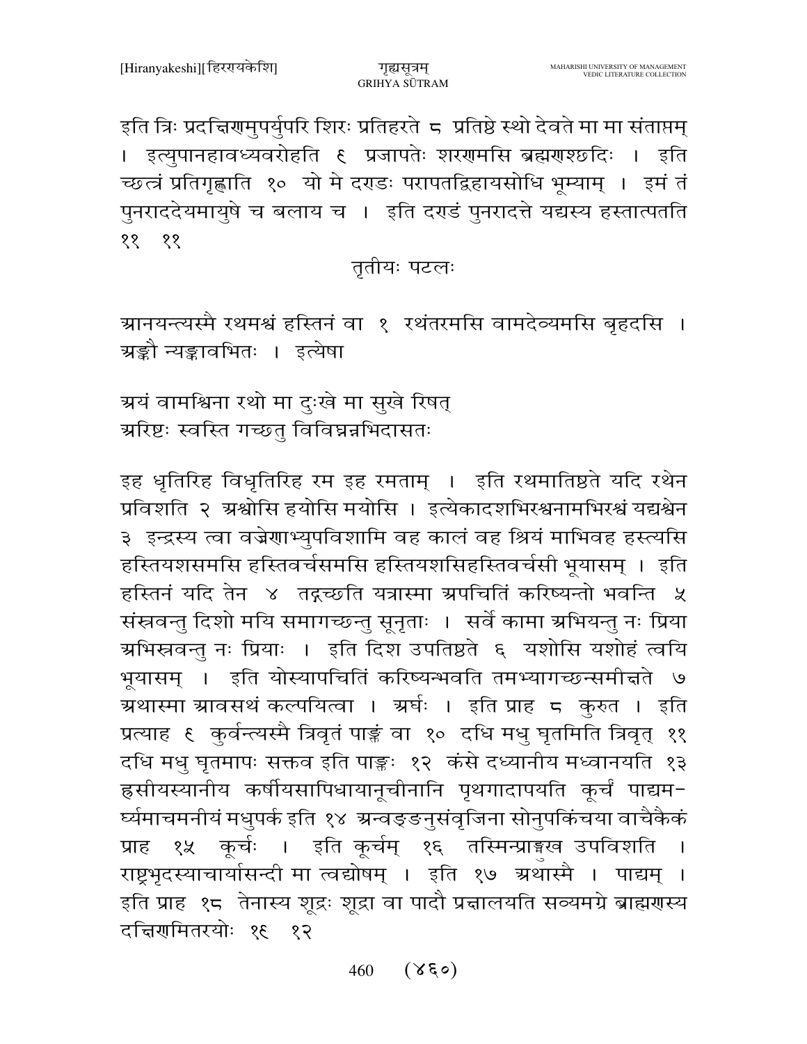इति त्रिः प्रदक्षिणमुपर्युपरि शिरः प्रतिहरते ८ प्रतिष्ठे स्थो देवते मा मा संताप्तम् । इत्युपानहावध्यवरोहति ९ प्रजापतेः शरणमसि ब्रह्मणश्छदिः । इति च्छत्रं प्रतिगृह्णाति १० यो मे दण्डः परापतद्विहायसोधि भूम्याम् । इमं तं पुनराददेयमायुषे च बलाय च । इति दण्डं पुनरादत्ते यद्यस्य हस्तात्पतति ११ ११

तृतीयः पटलः

आनयन्त्यस्मै रथमश्वं हस्तिनं वा १ रथंतरमसि वामदेव्यमसि बृहदसि । अङ्कौ न्यङ्कावभितः । इत्येषा

अयं वामश्विना रथो मा दुःखे मा सुखे रिषत्
अरिष्टः स्वस्ति गच्छतु विविघ्नन्नभिदासतः

इह धृतिरिह विधृतिरिह रम इह रमताम् । इति रथमातिष्ठते यदि रथेन प्रविशति २ अश्वोसि हयोसि मयोसि । इत्येकादशभिरश्वनामभिरश्वं यद्यश्वेन ३ इन्द्रस्य त्वा वज्रेणाभ्युपविशामि वह कालं वह श्रियं माभिवह हस्त्यसि हस्तियशसमसि हस्तिवर्चसमसि हस्तियशसिहस्तिवर्चसी भूयासम् । इति हस्तिनं यदि तेन ४ तद्गच्छति यत्रास्मा अपचितिं करिष्यन्तो भवन्ति ५ संस्रवन्तु दिशो मयि समागच्छन्तु सूनृताः । सर्वे कामा अभियन्तु नः प्रिया अभिस्रवन्तु नः प्रियाः । इति दिश उपतिष्ठते ६ यशोसि यशोहं त्वयि भूयासम् । इति योस्यापचितिं करिष्यन्भवति तमभ्यागच्छन्समीक्षते ७ अथास्मा आवसथं कल्पयित्वा । अर्घः । इति प्राह ८ कुरुत । इति प्रत्याह ९ कुर्वन्त्यस्मै त्रिवृतं पाङ्क्तं वा १० दधि मधु घृतमिति त्रिवृत् ११ दधि मधु घृतमापः सक्तव इति पाङ्क्तः १२ कंसे दध्यानीय मध्वानयति १३ ह्रसीयस्यानीय कर्षीयसापिधायानूचीनानि पृथगादापयति कूर्चं पाद्यमर्घ्यमाचमनीयं मधुपर्क इति १४ अन्वङ्ङनुसंवृजिना सोनुपकिंचया वाचैकैकं प्राह १५ कूर्चः । इति कूर्चम् १६ तस्मिन्प्राङ्मुख उपविशति । राष्ट्रभृदस्याचार्यासन्दी मा त्वद्योषम् । इति १७ अथास्मै । पाद्यम् । इति प्राह १८ तेनास्य शूद्रः शूद्रा वा पादौ प्रक्षालयति सव्यमग्रे ब्राह्मणस्य दक्षिणमितरयोः १९ १२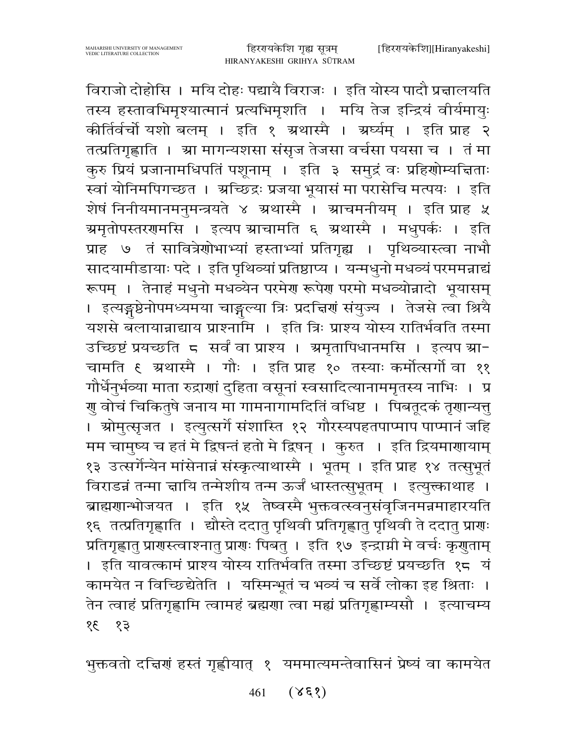विराजो दोहोसि । मयि दोहः पद्यायै विराजः । इति योस्य पादौ प्रक्षालयति तस्य हस्तावभिमृश्यात्मानं प्रत्यभिमृशति । मयि तेज इन्द्रियं वीर्यमायुः कीर्तिर्वर्चो यशो बलम् । इति १ अथास्मै । अर्घ्यम् । इति प्राह २ तत्प्रतिगृह्णाति । आ मागन्यशसा संसृज तेजसा वर्चसा पयसा च । तं मा कुरु प्रियं प्रजानामधिपतिं पशूनाम् । इति ३ समुद्रं वः प्रहिणोम्यक्षिताः स्वां योनिमपिगच्छत । अच्छिद्रः प्रजया भूयासं मा परासेचि मत्पयः । इति शेषं निनीयमानमनुमन्त्रयते ४ अथास्मै । आचमनीयम् । इति प्राह ५ अमृतोपस्तरणमसि । इत्यप आचामति ६ अथास्मै । मधुपर्कः । इति प्राह ७ तं सावित्रेणोभाभ्यां हस्ताभ्यां प्रतिगृह्य । पृथिव्यास्त्वा नाभौ सादयामीडायाः पदे । इति पृथिव्यां प्रतिष्ठाप्य । यन्मधुनो मधव्यं परममन्नाद्यं रूपम् । तेनाहं मधुनो मधव्येन परमेण रूपेण परमो मधव्योन्नादो भूयासम् । इत्यङ्गुष्ठेनोपमध्यमया चाङ्गुल्या त्रिः प्रदक्षिणं संयुज्य । तेजसे त्वा श्रियै यशसे बलायान्नाद्याय प्राश्नामि । इति त्रिः प्राश्य योस्य रातिर्भवति तस्मा उच्छिष्टं प्रयच्छति ८ सर्वं वा प्राश्य । अमृतापिधानमसि । इत्यप आ- चामति ९ अथास्मै । गौः । इति प्राह १० तस्याः कर्मोत्सर्गो वा ११ गौर्धेनुर्भव्या माता रुद्राणां दुहिता वसूनां स्वसादित्यानाममृतस्य नाभिः । प्र णु वोचं चिकितुषे जनाय मा गामनागामदितिं वधिष्ट । पिबतूदकं तृणान्यत्तु । ओमुत्सृजत । इत्युत्सर्गे संशास्ति १२ गौरस्यपहतपाप्माप पाप्मानं जहि मम चामुष्य च हतं मे द्विषन्तं हतो मे द्विषन् । कुरुत । इति द्रियमाणायाम् १३ उत्सर्गेन्येन मांसेनान्नं संस्कृत्याथास्मै । भूतम् । इति प्राह १४ तत्सुभूतं विराडन्नं तन्मा क्षायि तन्मेशीय तन्म ऊर्जं धास्तत्सुभूतम् । इत्युक्त्वाथाह । ब्राह्मणान्भोजयत । इति १५ तेष्वस्मै भुक्तवत्स्वनुसंवृजिनमन्नमाहारयति १६ तत्प्रतिगृह्णाति । द्यौस्ते ददातु पृथिवी प्रतिगृह्णातु पृथिवी ते ददातु प्राणः प्रतिगृह्णातु प्राणस्त्वाश्नातु प्राणः पिबतु । इति १७ इन्द्राग्नी मे वर्चः कृणुताम् । इति यावत्कामं प्राश्य योस्य रातिर्भवति तस्मा उच्छिष्टं प्रयच्छति १८ यं कामयेत न विच्छिद्येतेति । यस्मिन्भूतं च भव्यं च सर्वे लोका इह श्रिताः । तेन त्वाहं प्रतिगृह्णामि त्वामहं ब्रह्मणा त्वा मह्यं प्रतिगृह्णाम्यसौ । इत्याचम्य १९ १३

भुक्तवतो दक्षिणं हस्तं गृह्णीयात् १ यममात्यमन्तेवासिनं प्रेष्यं वा कामयेत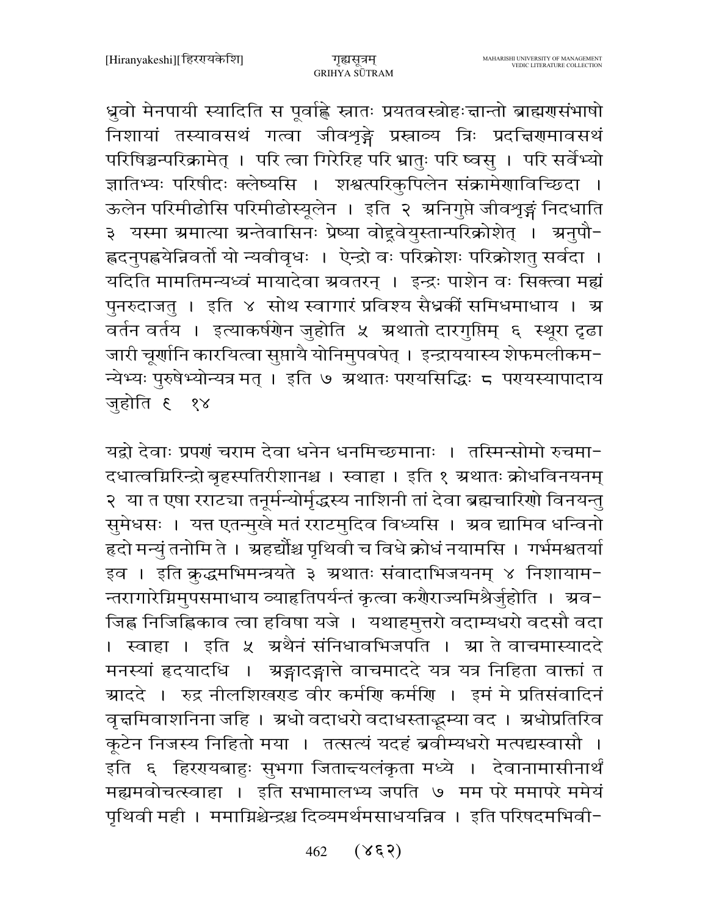ध्रुवो मेनपायी स्यादिति स पूर्वाह्णे स्नातः प्रयतवस्त्रोहःक्षान्तो ब्राह्मणसंभाषो निशायां तस्यावसथं गत्वा जीवशृङ्गे प्रस्राव्य त्रिः प्रदक्षिणमावसथं परिषिञ्चन्परिक्रामेत् । परि त्वा गिरेरिह परि भ्रातुः परि ष्वसु । परि सर्वेभ्यो ज्ञातिभ्यः परिषीदः क्लेष्यसि । शश्वत्परिकुपिलेन संक्रामेणाविच्छिदा । ऊलेन परिमीढोसि परिमीढोस्यूलेन । इति २ अनिगुप्ते जीवशृङ्गं निदधाति ३ यस्मा अमात्या अन्तेवासिनः प्रेष्या वोढ्वेयुस्तान्परिक्रोशेत् । अनुपौ-ह्वदनुपह्वयेन्निवर्तो यो न्यवीवृधः । ऐन्द्रो वः परिक्रोशः परिक्रोशतु सर्वदा । यदिति मामतिमन्यध्वं मायादेवा अवतरन् । इन्द्रः पाशेन वः सिक्त्वा मह्यं पुनरुदाजतु । इति ४ सोथ स्वागारं प्रविश्य सैध्रकीं समिधमाधाय । अ वर्तन वर्तय । इत्याकर्षणेन जुहोति ५ अथातो दारगुप्तिम् ६ स्थूरा दृढा जारी चूर्णानि कारयित्वा सुप्तायै योनिमुपवपेत् । इन्द्राययास्य शेफमलीकम-न्येभ्यः पुरुषेभ्योन्यत्र मत् । इति ७ अथातः पणयसिद्धिः ८ पणयस्यापादाय जुहोति ९ १४

यद्वो देवाः प्रपणं चराम देवा धनेन धनमिच्छमानाः । तस्मिन्सोमो रुचमा-दधात्वग्निरिन्द्रो बृहस्पतिरीशानश्च । स्वाहा । इति १ अथातः क्रोधविनयनम् २ या त एषा रराट्या तनूर्मन्योर्मृद्धस्य नाशिनी तां देवा ब्रह्मचारिणो विनयन्तु सुमेधसः । यत्त एतन्मुखे मतं रराटमुदिव विध्यसि । अव द्यामिव धन्विनो हृदो मन्युं तनोमि ते । अहर्द्यौश्च पृथिवी च विधे क्रोधं नयामसि । गर्भमश्वतर्या इव । इति क्रुद्धमभिमन्त्रयते ३ अथातः संवादाभिजयनम् ४ निशायाम-न्तरागारेग्निमुपसमाधाय व्याहृतिपर्यन्तं कृत्वा कणैराज्यमिश्रैर्जुहोति । अव-जिह्व निजिह्विकाव त्वा हविषा यजे । यथाहमुत्तरो वदाम्यधरो वदसौ वदा । स्वाहा । इति ५ अथैनं संनिधावभिजपति । आ ते वाचमास्याददे मनस्यां हृदयादधि । अङ्गादङ्गात्ते वाचमाददे यत्र यत्र निहिता वाक्तां त आददे । रुद्र नीलशिखण्ड वीर कर्मणि कर्मणि । इमं मे प्रतिसंवादिनं वृक्षमिवाशनिना जहि । अधो वदाधरो वदाधस्ताद्भूम्या वद । अधोप्रतिरिव कूटेन निजस्य निहितो मया । तत्सत्यं यदहं ब्रवीम्यधरो मत्पद्यस्वासौ । इति ६ हिरण्यबाहुः सुभगा जितात्त्यलंकृता मध्ये । देवानामासीनार्थं मह्यमवोचत्स्वाहा । इति सभामालभ्य जपति ७ मम परे ममापरे ममेयं पृथिवी मही । ममाग्निश्चेन्द्रश्च दिव्यमर्थमसाधयन्निव । इति परिषदमभिवी-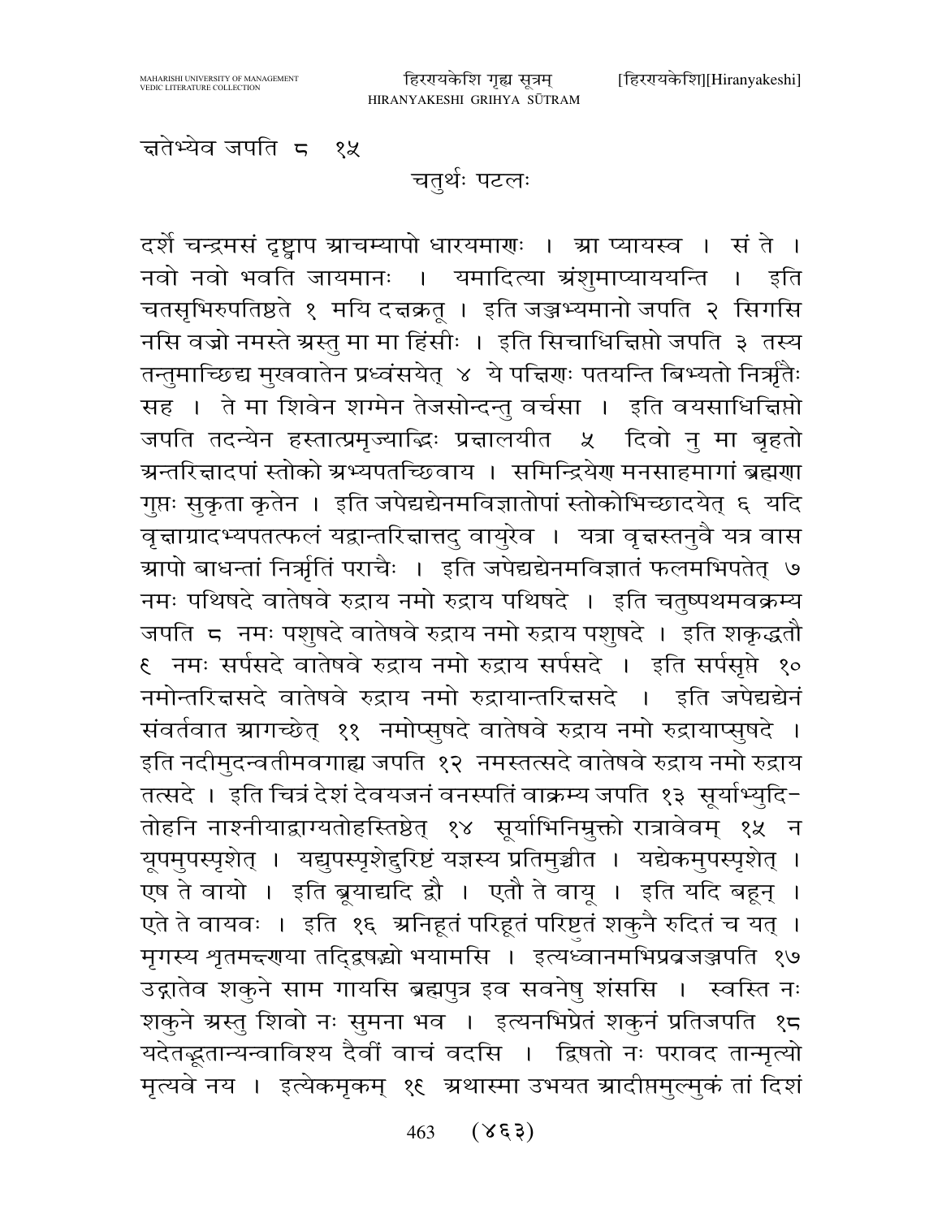क्षतेभ्येव जपति ८ १५

## चतुर्थः पटलः

दर्शे चन्द्रमसं दृष्ट्वाप आचम्यापो धारयमाणः । आ प्यायस्व । सं ते । नवो नवो भवति जायमानः । यमादित्या अंशुमाप्याययन्ति । इति चतसृभिरुपतिष्ठते १ मयि दक्षक्रतू । इति जञ्जभ्यमानो जपति २ सिगसि नसि वज्रो नमस्ते अस्तु मा मा हिंसीः । इति सिचाधिक्षिप्तो जपति ३ तस्य तन्तुमाच्छिद्य मुखवातेन प्रध्वंसयेत् ४ ये पक्षिणः पतयन्ति बिभ्यतो निर्ऋतैः सह । ते मा शिवेन शग्मेन तेजसोन्दन्तु वर्चसा । इति वयसाधिक्षिप्तो जपति तदन्येन हस्तात्प्रमृज्याद्भिः प्रक्षालयीत ५ दिवो नु मा बृहतो अन्तरिक्षादपां स्तोको अभ्यपतच्छिवाय । समिन्द्रियेण मनसाहमागां ब्रह्मणा गुप्तः सुकृता कृतेन । इति जपेद्यद्येनमविज्ञातोपां स्तोकोभिच्छादयेत् ६ यदि वृक्षाग्रादभ्यपतत्फलं यद्वान्तरिक्षात्तदु वायुरेव । यत्रा वृक्षस्तनुवे यत्र वास आपो बाधन्तां निर्ऋतिं पराचैः । इति जपेद्यद्येनमविज्ञातं फलमभिपतेत् ७ नमः पथिषदे वातेषवे रुद्राय नमो रुद्राय पथिषदे । इति चतुष्पथमवक्रम्य जपति ८ नमः पशुषदे वातेषवे रुद्राय नमो रुद्राय पशुषदे । इति शकृद्धतौ ९ नमः सर्पसदे वातेषवे रुद्राय नमो रुद्राय सर्पसदे । इति सर्पसृप्ते १० नमोन्तरिक्षसदे वातेषवे रुद्राय नमो रुद्रायान्तरिक्षसदे । इति जपेद्यद्येनं संवर्तवात आगच्छेत् ११ नमोप्सुषदे वातेषवे रुद्राय नमो रुद्रायाप्सुषदे । इति नदीमुदन्वतीमवगाह्य जपति १२ नमस्तत्सदे वातेषवे रुद्राय नमो रुद्राय तत्सदे । इति चित्रं देशं देवयजनं वनस्पतिं वाक्रम्य जपति १३ सूर्याभ्युदि-तोहनि नाश्नीयाद्वाग्यतोहस्तिष्ठेत् १४ सूर्याभिनिम्रुक्तो रात्रावेवम् १५ न यूपमुपस्पृशेत् । यद्युपस्पृशेदुरिष्टं यज्ञस्य प्रतिमुञ्चीत । यद्येकमुपस्पृशेत् । एष ते वायो । इति ब्रूयाद्यदि द्वौ । एतौ ते वायू । इति यदि बहून् । एते ते वायवः । इति १६ अनिहूतं परिहूतं परिष्टुतं शकुनै रुदितं च यत् । मृगस्य शृतमक्ष्णया तद्द्विषद्भ्यो भयामसि । इत्यध्वानमभिप्रव्रजञ्जपति १७ उद्गातेव शकुने साम गायसि ब्रह्मपुत्र इव सवनेषु शंससि । स्वस्ति नः शकुने अस्तु शिवो नः सुमना भव । इत्यनभिप्रेतं शकुनं प्रतिजपति १८ यदेतद्भूतान्यन्वाविश्य दैवीं वाचं वदसि । द्विषतो नः परावद तान्मृत्यो मृत्यवे नय । इत्येकमृकम् १९ अथास्मा उभयत आदीप्तमुल्मुकं तां दिशं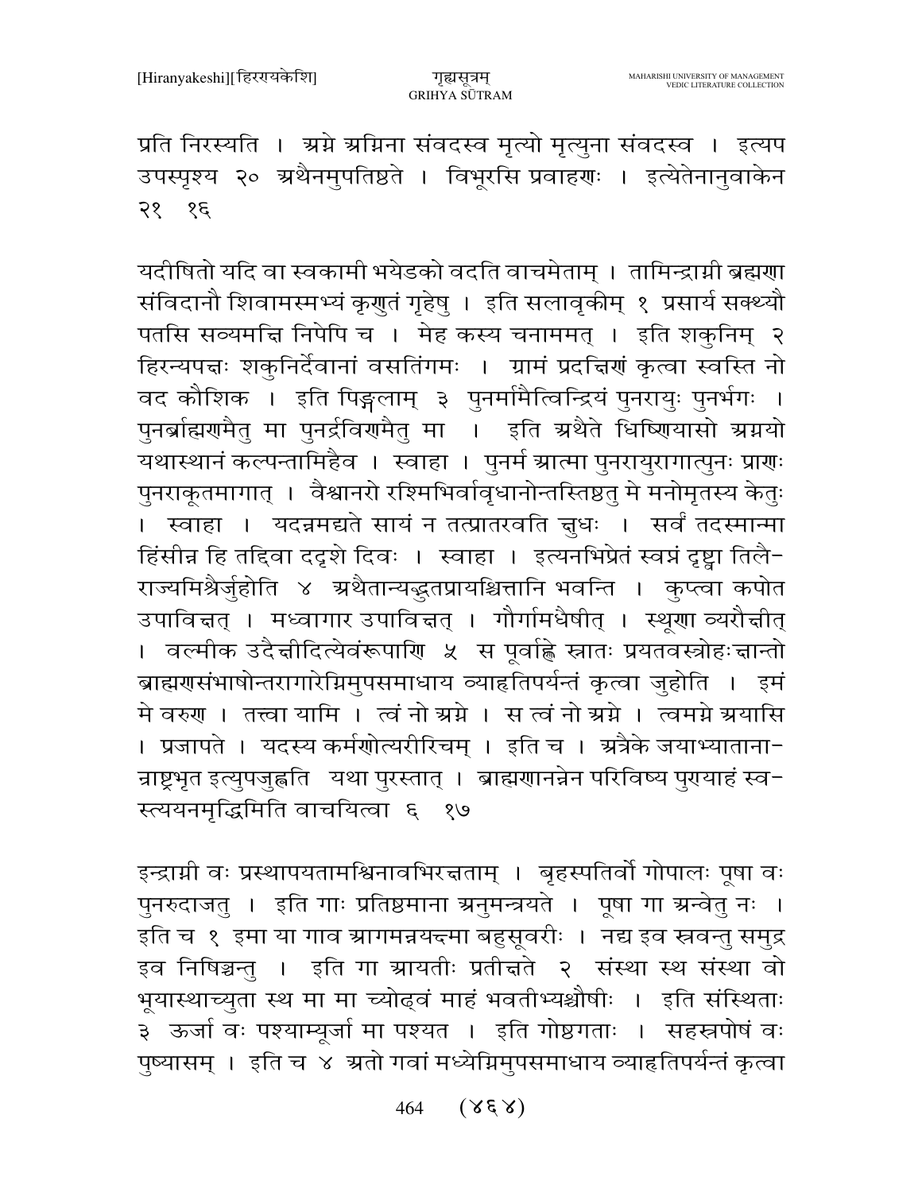प्रति निरस्यति । अग्ने अग्निना संवदस्व मृत्यो मृत्युना संवदस्व । इत्यप उपस्पृश्य २० अथैनमुपतिष्ठते । विभूरसि प्रवाहणः । इत्येतेनानुवाकेन २१ १६

यदीषितो यदि वा स्वकामी भयेडको वदति वाचमेताम् । तामिन्द्राग्नी ब्रह्मणा संविदानौ शिवामस्मभ्यं कृणुतं गृहेषु । इति सलावृकीम् १ प्रसार्य सक्थ्यौ पतसि सव्यमक्षि निपेपि च । मेह कस्य चनाममत् । इति शकुनिम् २ हिरन्यपक्षः शकुनिर्देवानां वसतिंगमः । ग्रामं प्रदक्षिणं कृत्वा स्वस्ति नो वद कौशिक । इति पिङ्गलाम् ३ पुनर्मामैत्विन्द्रियं पुनरायुः पुनर्भगः । पुनर्ब्राह्मणमैतु मा पुनर्द्रविणमैतु मा । इति अथैते धिष्णियासो अग्नयो यथास्थानं कल्पन्तामिहैव । स्वाहा । पुनर्म आत्मा पुनरायुरागात्पुनः प्राणः पुनराकूतमागात् । वैश्वानरो रश्मिभिर्वावृधानोन्तस्तिष्ठतु मे मनोमृतस्य केतुः । स्वाहा । यदन्नमद्यते सायं न तत्प्रातरवति क्षुधः । सर्वं तदस्मान्मा हिंसीन्न हि तद्दिवा ददृशे दिवः । स्वाहा । इत्यनभिप्रेतं स्वप्नं दृष्ट्वा तिलैराज्यमिश्रैर्जुहोति ४ अथैतान्यद्भुतप्रायश्चित्तानि भवन्ति । कुप्त्वा कपोत उपाविक्षत् । मध्वागार उपाविक्षत् । गौर्गामधैषीत् । स्थूणा व्यरौक्षीत् । वल्मीक उदैक्षीदित्येवंरूपाणि ५ स पूर्वाह्णे स्नातः प्रयतवस्त्रोहःक्षान्तो ब्राह्मणसंभाषोन्तरागारेग्निमुपसमाधाय व्याहृतिपर्यन्तं कृत्वा जुहोति । इमं मे वरुण । तत्त्वा यामि । त्वं नो अग्ने । स त्वं नो अग्ने । त्वमग्ने अयासि । प्रजापते । यदस्य कर्मणोत्यरीरिचम् । इति च । अत्रैके जयाभ्यातानान्राष्ट्रभृत इत्युपजुह्वति यथा पुरस्तात् । ब्राह्मणानन्नेन परिविष्य पुण्याहं स्वस्त्ययनमृद्धिमिति वाचयित्वा ६ १७

इन्द्राग्नी वः प्रस्थापयतामश्विनावभिरक्षताम् । बृहस्पतिर्वो गोपालः पूषा वः पुनरुदाजतु । इति गाः प्रतिष्ठमाना अनुमन्त्रयते । पूषा गा अन्वेतु नः । इति च १ इमा या गाव आगमन्नयक्ष्मा बहुसूवरीः । नद्य इव स्रवन्तु समुद्र इव निषिञ्चन्तु । इति गा आयतीः प्रतीक्षते २ संस्था स्थ संस्था वो भूयास्थाच्युता स्थ मा मा च्योढ्वं माहं भवतीभ्यश्चौषीः । इति संस्थिताः ३ ऊर्जा वः पश्याम्यूर्जा मा पश्यत । इति गोष्ठगताः । सहस्रपोषं वः पुष्यासम् । इति च ४ अतो गवां मध्येग्निमुपसमाधाय व्याहृतिपर्यन्तं कृत्वा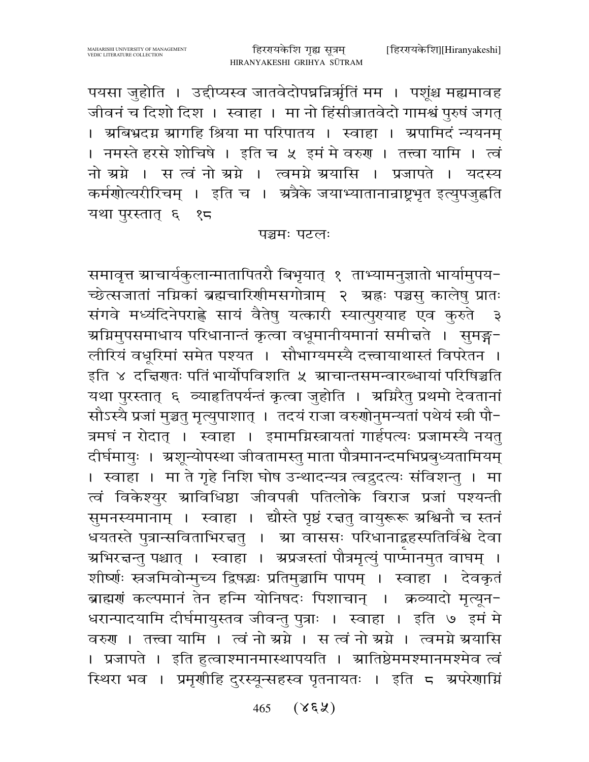पयसा जुहोति । उद्दीप्यस्व जातवेदोपघ्नन्निर्ऋतिं मम । पशूंश्च मह्यमावह जीवनं च दिशो दिश । स्वाहा । मा नो हिंसीज्जातवेदो गामश्वं पुरुषं जगत् । अबिभ्रदग्न आगहि श्रिया मा परिपातय । स्वाहा । अपामिदं न्ययनम् । नमस्ते हरसे शोचिषे । इति च ५ इमं मे वरुण । तत्त्वा यामि । त्वं नो अग्ने । स त्वं नो अग्ने । त्वमग्ने अयासि । प्रजापते । यदस्य कर्मणोत्यरीरिचम् । इति च । अत्रैके जयाभ्यातानान्राष्ट्रभृत इत्युपजुह्वति यथा पुरस्तात् ६ १८

## पञ्चमः पटलः

समावृत्त आचार्यकुलान्मातापितरौ बिभृयात् १ ताभ्यामनुज्ञातो भार्यामुपयच्छेत्सजातां नग्निकां ब्रह्मचारिणीमसगोत्राम् २ अह्नः पञ्चसु कालेषु प्रातः संगवे मध्यंदिनेपराह्णे सायं वैतेषु यत्कारी स्यात्पुण्याह एव कुरुते ३ अग्निमुपसमाधाय परिधानान्तं कृत्वा वधूमानीयमानां समीक्षते । सुमङ्गलीरियं वधूरिमां समेत पश्यत । सौभाग्यमस्यै दत्त्वायाथास्तं विपरेतन । इति ४ दक्षिणतः पतिं भार्योपविशति ५ आचान्तसमन्वारब्धायां परिषिञ्चति यथा पुरस्तात् ६ व्याहृतिपर्यन्तं कृत्वा जुहोति । अग्निरैतु प्रथमो देवतानां सोऽस्यै प्रजां मुञ्चतु मृत्युपाशात् । तदयं राजा वरुणोनुमन्यतां पथेयं स्त्री पौत्रमघं न रोदात् । स्वाहा । इमामग्निस्त्रायतां गार्हपत्यः प्रजामस्यै नयतु दीर्घमायुः । अशून्योपस्था जीवतामस्तु माता पौत्रमानन्दमभिप्रबुध्यतामियम् । स्वाहा । मा ते गृहे निशि घोष उन्थादन्यत्र त्वद्रुदत्यः संविशन्तु । मा त्वं विकेश्युर आविधिष्ठा जीवपत्नी पतिलोके विराज प्रजां पश्यन्ती सुमनस्यमानाम् । स्वाहा । द्यौस्ते पृष्ठं रक्षतु वायुरूरू अश्विनौ च स्तनं धयतस्ते पुत्रान्सविताभिरक्षतु । आ वाससः परिधानाद्बृहस्पतिर्विश्वे देवा अभिरक्षन्तु पश्चात् । स्वाहा । अप्रजस्तां पौत्रमृत्युं पाप्मानमुत वाघम् । शीर्ष्णः स्रजमिवोन्मुच्य द्विषद्भ्यः प्रतिमुञ्चामि पापम् । स्वाहा । देवकृतं ब्राह्मणं कल्पमानं तेन हन्मि योनिषदः पिशाचान् । क्रव्यादो मृत्यूनधरान्पादयामि दीर्घमायुस्तव जीवन्तु पुत्राः । स्वाहा । इति ७ इमं मे वरुण । तत्त्वा यामि । त्वं नो अग्ने । स त्वं नो अग्ने । त्वमग्ने अयासि । प्रजापते । इति हुत्वाश्मानमास्थापयति । आतिष्ठेममश्मानमश्मेव त्वं स्थिरा भव । प्रमृणीहि दुरस्यून्सहस्व पृतनायतः । इति ८ अपरेणाग्निं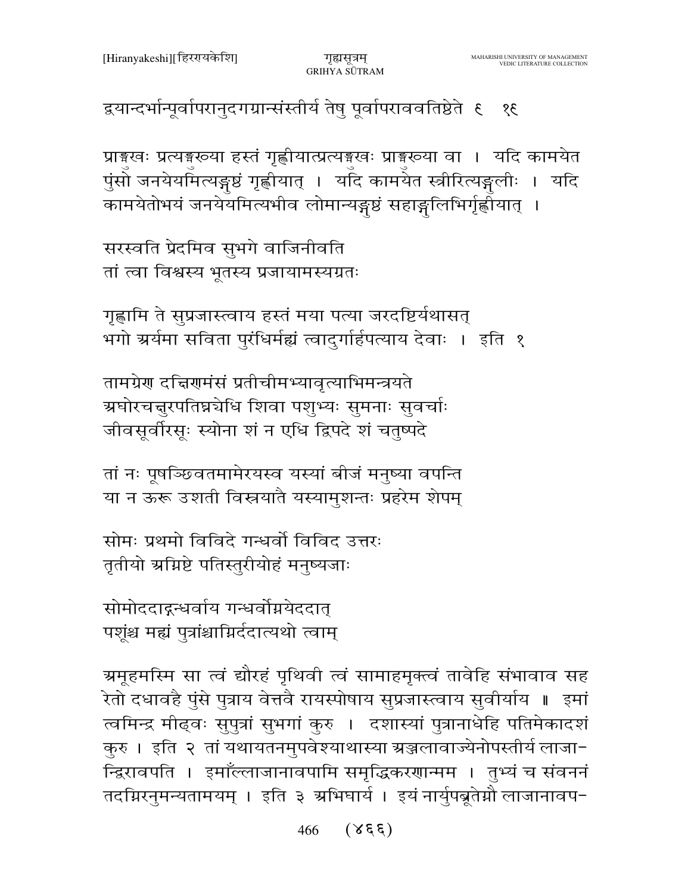द्वयान्दर्भान्पूर्वापरानुदगग्रान्संस्तीर्य तेषु पूर्वापराववतिष्ठेते ६ १६

प्राङ्मुखः प्रत्यङ्मुख्या हस्तं गृह्णीयात्प्रत्यङ्मुखः प्राङ्मुख्या वा । यदि कामयेत पुंसो जनयेयमित्यङ्गुष्ठं गृह्णीयात् । यदि कामयेत स्त्रीरित्यङ्गुलीः । यदि कामयेतोभयं जनयेयमित्यभीव लोमान्यङ्गुष्ठं सहाङ्गुलिभिर्गृह्णीयात् ।

सरस्वति प्रेदमिव सुभगे वाजिनीवति
तां त्वा विश्वस्य भूतस्य प्रजायामस्यग्रतः

गृह्णामि ते सुप्रजास्त्वाय हस्तं मया पत्या जरदष्टिर्यथासत्
भगो अर्यमा सविता पुरंधिर्मह्यं त्वादुर्गार्हपत्याय देवाः । इति १

तामग्रेण दक्षिणमंसं प्रतीचीमभ्यावृत्याभिमन्त्रयते
अघोरचक्षुरपतिघ्न्येधि शिवा पशुभ्यः सुमनाः सुवर्चाः
जीवसूर्वीरसूः स्योना शं न एधि द्विपदे शं चतुष्पदे

तां नः पूषञ्छिवतमामेरयस्व यस्यां बीजं मनुष्या वपन्ति
या न ऊरू उशती विस्त्रयातै यस्यामुशन्तः प्रहरेम शेपम्

सोमः प्रथमो विविदे गन्धर्वो विविद उत्तरः
तृतीयो अग्निष्टे पतिस्तुरीयोहं मनुष्यजाः

सोमोददाद्गन्धर्वाय गन्धर्वोग्नयेददात्
पशूंश्च मह्यं पुत्रांश्चाग्निर्ददात्यथो त्वाम्

अमूहमस्मि सा त्वं द्यौरहं पृथिवी त्वं सामाहमृक्त्वं तावेहि संभावाव सह रेतो दधावहै पुंसे पुत्राय वेत्तवै रायस्पोषाय सुप्रजास्त्वाय सुवीर्याय ॥ इमां त्वमिन्द्र मीढ्वः सुपुत्रां सुभगां कुरु । दशास्यां पुत्रानाधेहि पतिमेकादशं कुरु । इति २ तां यथायतनमुपवेश्याथास्या अञ्जलावाज्येनोपस्तीर्य लाजान्द्विरावपति । इमाँल्लाजानावपामि समृद्धिकरणान्मम । तुभ्यं च संवननं तदग्निरनुमन्यतामयम् । इति ३ अभिघार्य । इयं नार्युपब्रूतेग्नौ लाजानावप-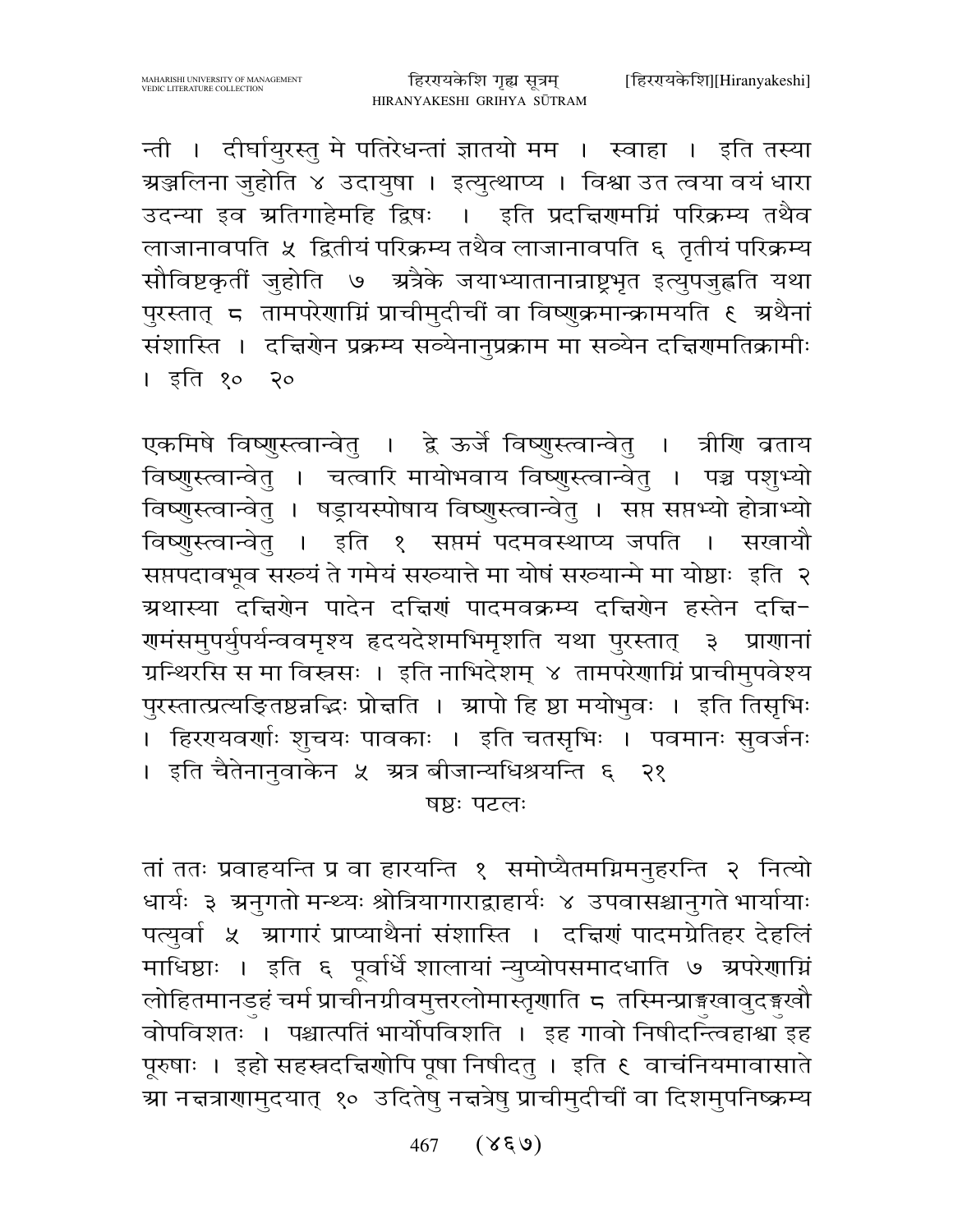न्ती । दीर्घायुरस्तु मे पतिरेधन्तां ज्ञातयो मम । स्वाहा । इति तस्या अञ्जलिना जुहोति ४ उदायुषा । इत्युत्थाप्य । विश्वा उत त्वया वयं धारा उदन्या इव अतिगाहेमहि द्विषः । इति प्रदक्षिणमग्निं परिक्रम्य तथैव लाजानावपति ५ द्वितीयं परिक्रम्य तथैव लाजानावपति ६ तृतीयं परिक्रम्य सौविष्टकृतीं जुहोति ७ अत्रैके जयाभ्यातानान्राष्ट्रभृत इत्युपजुह्वति यथा पुरस्तात् ८ तामपरेणाग्निं प्राचीमुदीचीं वा विष्णुक्रमान्क्रामयति ९ अथैनां संशास्ति । दक्षिणेन प्रक्रम्य सव्येनानुप्रक्राम मा सव्येन दक्षिणमतिक्रामीः । इति १० २०

एकमिषे विष्णुस्त्वान्वेतु । द्वे ऊर्जे विष्णुस्त्वान्वेतु । त्रीणि व्रताय विष्णुस्त्वान्वेतु । चत्वारि मायोभवाय विष्णुस्त्वान्वेतु । पञ्च पशुभ्यो विष्णुस्त्वान्वेतु । षड्रायस्पोषाय विष्णुस्त्वान्वेतु । सप्त सप्तभ्यो होत्राभ्यो विष्णुस्त्वान्वेतु । इति १ सप्तमं पदमवस्थाप्य जपति । सखायौ सप्तपदावभूव सख्यं ते गमेयं सख्यात्ते मा योषं सख्यान्मे मा योष्ठाः इति २ अथास्या दक्षिणेन पादेन दक्षिणं पादमवक्रम्य दक्षिणेन हस्तेन दक्षिणमंसमुपर्युपर्यन्ववमृश्य हृदयदेशमभिमृशति यथा पुरस्तात् ३ प्राणानां ग्रन्थिरसि स मा विस्रसः । इति नाभिदेशम् ४ तामपरेणाग्निं प्राचीमुपवेश्य पुरस्तात्प्रत्यङ्ङितिष्ठन्नद्भिः प्रोक्षति । आपो हि ष्ठा मयोभुवः । इति तिसृभिः । हिरण्यवर्णाः शुचयः पावकाः । इति चतसृभिः । पवमानः सुवर्जनः । इति चैतेनानुवाकेन ५ अत्र बीजान्यधिश्रयन्ति ६ २१

षष्ठः पटलः

तां ततः प्रवाहयन्ति प्र वा हारयन्ति १ समोप्यैतमग्निमनुहरन्ति २ नित्यो धार्यः ३ अनुगतो मन्थ्यः श्रोत्रियागाराद्वाहार्यः ४ उपवासश्चानुगते भार्यायाः पत्युर्वा ५ आगारं प्राप्याथैनां संशास्ति । दक्षिणं पादमग्रेतिहर देहलिं माधिष्ठाः । इति ६ पूर्वार्धे शालायां न्युप्योपसमादधाति ७ अपरेणाग्निं लोहितमानडुहं चर्म प्राचीनग्रीवमुत्तरलोमास्तृणाति ८ तस्मिन्प्राङ्मुखावुदङ्मुखौ वोपविशतः । पश्चात्पतिं भार्योपविशति । इह गावो निषीदन्त्विहाश्वा इह पूरुषाः । इहो सहस्रदक्षिणोपि पूषा निषीदतु । इति ९ वाचंनियमावासाते आ नक्षत्राणामुदयात् १० उदितेषु नक्षत्रेषु प्राचीमुदीचीं वा दिशमुपनिष्क्रम्य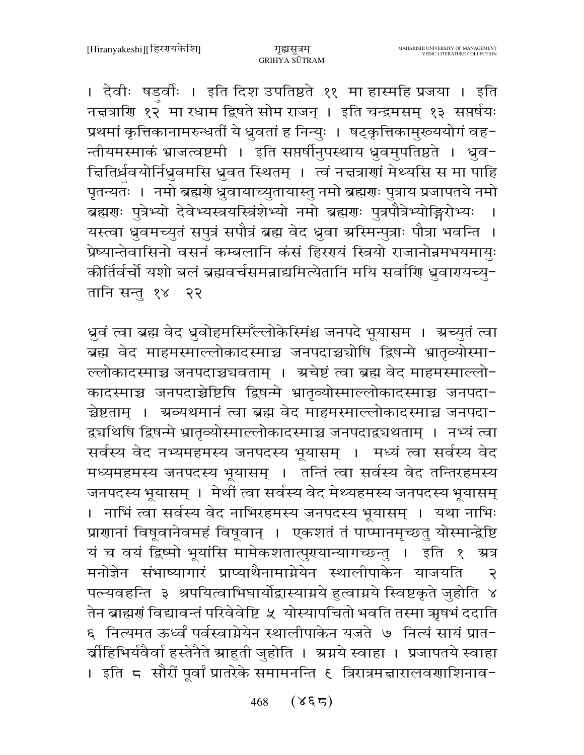। देवीः षडुर्वीः । इति दिश उपतिष्ठते ११ मा हास्महि प्रजया । इति नक्षत्राणि १२ मा रधाम द्विषते सोम राजन् । इति चन्द्रमसम् १३ सप्तर्षयः प्रथमां कृत्तिकानामरुन्धतीं ये ध्रुवतां ह निन्युः । षट्कृत्तिकामुख्ययोगं वहन्तीयमस्माकं भ्राजत्वष्टमी । इति सप्तर्षीनुपस्थाय ध्रुवमुपतिष्ठते । ध्रुवक्षितिर्ध्रुवयोर्निध्रुवमसि ध्रुवत स्थितम् । त्वं नक्षत्राणां मेथ्यसि स मा पाहि पृतन्यतः । नमो ब्रह्मणे ध्रुवायाच्युतायास्तु नमो ब्रह्मणः पुत्राय प्रजापतये नमो ब्रह्मणः पुत्रेभ्यो देवेभ्यस्त्रयस्त्रिंशेभ्यो नमो ब्रह्मणः पुत्रपौत्रेभ्योङ्गिरोभ्यः । यस्त्वा ध्रुवमच्युतं सपुत्रं सपौत्रं ब्रह्म वेद ध्रुवा अस्मिन्पुत्राः पौत्रा भवन्ति । प्रेष्यान्तेवासिनो वसनं कम्बलानि कंसं हिरण्यं स्त्रियो राजानोन्नमभयमायुः कीर्तिर्वर्चो यशो बलं ब्रह्मवर्चसमन्नाद्यमित्येतानि मयि सर्वाणि ध्रुवाण्यच्युतानि सन्तु १४ २२

ध्रुवं त्वा ब्रह्म वेद ध्रुवोहमस्मिँल्लोकेस्मिंश्च जनपदे भूयासम । अच्युतं त्वा ब्रह्म वेद माहमस्माल्लोकादस्माच्च जनपदाच्चयोषि द्विषन्मे भ्रातृव्योस्माल्लोकादस्माच्च जनपदाच्चयवताम् । अचेष्टं त्वा ब्रह्म वेद माहमस्माल्लोकादस्माच्च जनपदाच्चेष्टिषि द्विषन्मे भ्रातृव्योस्माल्लोकादस्माच्च जनपदाच्चेष्टताम् । अव्यथमानं त्वा ब्रह्म वेद माहमस्माल्लोकादस्माच्च जनपदाद्व्यथिषि द्विषन्मे भ्रातृव्योस्माल्लोकादस्माच्च जनपदाद्व्यथताम् । नभ्यं त्वा सर्वस्य वेद नभ्यमहमस्य जनपदस्य भूयासम् । मध्यं त्वा सर्वस्य वेद मध्यमहमस्य जनपदस्य भूयासम् । तन्तिं त्वा सर्वस्य वेद तन्तिरहमस्य जनपदस्य भूयासम् । मेथीं त्वा सर्वस्य वेद मेथ्यहमस्य जनपदस्य भूयासम् । नाभिं त्वा सर्वस्य वेद नाभिरहमस्य जनपदस्य भूयासम् । यथा नाभिः प्राणानां विषूवानेवमहं विषूवान् । एकशतं तं पाप्मानमृच्छतु योस्मान्द्वेष्टि यं च वयं द्विष्मो भूयांसि मामेकशतात्पुण्यान्यागच्छन्तु । इति १ अत्र मनोज्ञेन संभाष्यागारं प्राप्याथैनामाग्नेयेन स्थालीपाकेन याजयति २ पत्न्यवहन्ति ३ श्रपयित्वाभिघार्योद्वास्याग्नये हुत्वाग्नये स्विष्टकृते जुहोति ४ तेन ब्राह्मणं विद्यावन्तं परिवेवेष्टि ५ योस्यापचितो भवति तस्मा ऋषभं ददाति ६ नित्यमत ऊर्ध्वं पर्वस्वाग्नेयेन स्थालीपाकेन यजते ७ नित्यं सायं प्रातर्व्रीहिभिर्यवैर्वा हस्तेनैते आहुती जुहोति । अग्नये स्वाहा । प्रजापतये स्वाहा । इति ८ सौरीं पूर्वां प्रातरेके समामनन्ति ९ त्रिरात्रमक्षारालवणाशिनाव-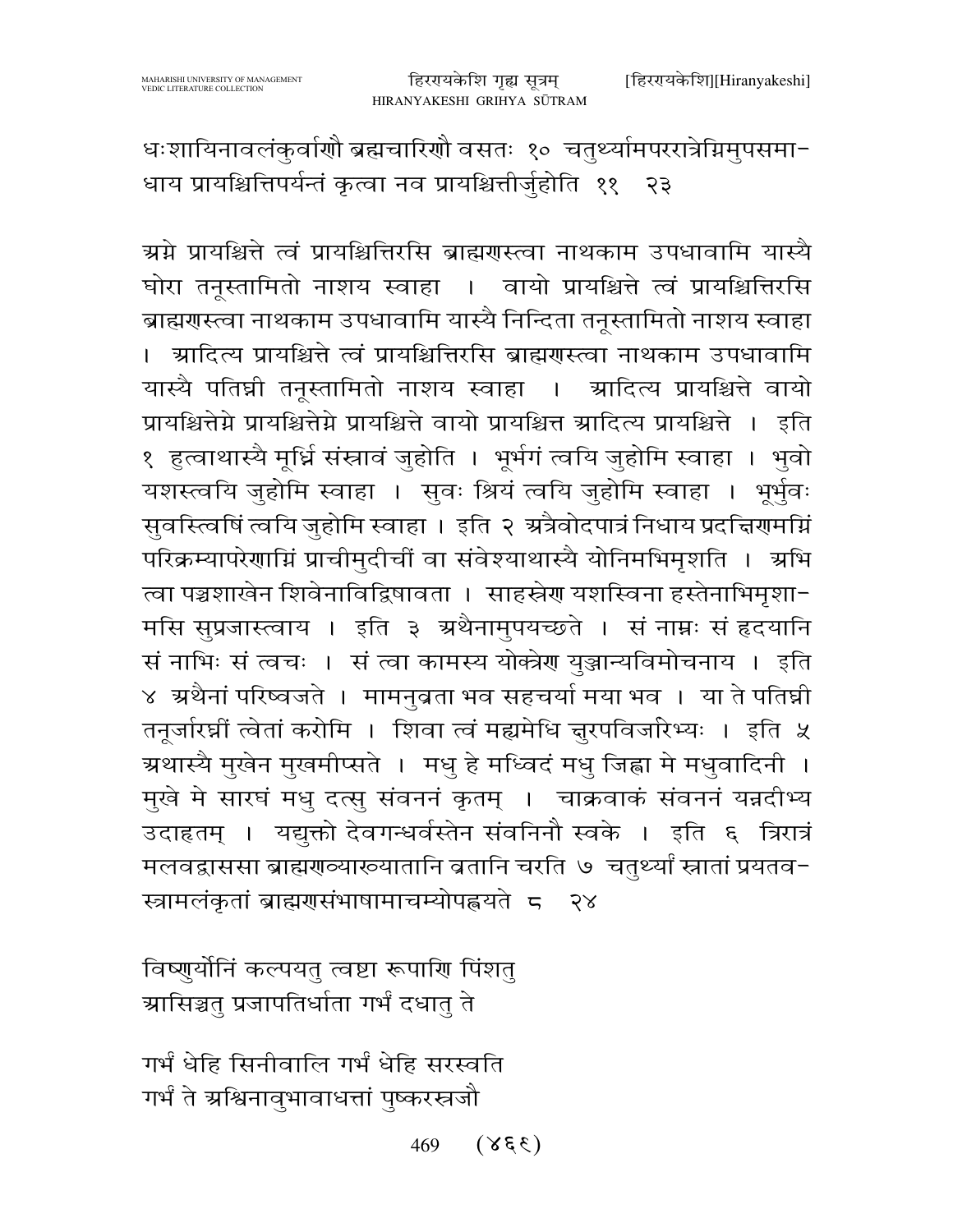धःशायिनावलंकुर्वाणौ ब्रह्मचारिणौ वसतः १० चतुर्थ्यामपररात्रेग्निमुपसमाधाय प्रायश्चित्तिपर्यन्तं कृत्वा नव प्रायश्चित्तीर्जुहोति ११ २३

अग्ने प्रायश्चित्ते त्वं प्रायश्चित्तिरसि ब्राह्मणस्त्वा नाथकाम उपधावामि यास्यै घोरा तनूस्तामितो नाशय स्वाहा । वायो प्रायश्चित्ते त्वं प्रायश्चित्तिरसि ब्राह्मणस्त्वा नाथकाम उपधावामि यास्यै निन्दिता तनूस्तामितो नाशय स्वाहा । आदित्य प्रायश्चित्ते त्वं प्रायश्चित्तिरसि ब्राह्मणस्त्वा नाथकाम उपधावामि यास्यै पतिघ्नी तनूस्तामितो नाशय स्वाहा । आदित्य प्रायश्चित्ते वायो प्रायश्चित्तेग्ने प्रायश्चित्तेग्ने प्रायश्चित्ते वायो प्रायश्चित्त आदित्य प्रायश्चित्ते । इति १ हुत्वाथास्यै मूर्ध्नि संस्रावं जुहोति । भूर्भगं त्वयि जुहोमि स्वाहा । भुवो यशस्त्वयि जुहोमि स्वाहा । सुवः श्रियं त्वयि जुहोमि स्वाहा । भूर्भुवः सुवस्त्विषिं त्वयि जुहोमि स्वाहा । इति २ अत्रैवोदपात्रं निधाय प्रदक्षिणमग्निं परिक्रम्यापरेणाग्निं प्राचीमुदीचीं वा संवेश्याथास्यै योनिमभिमृशति । अभि त्वा पञ्चशाखेन शिवेनाविद्विषावता । साहस्रेण यशस्विना हस्तेनाभिमृशामसि सुप्रजास्त्वाय । इति ३ अथैनामुपयच्छते । सं नाभ्नः सं हृदयानि सं नाभिः सं त्वचः । सं त्वा कामस्य योक्त्रेण युञ्ज्म्यविमोचनाय । इति ४ अथैनां परिष्वजते । मामनुव्रता भव सहचर्या मया भव । या ते पतिघ्नी तनूर्जारघ्नीं त्वेतां करोमि । शिवा त्वं मह्यमेधि क्षुरपविजारिभ्यः । इति ५ अथास्यै मुखेन मुखमीप्सते । मधु हे मध्विदं मधु जिह्वा मे मधुवादिनी । मुखे मे सारघं मधु दत्सु संवननं कृतम् । चाक्रवाकं संवननं यन्नदीभ्य उदाहृतम् । यद्युक्तो देवगन्धर्वस्तेन संवनिनौ स्वके । इति ६ त्रिरात्रं मलवद्वाससा ब्राह्मण्याख्यातानि व्रतानि चरति ७ चतुर्थ्यां स्नातां प्रयतवस्त्रामलंकृतां ब्राह्मणसंभाषामाचम्योपह्वयते ८ २४

विष्णुर्योनिं कल्पयतु त्वष्टा रूपाणि पिंशतु
आसिञ्चतु प्रजापतिर्धाता गर्भं दधातु ते

गर्भं धेहि सिनीवालि गर्भं धेहि सरस्वति
गर्भं ते अश्विनावुभावाधत्तां पुष्करस्रजौ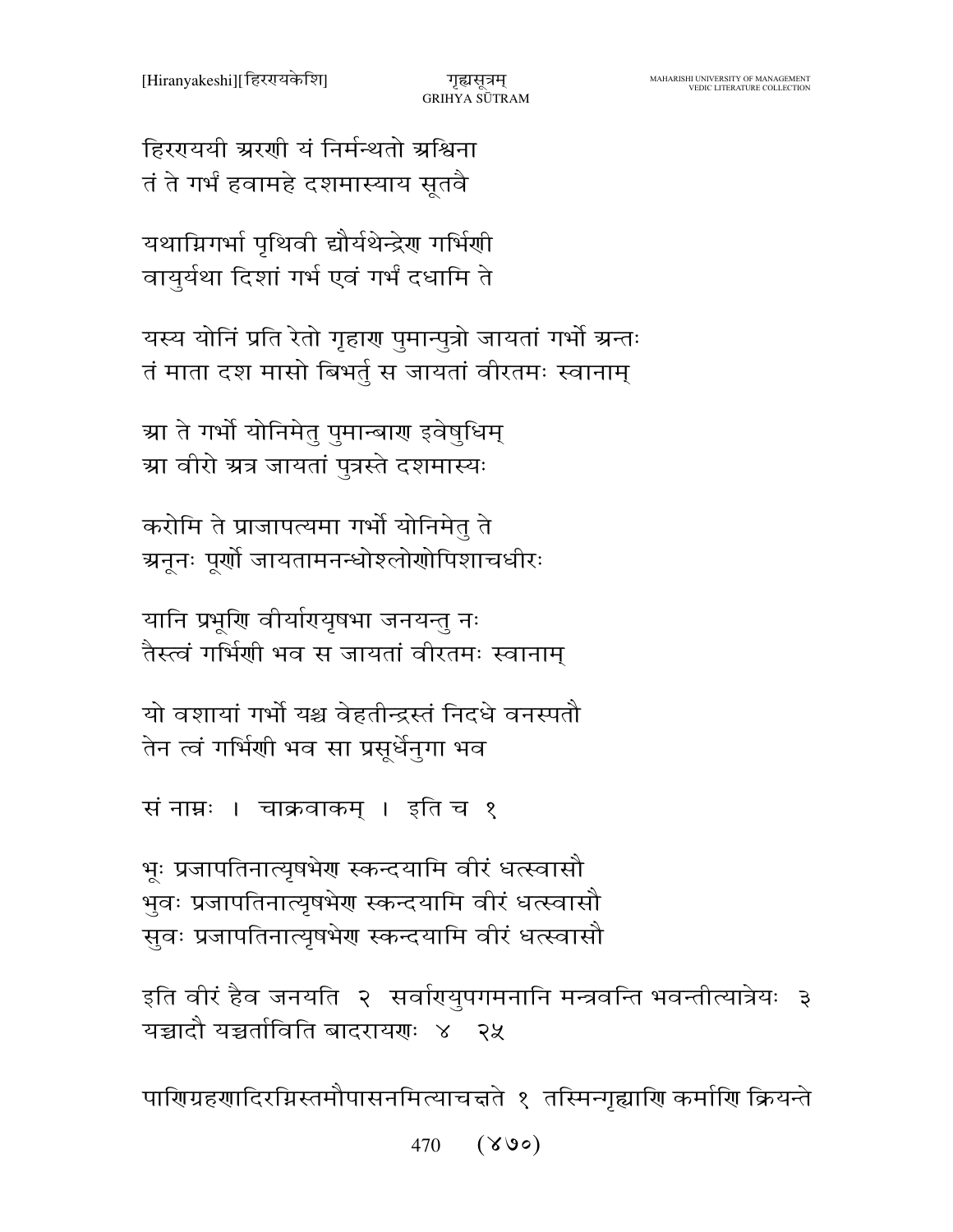हिरण्ययी अरणी यं निर्मन्थतो अश्विना
तं ते गर्भं हवामहे दशमास्याय सूतवै

यथाग्निगर्भा पृथिवी द्यौर्यथेन्द्रेण गर्भिणी
वायुर्यथा दिशां गर्भ एवं गर्भं दधामि ते

यस्य योनिं प्रति रेतो गृहाण पुमान्पुत्रो जायतां गर्भो अन्तः
तं माता दश मासो बिभर्तु स जायतां वीरतमः स्वानाम्

आ ते गर्भो योनिमेतु पुमान्बाण इवेषुधिम्
आ वीरो अत्र जायतां पुत्रस्ते दशमास्यः

करोमि ते प्राजापत्यमा गर्भो योनिमेतु ते
अनूनः पूर्णो जायतामनन्धोश्लोणोपिशाचधीरः

यानि प्रभूणि वीर्याण्यृषभा जनयन्तु नः
तैस्त्वं गर्भिणी भव स जायतां वीरतमः स्वानाम्

यो वशायां गर्भो यश्च वेहतीन्द्रस्तं निदधे वनस्पतौ
तेन त्वं गर्भिणी भव सा प्रसूर्धेनुगा भव

सं नाम्नः । चाक्रवाकम् । इति च १

भूः प्रजापतिनात्यृषभेण स्कन्दयामि वीरं धत्स्वासौ
भुवः प्रजापतिनात्यृषभेण स्कन्दयामि वीरं धत्स्वासौ
सुवः प्रजापतिनात्यृषभेण स्कन्दयामि वीरं धत्स्वासौ

इति वीरं हैव जनयति २ सर्वाण्युपगमनानि मन्त्रवन्ति भवन्तीत्यात्रेयः ३
यच्चादौ यच्चर्ताविति बादरायणः ४ २५

पाणिग्रहणादिरग्निस्तमौपासनमित्याचक्षते १ तस्मिन्गृह्याणि कर्माणि क्रियन्ते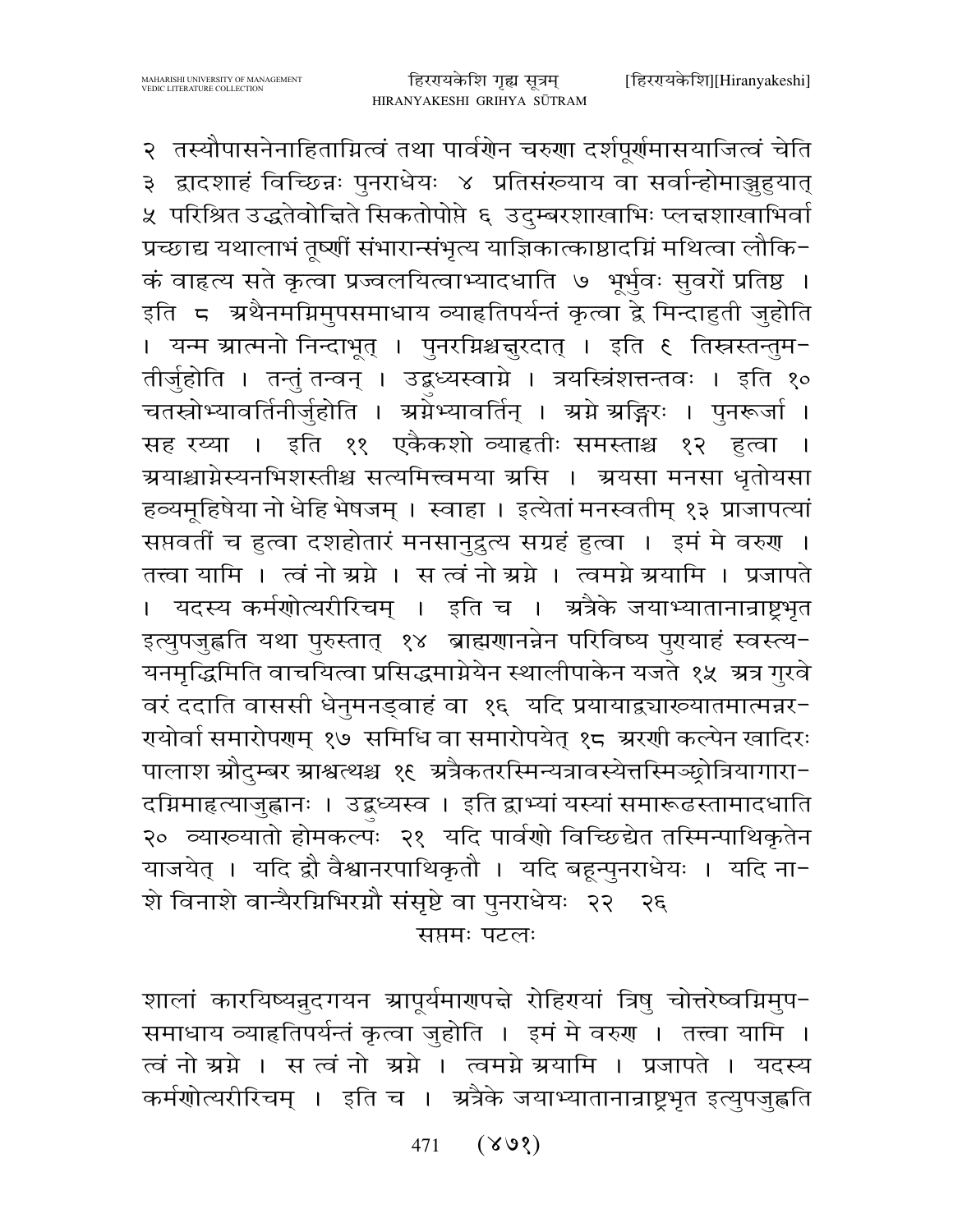२ तस्यौपासनेनाहिताग्नित्वं तथा पार्वणेन चरुणा दर्शपूर्णमासयाजित्वं चेति ३ द्वादशाहं विच्छिन्नः पुनराधेयः ४ प्रतिसंख्याय वा सर्वान्होमाञ्जुहुयात् ५ परिश्रित उद्धतेवोक्षिते सिकतोपोप्ते ६ उदुम्बरशाखाभिः प्लक्षशाखाभिर्वा प्रच्छाद्य यथालाभं तूष्णीं संभारान्संभृत्य याज्ञिकात्काष्ठादग्निं मथित्वा लौकिकं वाहृत्य सते कृत्वा प्रज्वलयित्वाभ्यादधाति ७ भूर्भुवः सुवरों प्रतिष्ठ । इति ८ अथैनमग्निमुपसमाधाय व्याहृतिपर्यन्तं कृत्वा द्वे मिन्दाहुती जुहोति । यन्म आत्मनो निन्दाभूत् । पुनरग्निश्चक्षुरदात् । इति ९ तिस्रस्तन्तुमतीर्जुहोति । तन्तुं तन्वन् । उद्बुध्यस्वाग्ने । त्रयस्त्रिंशत्तन्तवः । इति १० चतस्रोभ्यावर्तिनीर्जुहोति । अग्नेभ्यावर्तिन् । अग्ने अङ्गिरः । पुनरूर्जा । सह रय्या । इति ११ एकैकशो व्याहृतीः समस्ताश्च १२ हुत्वा । अयाश्चाग्नेस्यनभिशस्तीश्च सत्यमित्त्वमया असि । अयसा मनसा धृतोयसा हव्यमूहिषेया नो धेहि भेषजम् । स्वाहा । इत्येतां मनस्वतीम् १३ प्राजापत्यां सप्तवतीं च हुत्वा दशहोतारं मनसानुद्रुत्य सग्रहं हुत्वा । इमं मे वरुण । तत्त्वा यामि । त्वं नो अग्ने । स त्वं नो अग्ने । त्वमग्ने अयामि । प्रजापते । यदस्य कर्मणोत्यरीरिचम् । इति च । अत्रैके जयाभ्यातानान्राष्ट्रभृत इत्युपजुह्वति यथा पुरुस्तात् १४ ब्राह्मणानन्नेन परिविष्य पुण्याहं स्वस्त्ययनमृद्धिमिति वाचयित्वा प्रसिद्धमाग्नेयेन स्थालीपाकेन यजते १५ अत्र गुरवे वरं ददाति वाससी धेनुमनड्वाहं वा १६ यदि प्रयायाद्व्याख्यातमात्मन्नरण्योर्वा समारोपणम् १७ समिधि वा समारोपयेत् १८ अरणी कल्पेन खादिरः पालाश औदुम्बर आश्वत्थश्च १९ अत्रैकतरस्मिन्यत्रावस्येत्तस्मिञ्छ्रोत्रियागारादग्निमाहृत्याजुह्वानः । उद्बुध्यस्व । इति द्वाभ्यां यस्यां समारूढस्तामादधाति २० व्याख्यातो होमकल्पः २१ यदि पार्वणे विच्छिद्येत तस्मिन्पाथिकृतेन याजयेत् । यदि द्वौ वैश्वानरपाथिकृतौ । यदि बहून्पुनराधेयः । यदि नाशे विनाशे वान्यैरग्निभिरग्नौ संसृष्टे वा पुनराधेयः २२ २६

सप्तमः पटलः

शालां कारयिष्यन्नुदगयन आपूर्यमाणपक्षे रोहिण्यां त्रिषु चोत्तरेष्वग्निमुपसमाधाय व्याहृतिपर्यन्तं कृत्वा जुहोति । इमं मे वरुण । तत्त्वा यामि । त्वं नो अग्ने । स त्वं नो अग्ने । त्वमग्ने अयामि । प्रजापते । यदस्य कर्मणोत्यरीरिचम् । इति च । अत्रैके जयाभ्यातानान्राष्ट्रभृत इत्युपजुह्वति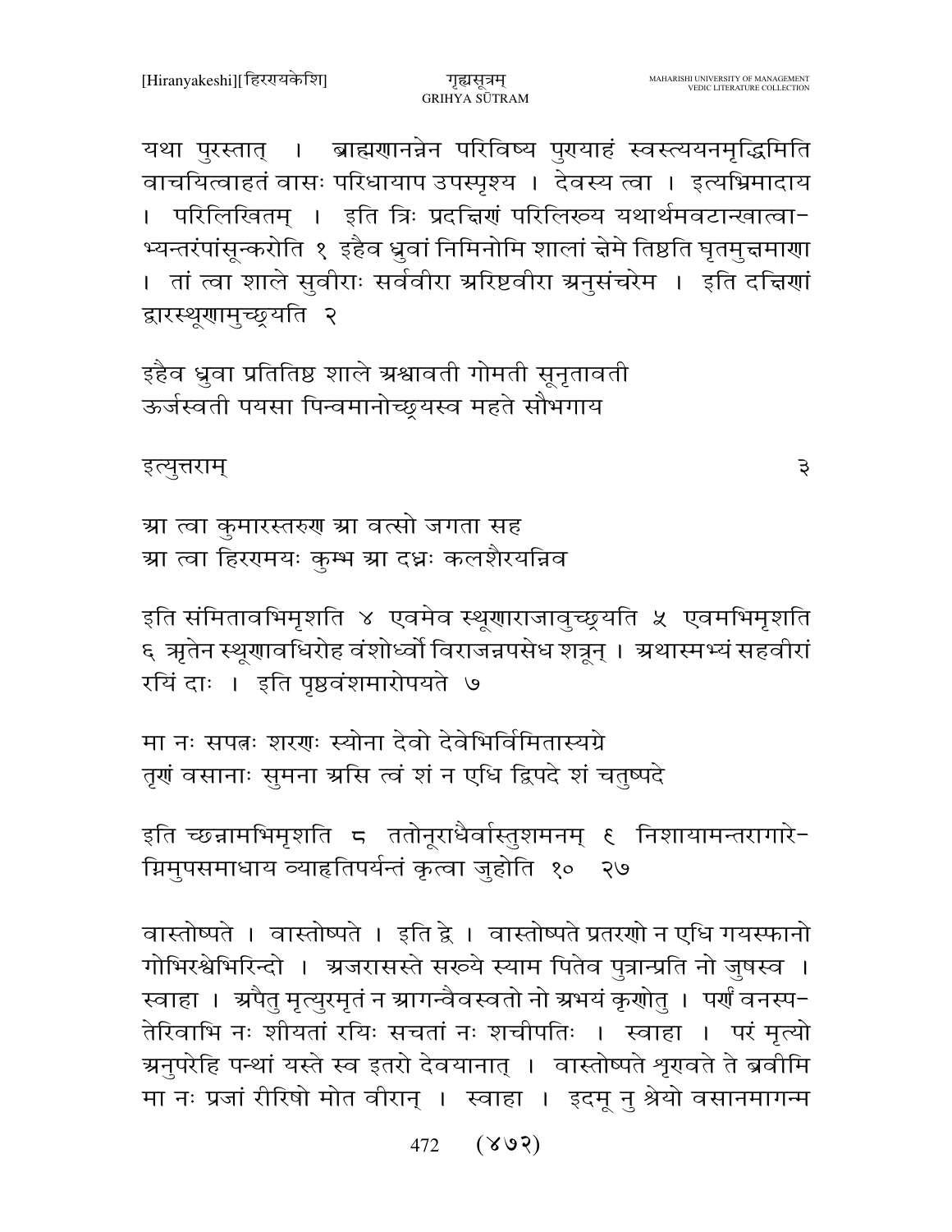यथा पुरस्तात् । ब्राह्मणानन्नेन परिविष्य पुण्याहं स्वस्त्ययनमृद्धिमिति वाचयित्वाहतं वासः परिधायाप उपस्पृश्य । देवस्य त्वा । इत्यभ्रिमादाय । परिलिखितम् । इति त्रिः प्रदक्षिणं परिलिख्य यथार्थमवटान्खात्वाभ्यन्तरंपांसून्करोति १ इहैव ध्रुवां निमिनोमि शालां क्षेमे तिष्ठति घृतमुक्षमाणा । तां त्वा शाले सुवीराः सर्ववीरा अरिष्टवीरा अनुसंचरेम । इति दक्षिणां द्वारस्थूणामुच्छ्रयति २

इहैव ध्रुवा प्रतितिष्ठ शाले अश्वावती गोमती सूनृतावती
ऊर्जस्वती पयसा पिन्वमानोच्छ्रयस्व महते सौभगाय

इत्युत्तराम् ३

आ त्वा कुमारस्तरुण आ वत्सो जगता सह
आ त्वा हिरण्मयः कुम्भ आ दध्नः कलशैरयन्निव

इति संमितावभिमृशति ४ एवमेव स्थूणाराजावुच्छ्रयति ५ एवमभिमृशति ६ ऋतेन स्थूणावधिरोह वंशोर्ध्वो विराजन्नपसेध शत्रून् । अथास्मभ्यं सहवीरां रयिं दाः । इति पृष्ठवंशमारोपयते ७

मा नः सपत्नः शरणः स्योना देवो देवेभिर्विमितास्यग्रे
तृणं वसानाः सुमना असि त्वं शं न एधि द्विपदे शं चतुष्पदे

इति च्छन्नामभिमृशति ८ ततोनूराधैर्वास्तुशमनम् ९ निशायामन्तरागारेग्निमुपसमाधाय व्याहृतिपर्यन्तं कृत्वा जुहोति १० २७

वास्तोष्पते । वास्तोष्पते । इति द्वे । वास्तोष्पते प्रतरणो न एधि गयस्फानो गोभिरश्वेभिरिन्दो । अजरासस्ते सख्ये स्याम पितेव पुत्रान्प्रति नो जुषस्व । स्वाहा । अपैतु मृत्युरमृतं न आगन्वैवस्वतो नो अभयं कृणोतु । पर्णं वनस्पतेरिवाभि नः शीयतां रयिः सचतां नः शचीपतिः । स्वाहा । परं मृत्यो अनुपरेहि पन्थां यस्ते स्व इतरो देवयानात् । वास्तोष्पते शृण्वते ते ब्रवीमि मा नः प्रजां रीरिषो मोत वीरान् । स्वाहा । इदमू नु श्रेयो वसानमागन्म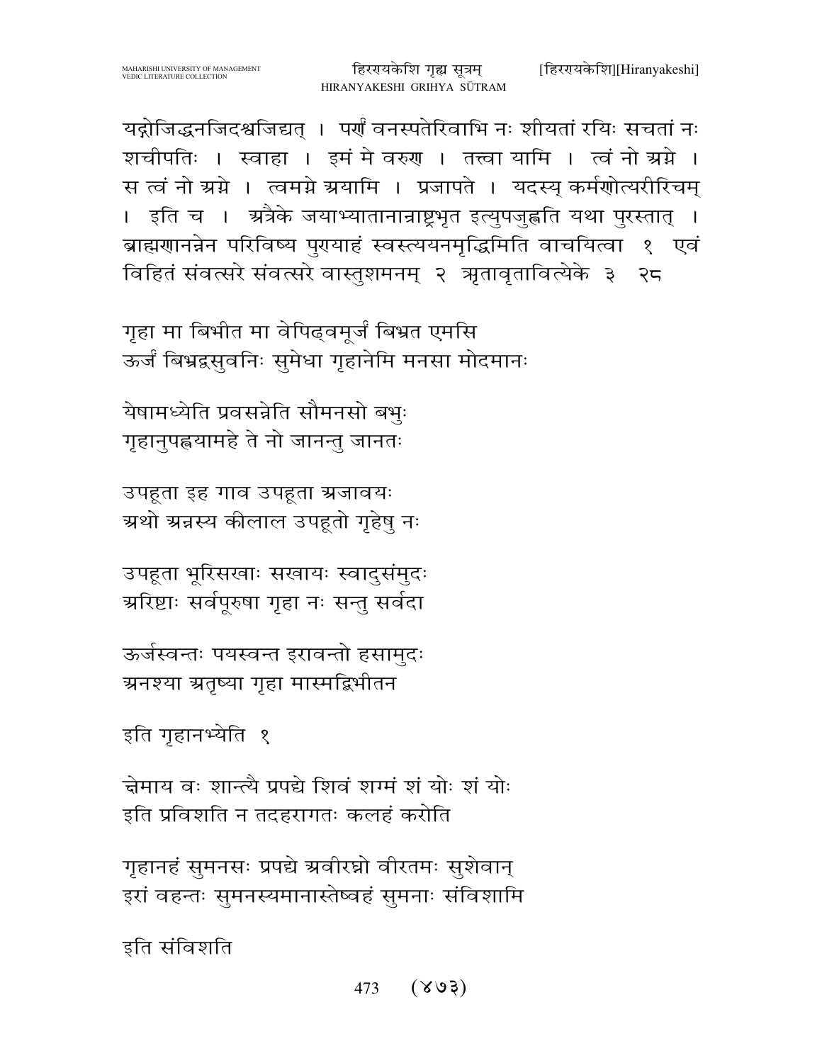यद्गोजिद्धनजिदश्वजिद्यत् । पर्णं वनस्पतेरिवाभि नः शीयतां रयिः सचतां नः शचीपतिः । स्वाहा । इमं मे वरुण । तत्त्वा यामि । त्वं नो अग्ने । स त्वं नो अग्ने । त्वमग्ने अयामि । प्रजापते । यदस्य् कर्मणोत्यरीरिचम् । इति च । अत्रैके जयाभ्यातानान्राष्ट्रभृत इत्युपजुह्वति यथा पुरस्तात् । ब्राह्मणानन्नेन परिविष्य पुण्याहं स्वस्त्ययनमृद्धिमिति वाचयित्वा १ एवं विहितं संवत्सरे संवत्सरे वास्तुशमनम् २ ऋतावृतावित्येके ३ २८

गृहा मा बिभीत मा वेपिढ्वमूर्जं बिभ्रत एमसि
ऊर्जं बिभ्रद्वसुवनिः सुमेधा गृहानेमि मनसा मोदमानः

येषामध्येति प्रवसन्नेति सौमनसो बभुः
गृहानुपह्वयामहे ते नो जानन्तु जानतः

उपहूता इह गाव उपहूता अजावयः
अथो अन्नस्य कीलाल उपहूतो गृहेषु नः

उपहूता भूरिसखाः सखायः स्वादुसंमुदः
अरिष्टाः सर्वपूरुषा गृहा नः सन्तु सर्वदा

ऊर्जस्वन्तः पयस्वन्त इरावन्तो हसामुदः
अनश्या अतृष्या गृहा मास्मद्बिभीतन

इति गृहानभ्येति १

क्षेमाय वः शान्त्यै प्रपद्ये शिवं शग्मं शं योः शं योः
इति प्रविशति न तदहरागतः कलहं करोति

गृहानहं सुमनसः प्रपद्ये अवीरघ्नो वीरतमः सुशेवान्
इरां वहन्तः सुमनस्यमानास्तेष्वहं सुमनाः संविशामि

इति संविशति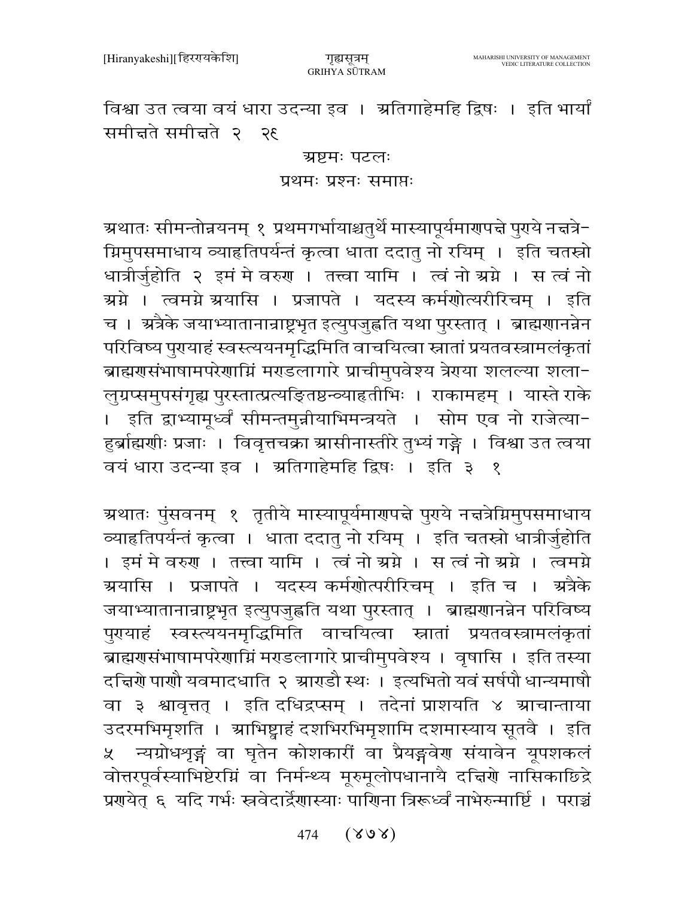विश्वा उत त्वया वयं धारा उदन्या इव । अतिगाहेमहि द्विषः । इति भार्यां समीक्षते समीक्षते २ २६

अष्टमः पटलः

प्रथमः प्रश्नः समाप्तः

अथातः सीमन्तोन्नयनम् १ प्रथमगर्भायाश्चतुर्थे मास्यापूर्यमाणपक्षे पुण्ये नक्षत्रेऽग्निमुपसमाधाय व्याहृतिपर्यन्तं कृत्वा धाता ददातु नो रयिम् । इति चतस्रो धात्रीर्जुहोति २ इमं मे वरुण । तत्त्वा यामि । त्वं नो अग्ने । स त्वं नो अग्ने । त्वमग्ने अयासि । प्रजापते । यदस्य कर्मणोत्यरीरिचम् । इति च । अत्रैके जयाभ्यातानान्राष्ट्रभृत इत्युपजुह्वति यथा पुरस्तात् । ब्राह्मणानन्नेन परिविष्य पुण्याहं स्वस्त्ययनमृद्धिमिति वाचयित्वा स्नातां प्रयतवस्त्रामलंकृतां ब्राह्मणसंभाषामपरेणाग्निं मण्डलागारे प्राचीमुपवेश्य त्रेण्या शलल्या शलालुग्रप्समुपसंगृह्य पुरस्तात्प्रत्यङ्गितष्ठन्व्याहृतीभिः । राकामहम् । यास्ते राके । इति द्वाभ्यामूर्ध्वं सीमन्तमुन्नीयाभिमन्त्रयते । सोम एव नो राजेत्याहुर्ब्राह्मणीः प्रजाः । विवृत्तचक्रा आसीनास्तीरे तुभ्यं गङ्गे । विश्वा उत त्वया वयं धारा उदन्या इव । अतिगाहेमहि द्विषः । इति ३ १

अथातः पुंसवनम् १ तृतीये मास्यापूर्यमाणपक्षे पुण्ये नक्षत्रेऽग्निमुपसमाधाय व्याहृतिपर्यन्तं कृत्वा । धाता ददातु नो रयिम् । इति चतस्रो धात्रीर्जुहोति । इमं मे वरुण । तत्त्वा यामि । त्वं नो अग्ने । स त्वं नो अग्ने । त्वमग्ने अयासि । प्रजापते । यदस्य कर्मणोत्परीरिचम् । इति च । अत्रैके जयाभ्यातानान्राष्ट्रभृत इत्युपजुह्वति यथा पुरस्तात् । ब्राह्मणानन्नेन परिविष्य पुण्याहं स्वस्त्ययनमृद्धिमिति वाचयित्वा स्नातां प्रयतवस्त्रामलंकृतां ब्राह्मणसंभाषामपरेणाग्निं मण्डलागारे प्राचीमुपवेश्य । वृषासि । इति तस्या दक्षिणे पाणौ यवमादधाति २ आण्डौ स्थः । इत्यभितो यवं सर्षपौ धान्यमाषौ वा ३ श्वावृत्तत् । इति दधिद्रप्सम् । तदेनां प्राशयति ४ आचान्ताया उदरमभिमृशति । आभिष्ट्वाहं दशभिरभिमृशामि दशमास्याय सूतवै । इति ५ न्यग्रोधशृङ्गं वा घृतेन कोशकारीं वा प्रैयङ्गवेण संयावेन यूपशकलं वोत्तरपूर्वस्याभिष्टेरग्निं वा निर्मन्थ्य मूरुमूलोपधानायै दक्षिणे नासिकाछिद्रे प्रणयेत् ६ यदि गर्भः स्रवेदार्द्रेणास्याः पाणिना त्रिरूर्ध्वं नाभेरुन्मार्ष्टि । पराञ्चं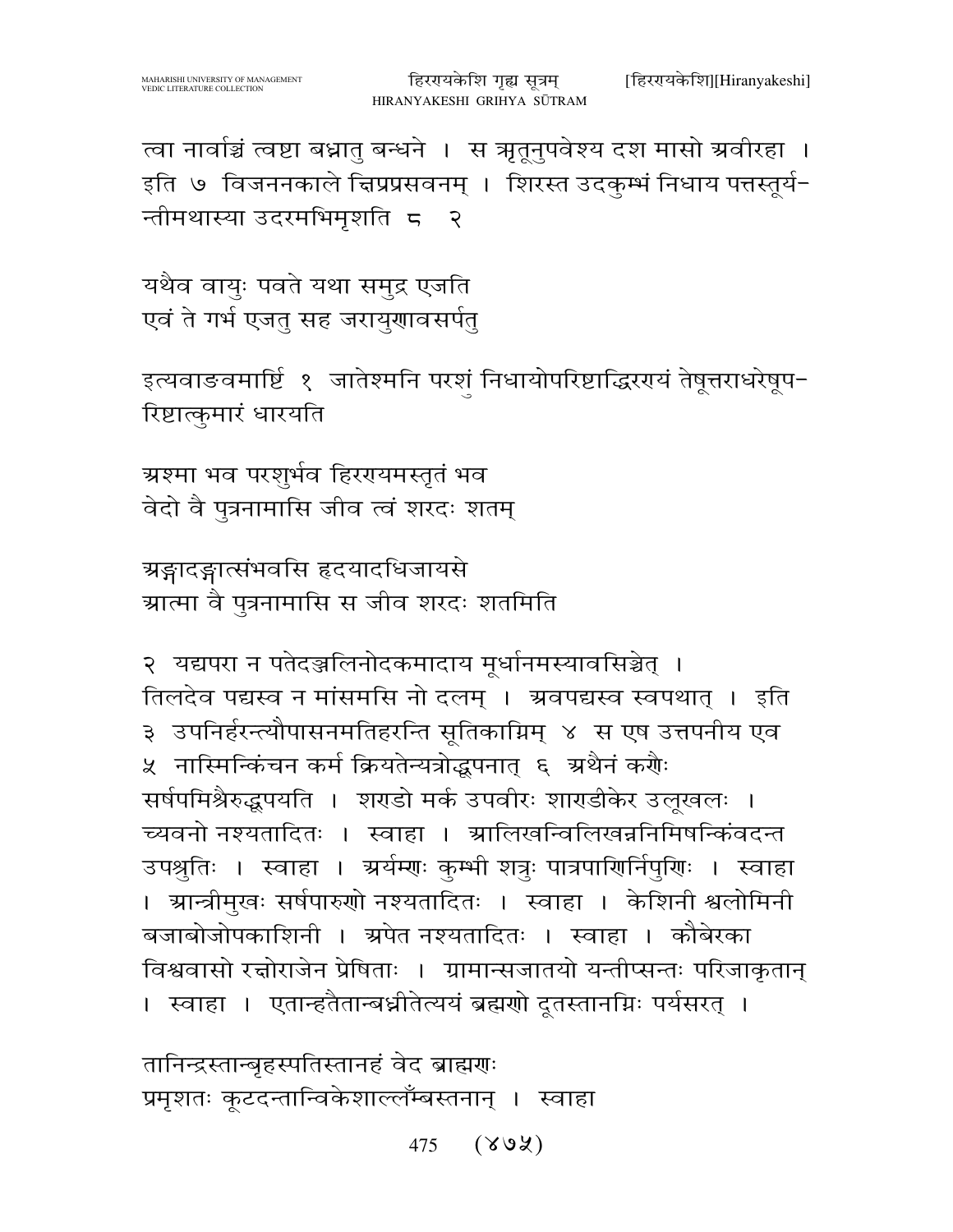त्वा नार्वाञ्चं त्वष्टा बध्नातु बन्धने । स ऋतूनुपवेश्य दश मासो अवीरहा । इति ७ विजननकाले क्षिप्रप्रसवनम् । शिरस्त उदकुम्भं निधाय पत्तस्तूर्य-न्तीमथास्या उदरमभिमृशति ८ २

यथैव वायुः पवते यथा समुद्र एजति
एवं ते गर्भ एजतु सह जरायुणावसर्पतु

इत्यवाङवमार्ष्टि १ जातेश्मनि परशुं निधायोपरिष्टाद्धिरण्यं तेषूत्तराधरेषूप-रिष्टात्कुमारं धारयति

अश्मा भव परशुर्भव हिरण्यमस्तृतं भव
वेदो वै पुत्रनामासि जीव त्वं शरदः शतम्

अङ्गादङ्गात्संभवसि हृदयादधिजायसे
आत्मा वै पुत्रनामासि स जीव शरदः शतमिति

२ यद्यपरा न पतेदञ्जलिनोदकमादाय मूर्धानमस्यावसिञ्चेत् । तिलदेव पद्यस्व न मांसमसि नो दलम् । अवपद्यस्व स्वपथात् । इति ३ उपनिर्हरन्त्यौपासनमतिहरन्ति सूतिकाग्निम् ४ स एष उत्तपनीय एव ५ नास्मिन्किंचन कर्म क्रियतेन्यत्रोद्धूपनात् ६ अथैनं कणैः सर्षपमिश्रैरुद्धूपयति । शण्डो मर्क उपवीरः शाण्डीकेर उलूखलः । च्यवनो नश्यतादितः । स्वाहा । आलिखन्विलिखन्ननिमिषन्किंवदन्त उपश्रुतिः । स्वाहा । अर्यम्णः कुम्भी शत्रुः पात्रपाणिर्निपुणिः । स्वाहा । आन्त्रीमुखः सर्षपारुणो नश्यतादितः । स्वाहा । केशिनी श्वलोमिनी बजाबोजोपकाशिनी । अपेत नश्यतादितः । स्वाहा । कौबेरका विश्ववासो रक्षोराजेन प्रेषिताः । ग्रामान्सजातयो यन्तीप्सन्तः परिजाकृतान् । स्वाहा । एतान्हतैतान्बध्नीतेत्ययं ब्रह्मणो दूतस्तानग्निः पर्यसरत् ।

तानिन्द्रस्तान्बृहस्पतिस्तानहं वेद ब्राह्मणः
प्रमृशतः कूटदन्तान्विकेशाल्लँम्बस्तनान् । स्वाहा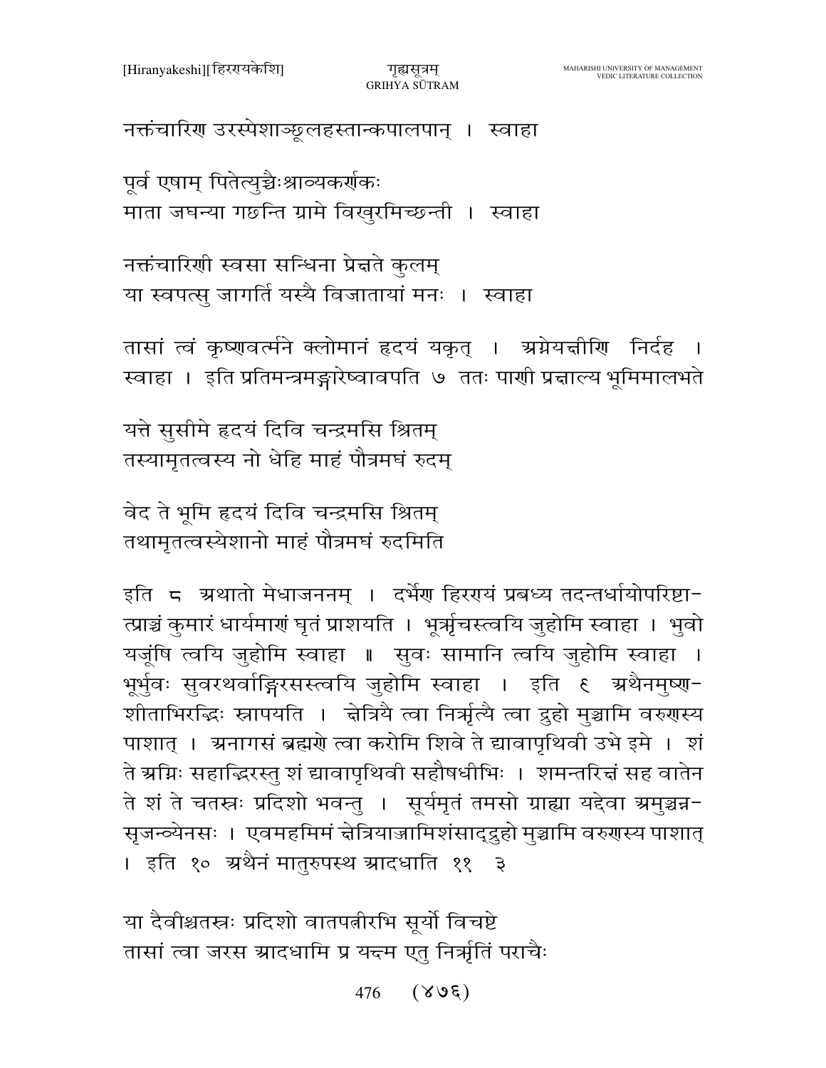नक्तंचारिण उरस्पेशाञ्छूलहस्तान्कपालपान् । स्वाहा

पूर्व एषाम् पितेत्युच्चैःश्राव्यकर्णकः
माता जघन्या गछन्ति ग्रामे विखुरमिच्छन्ती । स्वाहा

नक्तंचारिणी स्वसा सन्धिना प्रेक्षते कुलम्
या स्वपत्सु जागर्ति यस्यै विजातायां मनः । स्वाहा

तासां त्वं कृष्णवर्त्मने क्लोमानं हृदयं यकृत् । अग्नेयक्षीणि निर्दह । स्वाहा । इति प्रतिमन्त्रमङ्गारेष्वावपति ७ ततः पाणी प्रक्षाल्य भूमिमालभते

यत्ते सुसीमे हृदयं दिवि चन्द्रमसि श्रितम्
तस्यामृतत्वस्य नो धेहि माहं पौत्रमघं रुदम्

वेद ते भूमि हृदयं दिवि चन्द्रमसि श्रितम्
तथामृतत्वस्येशानो माहं पौत्रमघं रुदमिति

इति ८ अथातो मेधाजननम् । दर्भेण हिरण्यं प्रबध्य तदन्तर्धायोपरिष्टात्प्राञ्चं कुमारं धार्यमाणं घृतं प्राशयति । भूर्ऋचस्त्वयि जुहोमि स्वाहा । भुवो यजूंषि त्वयि जुहोमि स्वाहा ॥ सुवः सामानि त्वयि जुहोमि स्वाहा । भूर्भुवः सुवरथर्वाङ्गिरसस्त्वयि जुहोमि स्वाहा । इति ९ अथैनमुष्णशीताभिरद्भिः स्नापयति । क्षेत्रियै त्वा निर्ऋत्यै त्वा द्रुहो मुञ्चामि वरुणस्य पाशात् । अनागसं ब्रह्मणे त्वा करोमि शिवे ते द्यावापृथिवी उभे इमे । शं ते अग्निः सहाद्भिरस्तु शं द्यावापृथिवी सहौषधीभिः । शमन्तरिक्षं सह वातेन ते शं ते चतस्रः प्रदिशो भवन्तु । सूर्यमृतं तमसो ग्राह्या यद्देवा अमुञ्चन्नसृजन्व्येनसः । एवमहमिमं क्षेत्रियाज्जामिशंसाद्द्रुहो मुञ्चामि वरुणस्य पाशात् । इति १० अथैनं मातुरुपस्थ आदधाति ११ ३

या दैवीश्चतस्रः प्रदिशो वातपत्नीरभि सूर्यो विचष्टे
तासां त्वा जरस आदधामि प्र यक्ष्म एतु निर्ऋतिं पराचैः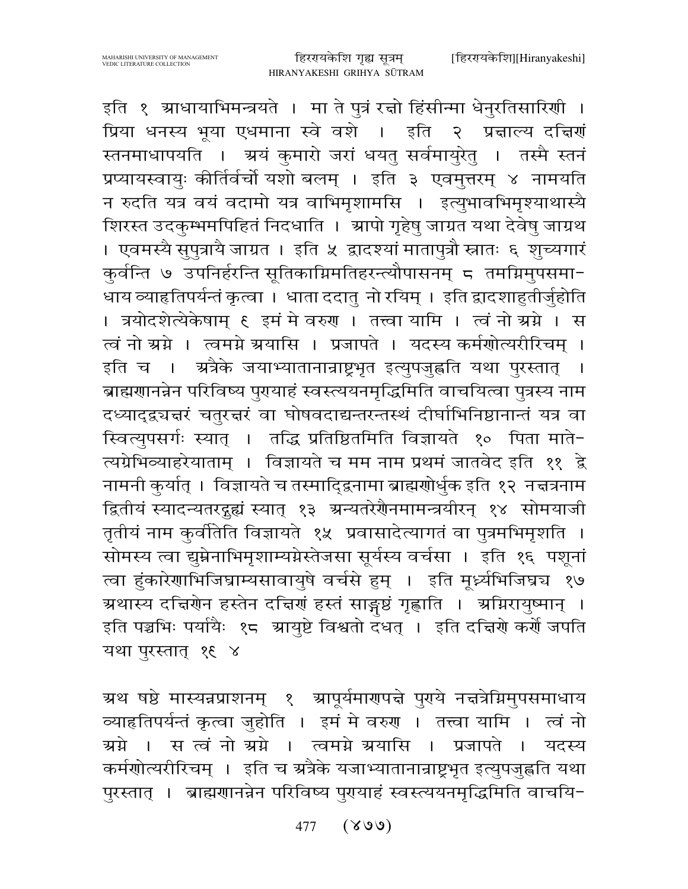इति १ आधायाभिमन्त्रयते । मा ते पुत्रं रक्षो हिंसीन्मा धेनुरतिसारिणी । प्रिया धनस्य भूया एधमाना स्वे वशे । इति २ प्रक्षाल्य दक्षिणं स्तनमाधापयति । अयं कुमारो जरां धयतु सर्वमायुरेतु । तस्मै स्तनं प्रप्यायस्वायुः कीर्तिर्वर्चो यशो बलम् । इति ३ एवमुत्तरम् ४ नामयति न रुदति यत्र वयं वदामो यत्र वाभिमृशामसि । इत्युभावभिमृश्याथास्यै शिरस्त उदकुम्भमपिहितं निदधाति । आपो गृहेषु जाग्रत यथा देवेषु जाग्रथ । एवमस्यै सुपुत्रायै जाग्रत । इति ५ द्वादश्यां मातापुत्रौ स्नातः ६ शुच्यगारं कुर्वन्ति ७ उपनिर्हरन्ति सूतिकाग्निमतिहरन्त्यौपासनम् ८ तमग्निमुपसमाधाय व्याहृतिपर्यन्तं कृत्वा । धाता ददातु नो रयिम् । इति द्वादशाहुतीर्जुहोति । त्रयोदशेत्येकेषाम् ९ इमं मे वरुण । तत्त्वा यामि । त्वं नो अग्ने । स त्वं नो अग्ने । त्वमग्ने अयासि । प्रजापते । यदस्य कर्मणोत्यरीरिचम् । इति च । अत्रैके जयाभ्यातानान्राष्ट्रभृत इत्युपजुह्वति यथा पुरस्तात् । ब्राह्मणानन्नेन परिविष्य पुण्याहं स्वस्त्ययनमृद्धिमिति वाचयित्वा पुत्रस्य नाम दध्याद्द्व्यक्षरं चतुरक्षरं वा घोषवदाद्यन्तरन्तस्थं दीर्घाभिनिष्ठानान्तं यत्र वा स्वित्युपसर्गः स्यात् । तद्धि प्रतिष्ठितमिति विज्ञायते १० पिता मातेत्यग्रेभिव्याहरेयाताम् । विज्ञायते च मम नाम प्रथमं जातवेद इति ११ द्वे नामनी कुर्यात् । विज्ञायते च तस्माद्द्विनामा ब्राह्मणोर्धुक इति १२ नक्षत्रनाम द्वितीयं स्यादन्यतरद्गुह्यं स्यात् १३ अन्यतरेणैनमामन्त्रयीरन् १४ सोमयाजी तृतीयं नाम कुर्वीतेति विज्ञायते १५ प्रवासादेत्यागतं वा पुत्रमभिमृशति । सोमस्य त्वा द्युम्नेनाभिमृशाम्यग्नेस्तेजसा सूर्यस्य वर्चसा । इति १६ पशूनां त्वा हुंकारेणाभिजिघ्राम्यसावायुषे वर्चसे हुम् । इति मूर्ध्न्यभिजिघ्रच १७ अथास्य दक्षिणेन हस्तेन दक्षिणं हस्तं साङ्गुष्ठं गृह्णाति । अग्निरायुष्मान् । इति पञ्चभिः पर्यायैः १८ आयुष्टे विश्वतो दधत् । इति दक्षिणे कर्णे जपति यथा पुरस्तात् १९ ४

अथ षष्ठे मास्यन्नप्राशनम् १ आपूर्यमाणपक्षे पुण्ये नक्षत्रेग्निमुपसमाधाय व्याहृतिपर्यन्तं कृत्वा जुहोति । इमं मे वरुण । तत्त्वा यामि । त्वं नो अग्ने । स त्वं नो अग्ने । त्वमग्ने अयासि । प्रजापते । यदस्य कर्मणोत्यरीरिचम् । इति च अत्रैके यजाभ्यातानान्राष्ट्रभृत इत्युपजुह्वति यथा पुरस्तात् । ब्राह्मणानन्नेन परिविष्य पुण्याहं स्वस्त्ययनमृद्धिमिति वाचयि-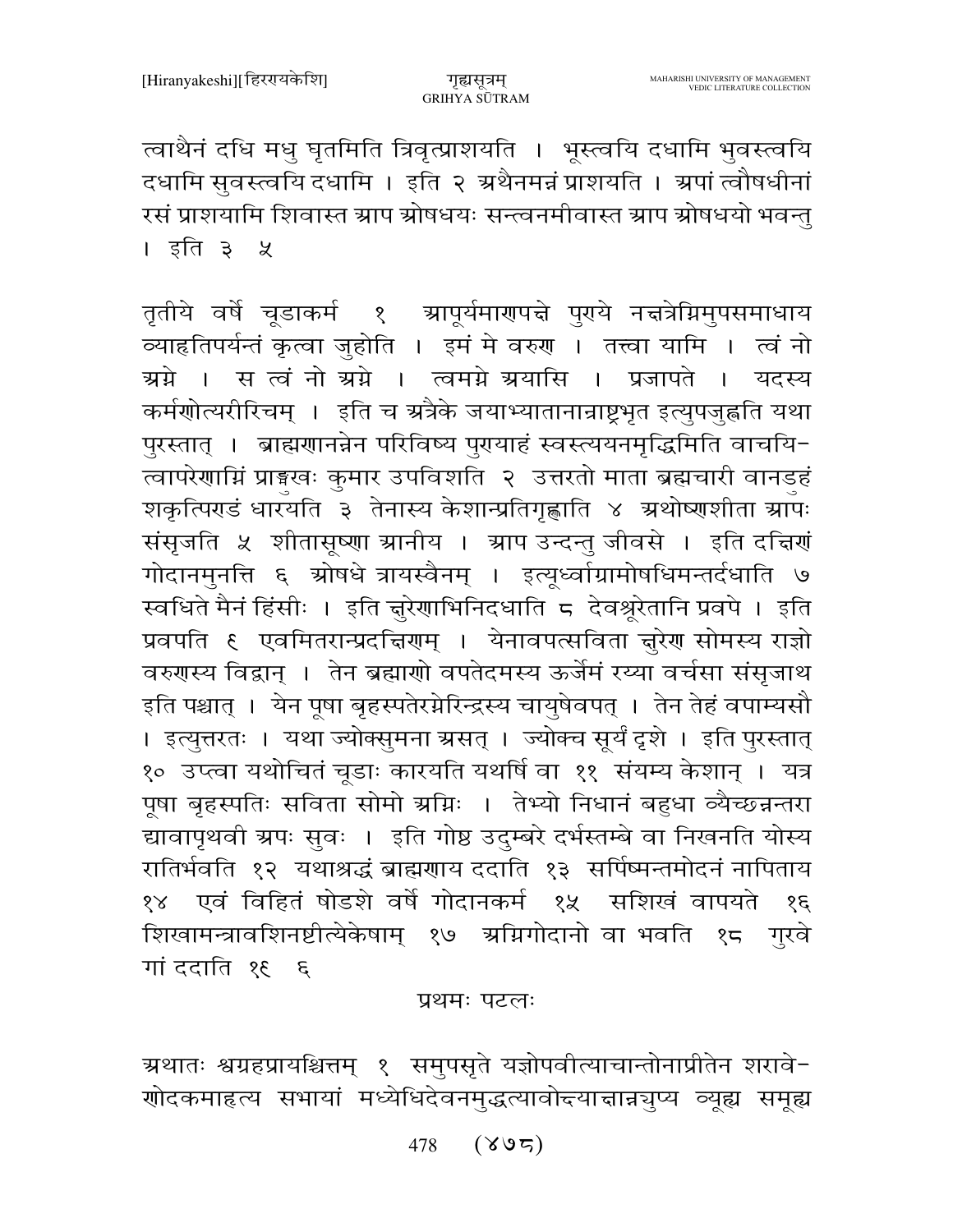त्वाथैनं दधि मधु घृतमिति त्रिवृत्प्राशयति । भूस्त्वयि दधामि भुवस्त्वयि दधामि सुवस्त्वयि दधामि । इति २ अथैनमन्नं प्राशयति । अपां त्वौषधीनां रसं प्राशयामि शिवास्त आप ओषधयः सन्त्वनमीवास्त आप ओषधयो भवन्तु । इति ३ ५

तृतीये वर्षे चूडाकर्म १ आपूर्यमाणपक्षे पुण्ये नक्षत्रेग्निमुपसमाधाय व्याहृतिपर्यन्तं कृत्वा जुहोति । इमं मे वरुण । तत्त्वा यामि । त्वं नो अग्ने । स त्वं नो अग्ने । त्वमग्ने अयासि । प्रजापते । यदस्य कर्मणोत्यरीरिचम् । इति च अत्रैके जयाभ्यातानान्राष्ट्रभृत इत्युपजुह्वति यथा पुरस्तात् । ब्राह्मणानन्नेन परिविष्य पुण्याहं स्वस्त्ययनमृद्धिमिति वाचयित्वापरेणाग्निं प्राङ्मुखः कुमार उपविशति २ उत्तरतो माता ब्रह्मचारी वानडुहं शकृत्पिण्डं धारयति ३ तेनास्य केशान्प्रतिगृह्णाति ४ अथोष्णशीता आपः संसृजति ५ शीतासूष्णा आनीय । आप उन्दन्तु जीवसे । इति दक्षिणं गोदानमुनत्ति ६ ओषधे त्रायस्वैनम् । इत्यूर्ध्वाग्रामोषधिमन्तर्दधाति ७ स्वधिते मैनं हिंसीः । इति क्षुरेणाभिनिदधाति ८ देवश्रूरेतानि प्रवपे । इति प्रवपति ९ एवमितरान्प्रदक्षिणम् । येनावपत्सविता क्षुरेण सोमस्य राज्ञो वरुणस्य विद्वान् । तेन ब्रह्माणो वपतेदमस्य ऊर्जेमं रय्या वर्चसा संसृजाथ इति पश्चात् । येन पूषा बृहस्पतेरग्नेरिन्द्रस्य चायुषेवपत् । तेन तेहं वपाम्यसौ । इत्युत्तरतः । यथा ज्योक्सुमना असत् । ज्योक्च सूर्यं दृशे । इति पुरस्तात् १० उप्त्वा यथोचितं चूडाः कारयति यथर्षि वा ११ संयम्य केशान् । यत्र पूषा बृहस्पतिः सविता सोमो अग्निः । तेभ्यो निधानं बहुधा व्यैच्छन्नन्तरा द्यावापृथवी अपः सुवः । इति गोष्ठ उदुम्बरे दर्भस्तम्बे वा निखनति योस्य रातिर्भवति १२ यथाश्रद्धं ब्राह्मणाय ददाति १३ सर्पिष्मन्तमोदनं नापिताय १४ एवं विहितं षोडशे वर्षे गोदानकर्म १५ सशिखं वापयते १६ शिखामन्त्रावशिनष्टीत्येकेषाम् १७ अग्निगोदानो वा भवति १८ गुरवे गां ददाति १९ ६

प्रथमः पटलः

अथातः श्वग्रहप्रायश्चित्तम् १ समुपसृते यज्ञोपवीत्याचान्तोनाप्रीतेन शरावेणोदकमाहृत्य सभायां मध्येधिदेवनमुद्धत्यावोक्ष्याक्षान्नयुप्य व्यूह्य समूह्य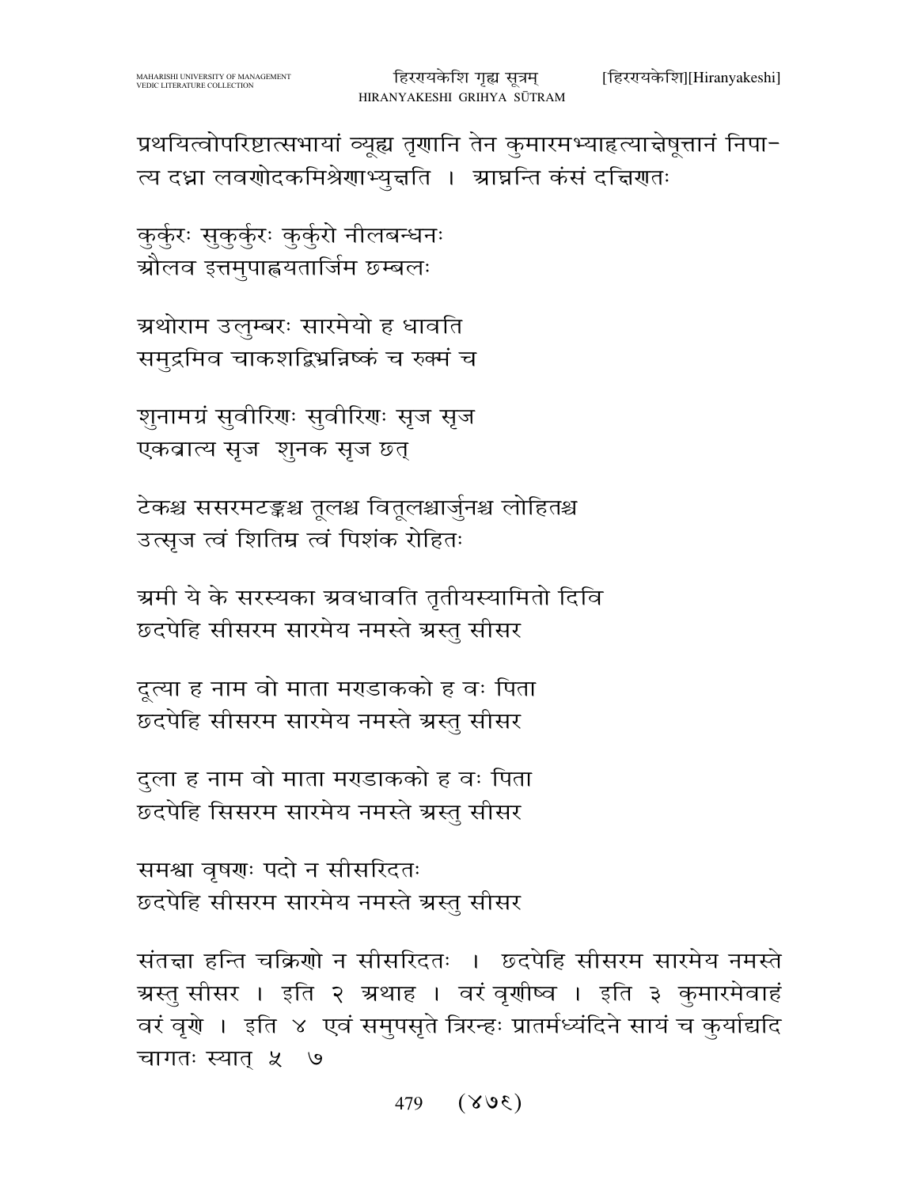प्रथयित्वोपरिष्टात्सभायां व्यूह्य तृणानि तेन कुमारमभ्याहृत्याक्षेषूत्तानं निपात्य दध्ना लवणोदकमिश्रेणाभ्युक्षति । आघ्नन्ति कंसं दक्षिणतः

कुर्कुरः सुकुर्कुरः कुर्कुरो नीलबन्धनः
औलव इत्तमुपाह्वयतार्जिम छम्बलः

अथोराम उलुम्बरः सारमेयो ह धावति
समुद्रमिव चाकशद्भिश्रन्निष्कं च रुक्मं च

शुनामग्रं सुवीरिणः सुवीरिणः सृज सृज
एकव्रात्य सृज शुनक सृज छत्

टेकश्च ससरमटङ्कश्च तूलश्च वितूलश्चार्जुनश्च लोहितश्च
उत्सृज त्वं शितिम्र त्वं पिशंक रोहितः

अमी ये के सरस्यका अवधावति तृतीयस्यामितो दिवि
छदपेहि सीसरम सारमेय नमस्ते अस्तु सीसर

दूत्या ह नाम वो माता मण्डाकको ह वः पिता
छदपेहि सीसरम सारमेय नमस्ते अस्तु सीसर

दुला ह नाम वो माता मण्डाकको ह वः पिता
छदपेहि सिसरम सारमेय नमस्ते अस्तु सीसर

समश्चा वृषणः पदो न सीसरिदतः
छदपेहि सीसरम सारमेय नमस्ते अस्तु सीसर

संतक्षा हन्ति चक्रिणो न सीसरिदतः । छदपेहि सीसरम सारमेय नमस्ते अस्तु सीसर । इति २ अथाह । वरं वृणीष्व । इति ३ कुमारमेवाहं वरं वृणे । इति ४ एवं समुपसृते त्रिरन्हः प्रातर्मध्यंदिने सायं च कुर्याद्यदि चागतः स्यात् ५ ७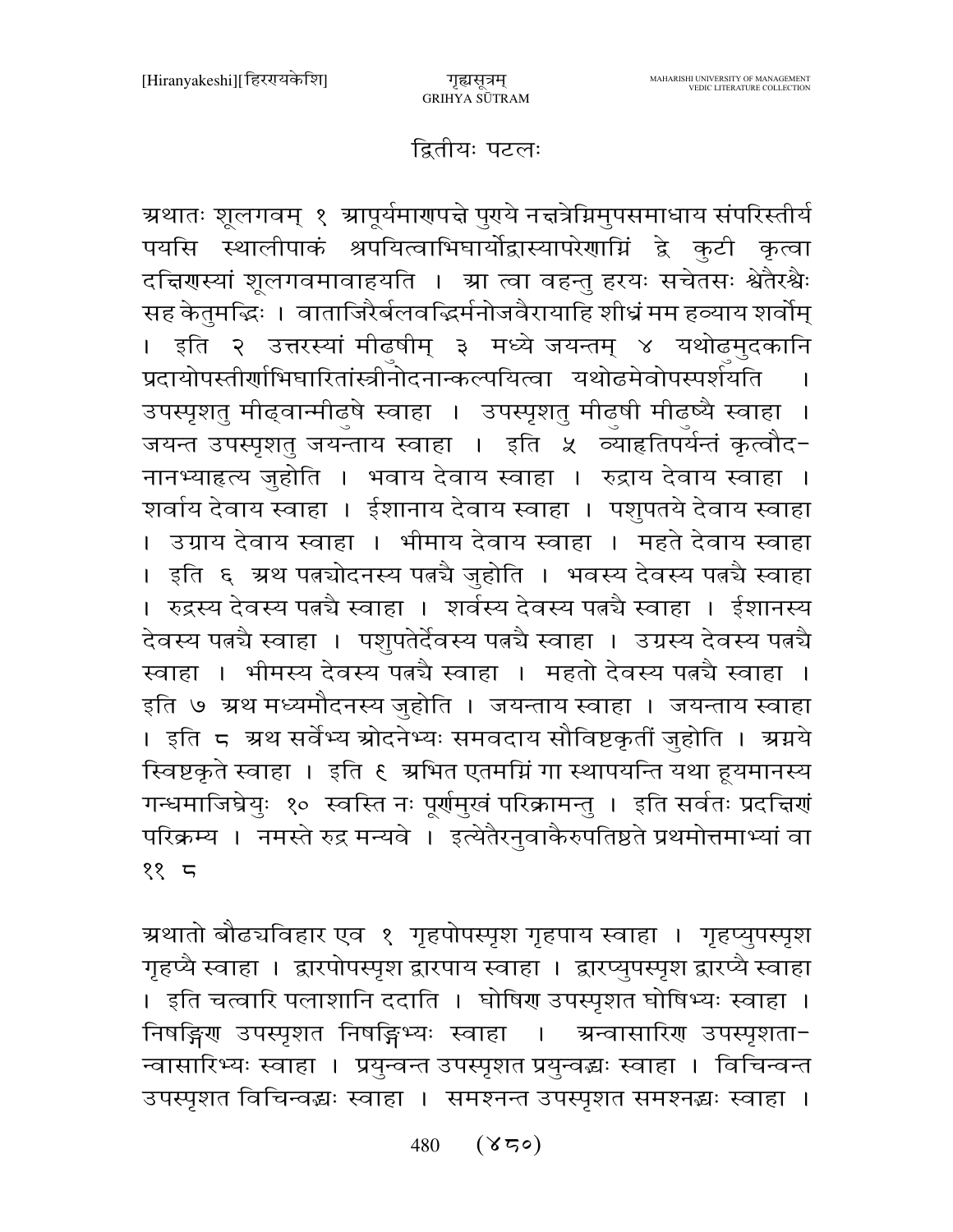## द्वितीयः पटलः

अथातः शूलगवम् १ आपूर्यमाणपक्षे पुण्ये नक्षत्रेग्निमुपसमाधाय संपरिस्तीर्य पयसि स्थालीपाकं श्रपयित्वाभिघार्योद्वास्यापरेणाग्निं द्वे कुटी कृत्वा दक्षिणस्यां शूलगवमावाहयति । आ त्वा वहन्तु हरयः सचेतसः श्वेतैरश्वैः सह केतुमद्भिः । वाताजिरैर्बलवद्भिर्मनोजवैरायाहि शीघ्रं मम हव्याय शर्वोम् । इति २ उत्तरस्यां मीढुषीम् ३ मध्ये जयन्तम् ४ यथोढमुदकानि प्रदायोपस्तीर्णाभिघारितांस्त्रीनोदनान्कल्पयित्वा यथोढमेवोपस्पर्शयति । उपस्पृशतु मीढ्वान्मीढुषे स्वाहा । उपस्पृशतु मीढुषी मीढुष्यै स्वाहा । जयन्त उपस्पृशतु जयन्ताय स्वाहा । इति ५ व्याहृतिपर्यन्तं कृत्वौद-नानभ्याहृत्य जुहोति । भवाय देवाय स्वाहा । रुद्राय देवाय स्वाहा । शर्वाय देवाय स्वाहा । ईशानाय देवाय स्वाहा । पशुपतये देवाय स्वाहा । उग्राय देवाय स्वाहा । भीमाय देवाय स्वाहा । महते देवाय स्वाहा । इति ६ अथ पत्न्योदनस्य पत्न्यै जुहोति । भवस्य देवस्य पत्न्यै स्वाहा । रुद्रस्य देवस्य पत्न्यै स्वाहा । शर्वस्य देवस्य पत्न्यै स्वाहा । ईशानस्य देवस्य पत्न्यै स्वाहा । पशुपतेर्देवस्य पत्न्यै स्वाहा । उग्रस्य देवस्य पत्न्यै स्वाहा । भीमस्य देवस्य पत्न्यै स्वाहा । महतो देवस्य पत्न्यै स्वाहा । इति ७ अथ मध्यमौदनस्य जुहोति । जयन्ताय स्वाहा । जयन्ताय स्वाहा । इति ८ अथ सर्वेभ्य ओदनेभ्यः समवदाय सौविष्टकृतीं जुहोति । अग्नये स्विष्टकृते स्वाहा । इति ९ अभित एतमग्निं गा स्थापयन्ति यथा हूयमानस्य गन्धमाजिघ्रेयुः १० स्वस्ति नः पूर्णमुखं परिक्रामन्तु । इति सर्वतः प्रदक्षिणं परिक्रम्य । नमस्ते रुद्र मन्यवे । इत्येतैरनुवाकैरुपतिष्ठते प्रथमोत्तमाभ्यां वा ११ ८

अथातो बौढ्यविहार एव १ गृहपोपस्पृश गृहपाय स्वाहा । गृहप्युपस्पृश गृहप्यै स्वाहा । द्वारपोपस्पृश द्वारपाय स्वाहा । द्वारप्युपस्पृश द्वारप्यै स्वाहा । इति चत्वारि पलाशानि ददाति । घोषिण उपस्पृशत घोषिभ्यः स्वाहा । निषङ्गिण उपस्पृशत निषङ्गिभ्यः स्वाहा । अन्वासारिण उपस्पृशता-न्वासारिभ्यः स्वाहा । प्रयुन्वन्त उपस्पृशत प्रयुन्वद्भ्यः स्वाहा । विचिन्वन्त उपस्पृशत विचिन्वद्भ्यः स्वाहा । समश्नन्त उपस्पृशत समश्नद्भ्यः स्वाहा ।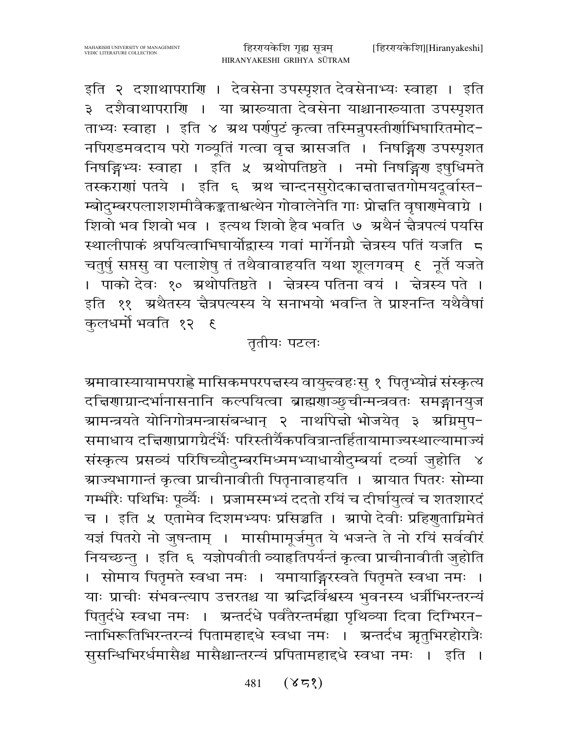इति २ दशाथापराणि । देवसेना उपस्पृशत देवसेनाभ्यः स्वाहा । इति ३ दशैवाथापराणि । या आख्याता देवसेना याश्चानाख्याता उपस्पृशत ताभ्यः स्वाहा । इति ४ अथ पर्णपुटं कृत्वा तस्मिन्नुपस्तीर्णाभिघारितमोदनपिण्डमवदाय परो गव्यूतिं गत्वा वृक्ष आसजति । निषङ्गिण उपस्पृशत निषङ्गिभ्यः स्वाहा । इति ५ अथोपतिष्ठते । नमो निषङ्गिण इषुधिमते तस्कराणां पतये । इति ६ अथ चान्दनसुरोदकाक्षताक्षतगोमयदूर्वास्तम्बोदुम्बरपलाशशमीवैकङ्कताश्वत्थेन गोवालेनेति गाः प्रोक्षति वृषाणमेवाग्रे । शिवो भव शिवो भव । इत्यथ शिवो हैव भवति ७ अथैनं क्षैत्रपत्यं पयसि स्थालीपाकं श्रपयित्वाभिघार्योद्वास्य गवां मार्गेनग्नौ क्षेत्रस्य पतिं यजति ८ चतुर्षु सप्तसु वा पलाशेषु तं तथैवावाहयति यथा शूलगवम् ९ नूर्ते यजते । पाको देवः १० अथोपतिष्ठते । क्षेत्रस्य पतिना वयं । क्षेत्रस्य पते । इति ११ अथैतस्य क्षैत्रपत्यस्य ये सनाभयो भवन्ति ते प्राश्नन्ति यथैवैषां कुलधर्मो भवति १२ ९

## तृतीयः पटलः

अमावास्यायामपराह्णे मासिकमपरपक्षस्य वायुक्षवहःसु १ पितृभ्योन्नं संस्कृत्य दक्षिणाग्रान्दर्भानासनानि कल्पयित्वा ब्राह्मणाञ्छुचीन्मन्त्रवतः समङ्गानयुज आमन्त्रयते योनिगोत्रमन्त्रासंबन्धान् २ नार्थापेक्षो भोजयेत् ३ अग्निमुपसमाधाय दक्षिणाप्रागग्रैर्दर्भैः परिस्तीर्यैकपवित्रान्तर्हितायामाज्यस्थाल्यामाज्यं संस्कृत्य प्रसव्यं परिषिच्यौदुम्बरमिध्ममभ्याधायौदुम्बर्या दर्व्या जुहोति ४ आज्यभागान्तं कृत्वा प्राचीनावीती पितृनावाहयति । आयात पितरः सोम्या गम्भीरैः पथिभिः पूर्व्यैः । प्रजामस्मभ्यं ददतो रयिं च दीर्घायुत्वं च शतशारदं च । इति ५ एतामेव दिशमभ्यपः प्रसिञ्चति । आपो देवीः प्रहिणुताग्निमेतं यज्ञं पितरो नो जुषन्ताम् । मासीमामूर्जमुत ये भजन्ते ते नो रयिं सर्ववीरं नियच्छन्तु । इति ६ यज्ञोपवीती व्याहृतिपर्यन्तं कृत्वा प्राचीनावीती जुहोति । सोमाय पितृमते स्वधा नमः । यमायाङ्गिरस्वते पितृमते स्वधा नमः । याः प्राचीः संभवन्त्याप उत्तरतश्च या अद्भिर्विश्वस्य भुवनस्य धर्त्रीभिरन्तरन्यं पितुर्दधे स्वधा नमः । अन्तर्दधे पर्वतैरन्तर्मह्या पृथिव्या दिवा दिग्भिरनन्ताभिरूतिभिरन्तरन्यं पितामहाद्दधे स्वधा नमः । अन्तर्दध ऋतुभिरहोरात्रैः सुसन्धिभिरर्धमासैश्च मासैश्चान्तरन्यं प्रपितामहाद्दधे स्वधा नमः । इति ।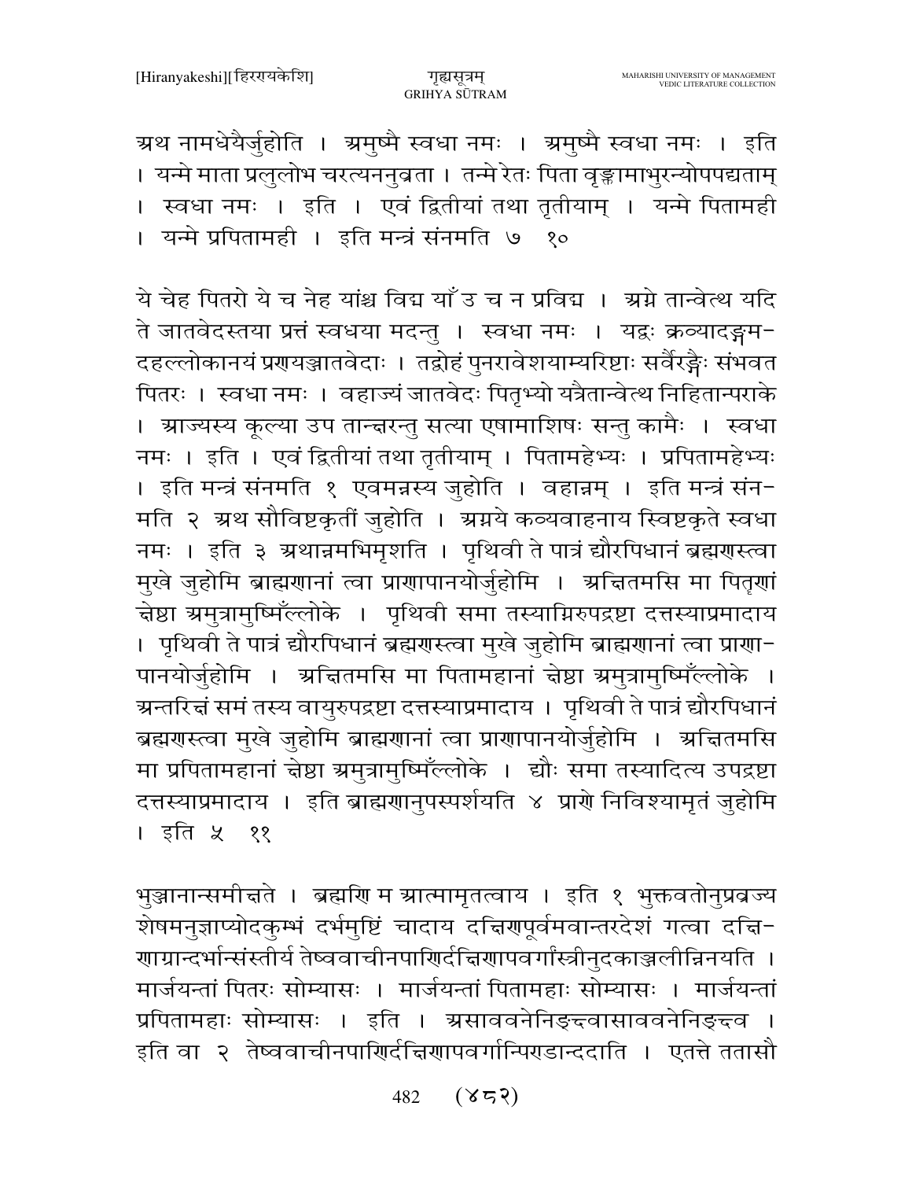अथ नामधेयैर्जुहोति । अमुष्मै स्वधा नमः । अमुष्मै स्वधा नमः । इति । यन्मे माता प्रलुलोभ चरत्यननुव्रता । तन्मे रेतः पिता वृङ्क्तामाभुरन्योपपद्यताम् । स्वधा नमः । इति । एवं द्वितीयां तथा तृतीयाम् । यन्मे पितामही । यन्मे प्रपितामही । इति मन्त्रं संनमति ७ १०

ये चेह पितरो ये च नेह यांश्च विद्म याँ उ च न प्रविद्म । अग्ने तान्वेत्थ यदि ते जातवेदस्तया प्रत्तं स्वधया मदन्तु । स्वधा नमः । यद्वः क्रव्यादङ्गम-दहल्लोकानयं प्रणयञ्जातवेदाः । तद्वोहं पुनरावेशयाम्यरिष्टाः सर्वैरङ्गैः संभवत पितरः । स्वधा नमः । वहाज्यं जातवेदः पितृभ्यो यत्रैतान्वेत्थ निहितान्पराके । आज्यस्य कूल्या उप तान्क्षरन्तु सत्या एषामाशिषः सन्तु कामैः । स्वधा नमः । इति । एवं द्वितीयां तथा तृतीयाम् । पितामहेभ्यः । प्रपितामहेभ्यः । इति मन्त्रं संनमति १ एवमन्नस्य जुहोति । वहान्नम् । इति मन्त्रं संन-मति २ अथ सौविष्टकृतीं जुहोति । अग्नये कव्यवाहनाय स्विष्टकृते स्वधा नमः । इति ३ अथान्नमभिमृशति । पृथिवी ते पात्रं द्यौरपिधानं ब्रह्मणस्त्वा मुखे जुहोमि ब्राह्मणानां त्वा प्राणापानयोर्जुहोमि । अक्षितमसि मा पितॄणां क्षेष्ठा अमुत्रामुष्मिँल्लोके । पृथिवी समा तस्याग्निरुपद्रष्टा दत्तस्याप्रमादाय । पृथिवी ते पात्रं द्यौरपिधानं ब्रह्मणस्त्वा मुखे जुहोमि ब्राह्मणानां त्वा प्राणा-पानयोर्जुहोमि । अक्षितमसि मा पितामहानां क्षेष्ठा अमुत्रामुष्मिँल्लोके । अन्तरिक्षं समं तस्य वायुरुपद्रष्टा दत्तस्याप्रमादाय । पृथिवी ते पात्रं द्यौरपिधानं ब्रह्मणस्त्वा मुखे जुहोमि ब्राह्मणानां त्वा प्राणापानयोर्जुहोमि । अक्षितमसि मा प्रपितामहानां क्षेष्ठा अमुत्रामुष्मिँल्लोके । द्यौः समा तस्यादित्य उपद्रष्टा दत्तस्याप्रमादाय । इति ब्राह्मणानुपस्पर्शयति ४ प्राणे निविश्यामृतं जुहोमि । इति ५ ११

भुञ्जानान्समीक्षते । ब्रह्मणि म आत्मामृतत्वाय । इति १ भुक्तवतोनुप्रव्रज्य शेषमनुज्ञाप्योदकुम्भं दर्भमुष्टिं चादाय दक्षिणपूर्वमवान्तरदेशं गत्वा दक्षि-णाग्रान्दर्भान्संस्तीर्य तेष्ववाचीनपाणिर्दक्षिणापवर्गांस्त्रीनुदकाञ्जलीन्निनयति । मार्जयन्तां पितरः सोम्यासः । मार्जयन्तां पितामहाः सोम्यासः । मार्जयन्तां प्रपितामहाः सोम्यासः । इति । असाववनेनिङ्क्ष्वासाववनेनिङ्क्ष्व । इति वा २ तेष्ववाचीनपाणिर्दक्षिणापवर्गान्पिण्डान्ददाति । एतत्ते ततासौ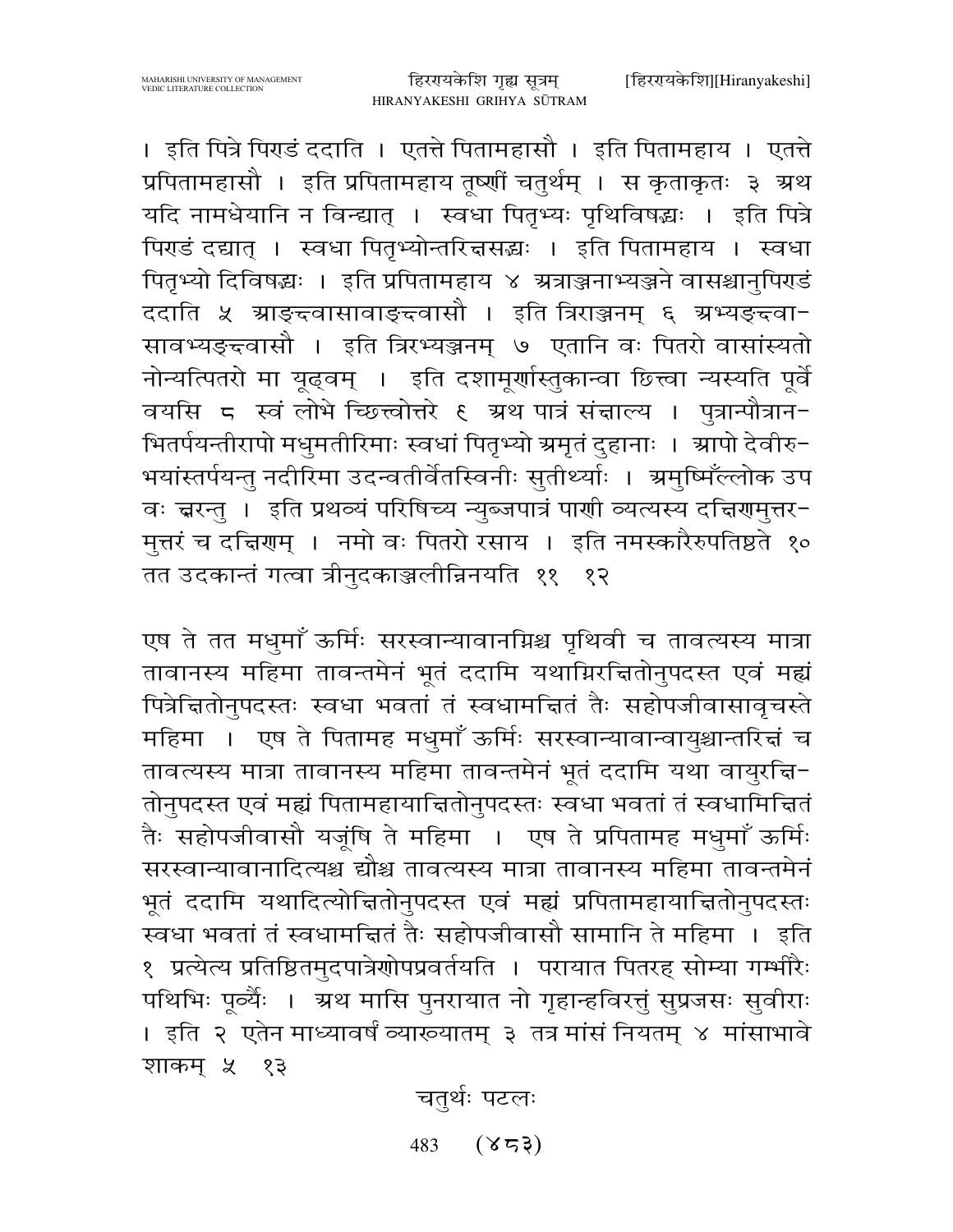। इति पित्रे पिण्डं ददाति । एतत्ते पितामहासौ । इति पितामहाय । एतत्ते प्रपितामहासौ । इति प्रपितामहाय तूष्णीं चतुर्थम् । स कृताकृतः ३ अथ यदि नामधेयानि न विन्द्यात् । स्वधा पितृभ्यः पृथिविषद्भ्यः । इति पित्रे पिण्डं दद्यात् । स्वधा पितृभ्योन्तरिक्षसद्भ्यः । इति पितामहाय । स्वधा पितृभ्यो दिविषद्भ्यः । इति प्रपितामहाय ४ अत्राञ्जनाभ्यञ्जने वासश्चानुपिण्डं ददाति ५ आङ्क्ष्वासावाङ्क्ष्वासौ । इति त्रिराञ्जनम् ६ अभ्यङ्क्ष्वासावभ्यङ्क्ष्वासौ । इति त्रिरभ्यञ्जनम् ७ एतानि वः पितरो वासांस्यतो नोन्यत्पितरो मा यूढ्वम् । इति दशामूर्णास्तुकान्वा छित्त्वा न्यस्यति पूर्वे वयसि ८ स्वं लोभे च्छित्त्वोत्तरे ९ अथ पात्रं संक्षाल्य । पुत्रान्पौत्रानभितर्पयन्तीरापो मधुमतीरिमाः स्वधां पितृभ्यो अमृतं दुहानाः । आपो देवीरुभयांस्तर्पयन्तु नदीरिमा उदन्वतीर्वेतस्विनीः सुतीर्थ्याः । अमुष्मिँल्लोक उप वः क्षरन्तु । इति प्रथव्यं परिषिच्य न्युब्जपात्रं पाणी व्यत्यस्य दक्षिणमुत्तरमुत्तरं च दक्षिणम् । नमो वः पितरो रसाय । इति नमस्कारैरुपतिष्ठते १० तत उदकान्तं गत्वा त्रीनुदकाञ्जलीन्निनयति ११ १२

एष ते तत मधुमाँ ऊर्मिः सरस्वान्यावानग्निश्च पृथिवी च तावत्यस्य मात्रा तावानस्य महिमा तावन्तमेनं भूतं ददामि यथाग्निरक्षितोनुपदस्त एवं मह्यं पित्रेक्षितोनुपदस्तः स्वधा भवतां तं स्वधामक्षितं तैः सहोपजीवासावृचस्ते महिमा । एष ते पितामह मधुमाँ ऊर्मिः सरस्वान्यावान्वायुश्चान्तरिक्षं च तावत्यस्य मात्रा तावानस्य महिमा तावन्तमेनं भूतं ददामि यथा वायुरक्षितोनुपदस्त एवं मह्यं पितामहायाक्षितोनुपदस्तः स्वधा भवतां तं स्वधामिक्षितं तैः सहोपजीवासौ यजूंषि ते महिमा । एष ते प्रपितामह मधुमाँ ऊर्मिः सरस्वान्यावानादित्यश्च द्यौश्च तावत्यस्य मात्रा तावानस्य महिमा तावन्तमेनं भूतं ददामि यथादित्योक्षितोनुपदस्त एवं मह्यं प्रपितामहायाक्षितोनुपदस्तः स्वधा भवतां तं स्वधामक्षितं तैः सहोपजीवासौ सामानि ते महिमा । इति १ प्रत्येत्य प्रतिष्ठितमुदपात्रेणोपप्रवर्तयति । परायात पितरह् सोम्या गम्भीरैः पथिभिः पूर्व्यैः । अथ मासि पुनरायात नो गृहान्हविरत्तुं सुप्रजसः सुवीराः । इति २ एतेन माध्यावर्षं व्याख्यातम् ३ तत्र मांसं नियतम् ४ मांसाभावे शाकम् ५ १३

चतुर्थः पटलः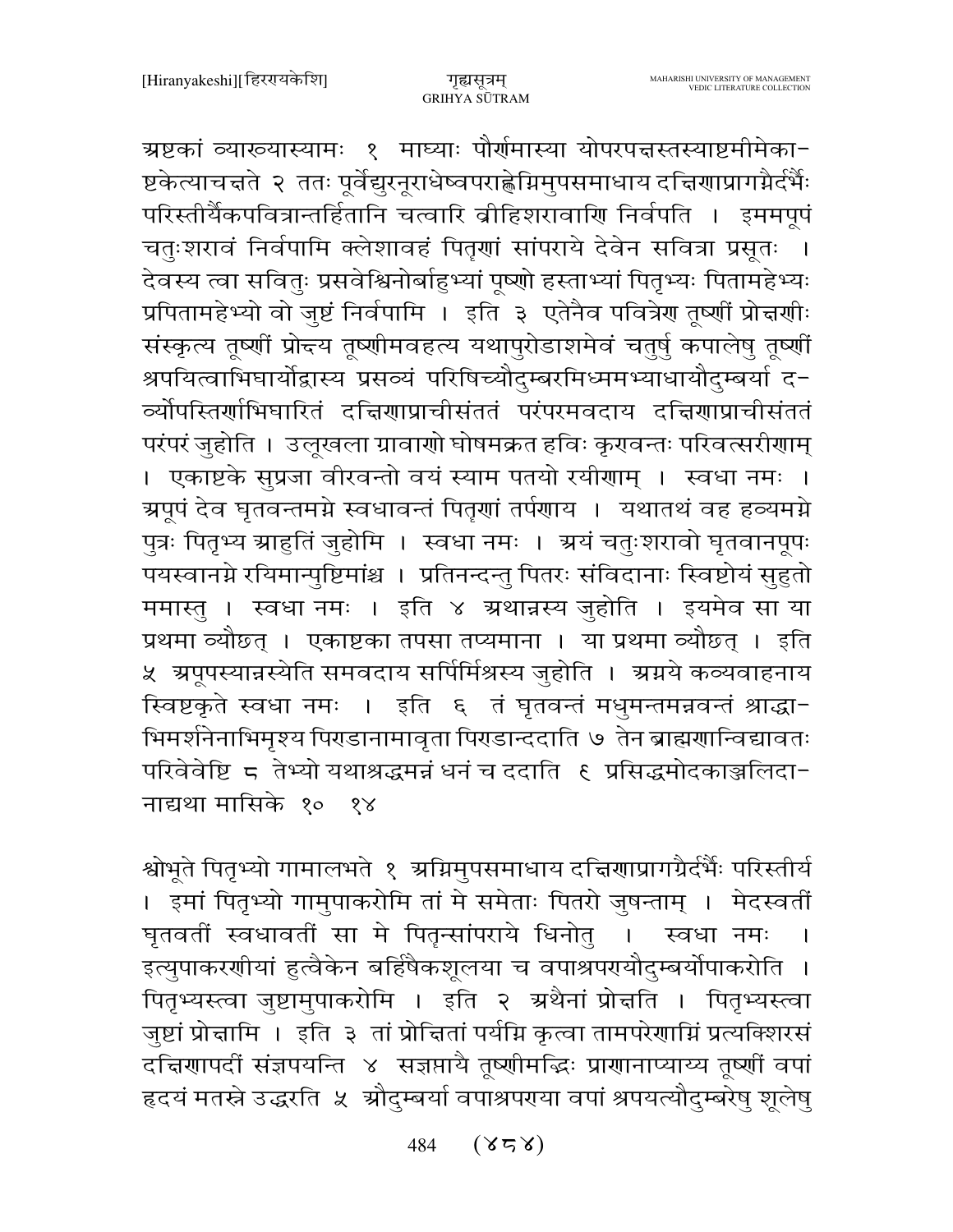अष्टकां व्याख्यास्यामः १ माघ्याः पौर्णमास्या योपरपक्षस्तस्याष्टमीमेका- ष्टकेत्याचक्षते २ ततः पूर्वेद्युरनूराधेष्वपराह्णेग्निमुपसमाधाय दक्षिणाप्रागग्रैर्दर्भैः परिस्तीर्यैकपवित्रान्तर्हितानि चत्वारि व्रीहिशरावाणि निर्वपति । इममपूपं चतुःशरावं निर्वपामि क्लेशावहं पितृणां सांपराये देवेन सवित्रा प्रसूतः । देवस्य त्वा सवितुः प्रसवेश्विनोर्बाहुभ्यां पूष्णो हस्ताभ्यां पितृभ्यः पितामहेभ्यः प्रपितामहेभ्यो वो जुष्टं निर्वपामि । इति ३ एतेनैव पवित्रेण तूष्णीं प्रोक्षणीः संस्कृत्य तूष्णीं प्रोक्ष्य तूष्णीमवहत्य यथापुरोडाशमेवं चतुर्षु कपालेषु तूष्णीं श्रपयित्वाभिघार्योद्वास्य प्रसव्यं परिषिच्यौदुम्बरमिध्ममभ्याधायौदुम्बर्या द- र्व्योपस्तिर्णाभिघारितं दक्षिणाप्राचीसंततं परंपरमवदाय दक्षिणाप्राचीसंततं परंपरं जुहोति । उलूखला ग्रावाणो घोषमक्रत हविः कृण्वन्तः परिवत्सरीणाम् । एकाष्टके सुप्रजा वीरवन्तो वयं स्याम पतयो रयीणाम् । स्वधा नमः । अपूपं देव घृतवन्तमग्ने स्वधावन्तं पितृणां तर्पणाय । यथातथं वह हव्यमग्ने पुत्रः पितृभ्य आहुतिं जुहोमि । स्वधा नमः । अयं चतुःशरावो घृतवानपूपः पयस्वानग्ने रयिमान्पुष्टिमांश्च । प्रतिनन्दन्तु पितरः संविदानाः स्विष्टोयं सुहुतो ममास्तु । स्वधा नमः । इति ४ अथान्नस्य जुहोति । इयमेव सा या प्रथमा व्यौछत् । एकाष्टका तपसा तप्यमाना । या प्रथमा व्यौछत् । इति ५ अपूपस्यान्नस्येति समवदाय सर्पिर्मिश्रस्य जुहोति । अग्नये कव्यवाहनाय स्विष्टकृते स्वधा नमः । इति ६ तं घृतवन्तं मधुमन्तमन्नवन्तं श्राद्धा- भिमर्शनेनाभिमृश्य पिण्डानामावृता पिण्डान्ददाति ७ तेन ब्राह्मणान्विद्यावतः परिवेवेष्टि ८ तेभ्यो यथाश्रद्धमन्नं धनं च ददाति ९ प्रसिद्धमोदकाञ्जलिदा- नाद्यथा मासिके १० १४

श्वोभूते पितृभ्यो गामालभते १ अग्निमुपसमाधाय दक्षिणाप्रागग्रैर्दर्भैः परिस्तीर्य । इमां पितृभ्यो गामुपाकरोमि तां मे समेताः पितरो जुषन्ताम् । मेदस्वतीं घृतवतीं स्वधावतीं सा मे पितृन्सांपराये धिनोतु । स्वधा नमः । इत्युपाकरणीयां हुत्वैकेन बर्हिषैकशूलया च वपाश्रपण्यौदुम्बर्योपाकरोति । पितृभ्यस्त्वा जुष्टामुपाकरोमि । इति २ अथैनां प्रोक्षति । पितृभ्यस्त्वा जुष्टां प्रोक्षामि । इति ३ तां प्रोक्षितां पर्यग्नि कृत्वा तामपरेणाग्निं प्रत्यक्शिरसं दक्षिणापदीं संज्ञपयन्ति ४ सज्ञप्तायै तूष्णीमद्भिः प्राणानाप्याय्य तूष्णीं वपां हृदयं मतस्ने उद्धरति ५ औदुम्बर्या वपाश्रपण्या वपां श्रपयत्यौदुम्बरेषु शूलेषु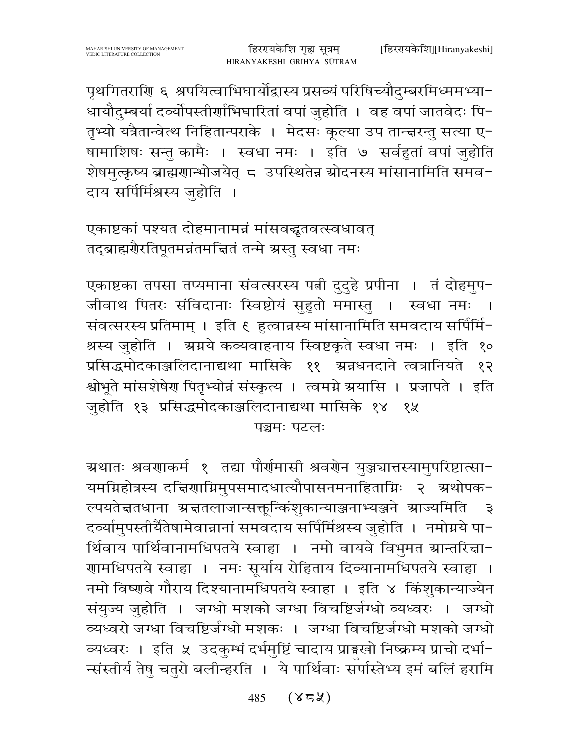पृथगितराणि ६ श्रपयित्वाभिघार्योद्वास्य प्रसव्यं परिषिच्यौदुम्बरमिध्ममभ्या-धायौदुम्बर्या दर्व्योपस्तीर्णाभिघारितां वपां जुहोति । वह वपां जातवेदः पि-तृभ्यो यत्रैतान्वेत्थ निहितान्पराके । मेदसः कूल्या उप तान्क्षरन्तु सत्या ए-षामाशिषः सन्तु कामैः । स्वधा नमः । इति ७ सर्वहुतां वपां जुहोति शेषमुत्कृष्य ब्राह्मणान्भोजयेत् ८ उपस्थितेन्न ओदनस्य मांसानामिति समव-दाय सर्पिर्मिश्रस्य जुहोति ।

एकाष्टकां पश्यत दोहमानामन्नं मांसवद्धृतवत्स्वधावत्
तद्ब्राह्मणैरतिपूतमन्नंतमक्षितं तन्मे अस्तु स्वधा नमः

एकाष्टका तपसा तप्यमाना संवत्सरस्य पत्नी दुदुहे प्रपीना । तं दोहमुप-जीवाथ पितरः संविदानाः स्विष्टोयं सुहुतो ममास्तु । स्वधा नमः । संवत्सरस्य प्रतिमाम् । इति ९ हुत्वान्नस्य मांसानामिति समवदाय सर्पिर्मि-श्रस्य जुहोति । अग्नये कव्यवाहनाय स्विष्टकृते स्वधा नमः । इति १० प्रसिद्धमोदकाञ्जलिदानाद्यथा मासिके ११ अन्नधनदाने त्वत्रानियते १२ श्वोभूते मांसशेषेण पितृभ्योन्नं संस्कृत्य । त्वमग्ने अयासि । प्रजापते । इति जुहोति १३ प्रसिद्धमोदकाञ्जलिदानाद्यथा मासिके १४ १५

पञ्चमः पटलः

अथातः श्रवणाकर्म १ तद्या पौर्णमासी श्रवणेन युञ्ज्यात्तस्यामुपरिष्टात्सा-यमग्निहोत्रस्य दक्षिणाग्निमुपसमादधात्यौपासनमनाहिताग्निः २ अथोपक-ल्पयतेक्षतधाना अक्षतलाजान्सक्तून्किंशुकान्याञ्जनाभ्यञ्जने आज्यमिति ३ दर्व्यामुपस्तीर्यैतेषामेवान्नानां समवदाय सर्पिर्मिश्रस्य जुहोति । नमोग्नये पा-र्थिवाय पार्थिवानामधिपतये स्वाहा । नमो वायवे विभुमत आन्तरिक्षा-णामधिपतये स्वाहा । नमः सूर्याय रोहिताय दिव्यानामधिपतये स्वाहा । नमो विष्णवे गौराय दिश्यानामधिपतये स्वाहा । इति ४ किंशुकान्याज्येन संयुज्य जुहोति । जग्धो मशको जग्धा विचष्टिर्जग्धो व्यध्वरः । जग्धो व्यध्वरो जग्धा विचष्टिर्जग्धो मशकः । जग्धा विचष्टिर्जग्धो मशको जग्धो व्यध्वरः । इति ५ उदकुम्भं दर्भमुष्टिं चादाय प्राङ्मुखो निष्क्रम्य प्राचो दर्भा-न्संस्तीर्य तेषु चतुरो बलीन्हरति । ये पार्थिवाः सर्पास्तेभ्य इमं बलिं हरामि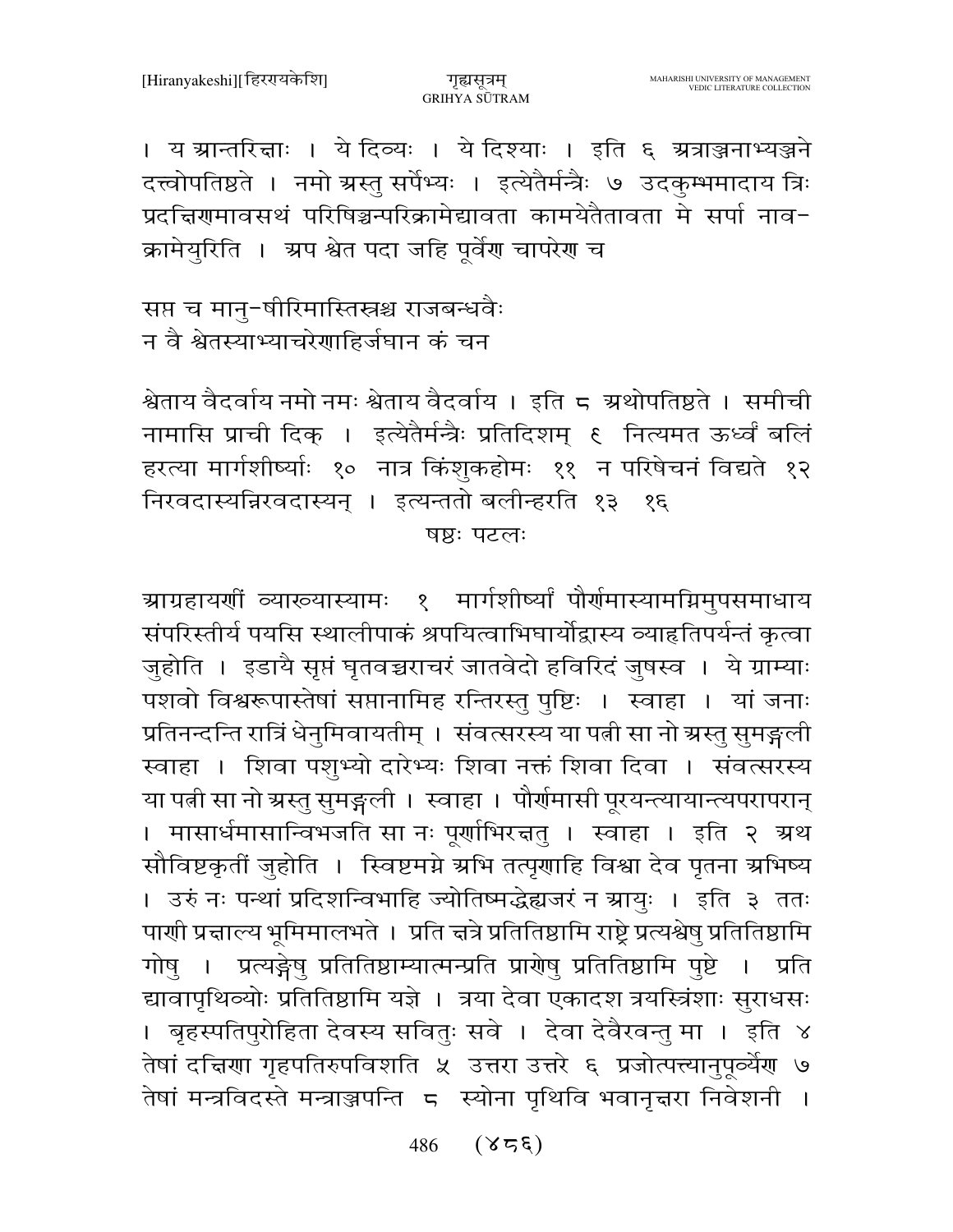। य आन्तरिक्षाः । ये दिव्यः । ये दिश्याः । इति ६ अत्राञ्जनाभ्यञ्जने दत्त्वोपतिष्ठते । नमो अस्तु सर्पेभ्यः । इत्येतैर्मन्त्रैः ७ उदकुम्भमादाय त्रिः प्रदक्षिणमावसथं परिषिञ्चन्परिक्रामेद्यावता कामयेतैतावता मे सर्पा नाव-क्रामेयुरिति । अप श्वेत पदा जहि पूर्वेण चापरेण च

सप्त च मानु-षीरिमास्तिस्रश्च राजबन्धवैः
न वै श्वेतस्याभ्याचरेणाहिर्जघान कं चन

श्वेताय वैदर्वाय नमो नमः श्वेताय वैदर्वाय । इति ८ अथोपतिष्ठते । समीची नामासि प्राची दिक । इत्येतैर्मन्त्रैः प्रतिदिशम् ९ नित्यमत ऊर्ध्वं बलिं हरत्या मार्गशीर्ष्याः १० नात्र किंशुकहोमः ११ न परिषेचनं विद्यते १२ निरवदास्यन्निरवदास्यन् । इत्यन्ततो बलीन्हरति १३ १६

षष्ठः पटलः

आग्रहायणीं व्याख्यास्यामः १ मार्गशीर्ष्यां पौर्णमास्यामग्निमुपसमाधाय संपरिस्तीर्य पयसि स्थालीपाकं श्रपयित्वाभिघार्योद्वास्य व्याहृतिपर्यन्तं कृत्वा जुहोति । इडायै सृप्तं घृतवच्चराचरं जातवेदो हविरिदं जुषस्व । ये ग्राम्याः पशवो विश्वरूपास्तेषां सप्तानामिह रन्तिरस्तु पुष्टिः । स्वाहा । यां जनाः प्रतिनन्दन्ति रात्रिं धेनुमिवायतीम् । संवत्सरस्य या पत्नी सा नो अस्तु सुमङ्गली स्वाहा । शिवा पशुभ्यो दारेभ्यः शिवा नक्तं शिवा दिवा । संवत्सरस्य या पत्नी सा नो अस्तु सुमङ्गली । स्वाहा । पौर्णमासी पूरयन्त्यायान्त्यपरापरान् । मासार्धमासान्विभजति सा नः पूर्णाभिरक्षतु । स्वाहा । इति २ अथ सौविष्टकृतीं जुहोति । स्विष्टमग्ने अभि तत्पृणाहि विश्वा देव पृतना अभिष्य । उरुं नः पन्थां प्रदिशन्विभाहि ज्योतिष्मद्धेह्यजरं न आयुः । इति ३ ततः पाणी प्रक्षाल्य भूमिमालभते । प्रति क्षत्रे प्रतितिष्ठामि राष्ट्रे प्रत्यश्वेषु प्रतितिष्ठामि गोषु । प्रत्यङ्गेषु प्रतितिष्ठाम्यात्मन्प्रति प्राणेषु प्रतितिष्ठामि पुष्टे । प्रति द्यावापृथिव्योः प्रतितिष्ठामि यज्ञे । त्रया देवा एकादश त्रयस्त्रिंशाः सुराधसः । बृहस्पतिपुरोहिता देवस्य सवितुः सवे । देवा देवैरवन्तु मा । इति ४ तेषां दक्षिणा गृहपतिरुपविशति ५ उत्तरा उत्तरे ६ प्रजोत्पत्त्यानुपूर्व्येण ७ तेषां मन्त्रविदस्ते मन्त्राञ्जपन्ति ८ स्योना पृथिवि भवानृक्षरा निवेशनी ।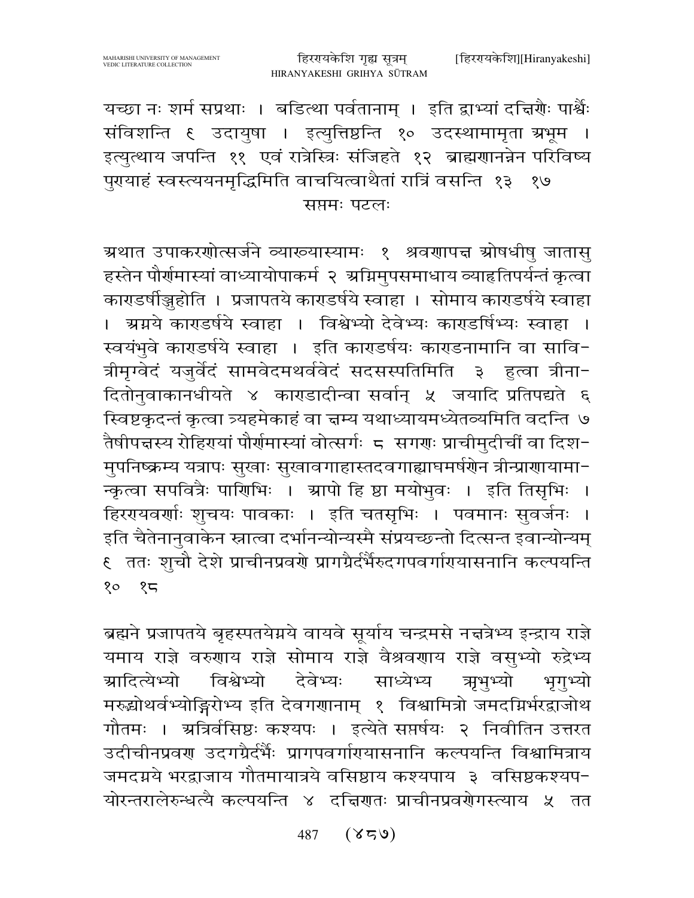यच्छा नः शर्म सप्रथाः । बडित्था पर्वतानाम् । इति द्वाभ्यां दक्षिणैः पार्श्वैः संविशन्ति ९ उदायुषा । इत्युत्तिष्ठन्ति १० उदस्थामामृता अभूम । इत्युत्थाय जपन्ति ११ एवं रात्रेस्त्रिः संजिहते १२ ब्राह्मणानन्नेन परिविष्य पुण्याहं स्वस्त्ययनमृद्धिमिति वाचयित्वाथैतां रात्रिं वसन्ति १३ १७

सप्तमः पटलः

अथात उपाकरणोत्सर्जने व्याख्यास्यामः १ श्रवणापक्ष ओषधीषु जातासु हस्तेन पौर्णमास्यां वाध्यायोपाकर्म २ अग्निमुपसमाधाय व्याहृतिपर्यन्तं कृत्वा काण्डर्षीञ्जुहोति । प्रजापतये काण्डर्षये स्वाहा । सोमाय काण्डर्षये स्वाहा । अग्नये काण्डर्षये स्वाहा । विश्वेभ्यो देवेभ्यः काण्डर्षिभ्यः स्वाहा । स्वयंभुवे काण्डर्षये स्वाहा । इति काण्डर्षयः काण्डनामानि वा सावित्रीमृग्वेदं यजुर्वेदं सामवेदमथर्ववेदं सदसस्पतिमिति ३ हुत्वा त्रीनादितोनुवाकानधीयते ४ काण्डादीन्वा सर्वान् ५ जयादि प्रतिपद्यते ६ स्विष्टकृदन्तं कृत्वा त्र्यहमेकाहं वा क्षम्य यथाध्यायमध्येतव्यमिति वदन्ति ७ तैषीपक्षस्य रोहिण्यां पौर्णमास्यां वोत्सर्गः ८ सगणः प्राचीमुदीचीं वा दिशमुपनिष्क्रम्य यत्रापः सुखाः सुखावगाहास्तदवगाह्याघमर्षणेन त्रीन्प्राणायामान्कृत्वा सपवित्रैः पाणिभिः । आपो हि ष्ठा मयोभुवः । इति तिसृभिः । हिरण्यवर्णाः शुचयः पावकाः । इति चतसृभिः । पवमानः सुवर्जनः । इति चैतेनानुवाकेन स्नात्वा दर्भानन्योन्यस्मै संप्रयच्छन्तो दित्सन्त इवान्योन्यम् ९ ततः शुचौ देशे प्राचीनप्रवणे प्रागग्रैर्दर्भैरुदगपवर्गाण्यासनानि कल्पयन्ति १० १८

ब्रह्मने प्रजापतये बृहस्पतयेग्नये वायवे सूर्याय चन्द्रमसे नक्षत्रेभ्य इन्द्राय राज्ञे यमाय राज्ञे वरुणाय राज्ञे सोमाय राज्ञे वैश्रवणाय राज्ञे वसुभ्यो रुद्रेभ्य आदित्येभ्यो विश्वेभ्यो देवेभ्यः साध्येभ्य ऋभुभ्यो भृगुभ्यो मरुद्भ्योथर्वभ्योङ्गिरोभ्य इति देवगणानाम् १ विश्वामित्रो जमदग्निर्भरद्वाजोथ गौतमः । अत्रिर्वसिष्ठः कश्यपः । इत्येते सप्तर्षयः २ निवीतिन उत्तरत उदीचीनप्रवण उदगग्रैर्दर्भैः प्रागपवर्गाण्यासनानि कल्पयन्ति विश्वामित्राय जमदग्नये भरद्वाजाय गौतमायात्रये वसिष्ठाय कश्यपाय ३ वसिष्ठकश्यपयोरन्तरालेरुन्धत्यै कल्पयन्ति ४ दक्षिणतः प्राचीनप्रवणेगस्त्याय ५ तत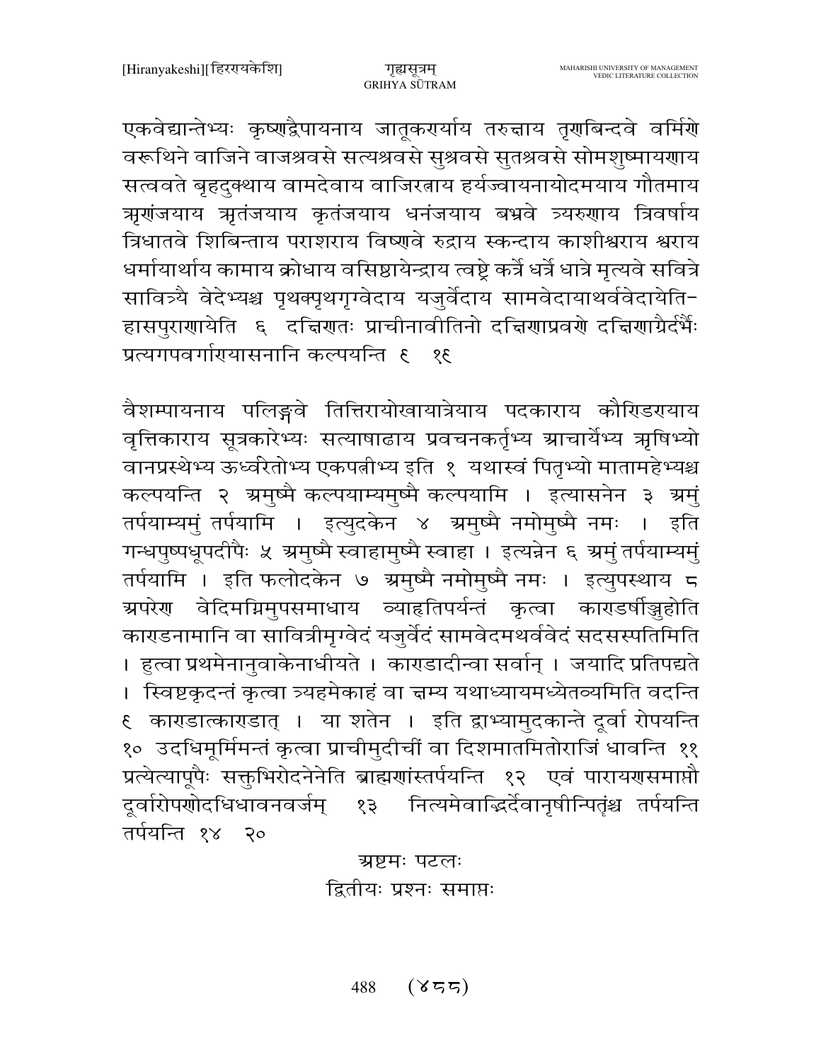एकवेद्यान्तेभ्यः कृष्णद्वैपायनाय जातूकर्ण्याय तरुक्षाय तृणबिन्दवे वर्मिणे वरूथिने वाजिने वाजश्रवसे सत्यश्रवसे सुश्रवसे सुतश्रवसे सोमशुष्मायणाय सत्ववते बृहदुक्थाय वामदेवाय वाजिरत्नाय हर्यज्वायनायोदमयाय गौतमाय ऋणंजयाय ऋतंजयाय कृतंजयाय धनंजयाय बभ्रवे त्र्यरुणाय त्रिवर्षाय त्रिधातवे शिबिन्ताय पराशराय विष्णवे रुद्राय स्कन्दाय काशीश्वराय श्वराय धर्मायार्थाय कामाय क्रोधाय वसिष्ठायेन्द्राय त्वष्ट्रे कर्त्रे धर्त्रे धात्रे मृत्यवे सवित्रे सावित्र्यै वेदेभ्यश्च पृथक्पृथगृग्वेदाय यजुर्वेदाय सामवेदायाथर्ववेदायेति- हासपुराणायेति ६ दक्षिणतः प्राचीनावीतिनो दक्षिणाप्रवणे दक्षिणाग्रैर्दर्भैः प्रत्यगपवर्गाण्यासनानि कल्पयन्ति ८ १९

वैशम्पायनाय पलिङ्गवे तित्तिरायोखायात्रेयाय पदकाराय कौण्डिण्याय वृत्तिकाराय सूत्रकारेभ्यः सत्याषाढाय प्रवचनकर्तृभ्य आचार्येभ्य ऋषिभ्यो वानप्रस्थेभ्य ऊर्ध्वरेतोभ्य एकपत्नीभ्य इति १ यथास्वं पितृभ्यो मातामहेभ्यश्च कल्पयन्ति २ अमुष्मै कल्पयाम्यमुष्मै कल्पयामि । इत्यासनेन ३ अमुं तर्पयाम्यमुं तर्पयामि । इत्युदकेन ४ अमुष्मै नमोमुष्मै नमः । इति गन्धपुष्पधूपदीपैः ५ अमुष्मै स्वाहामुष्मै स्वाहा । इत्यन्नेन ६ अमुं तर्पयाम्यमुं तर्पयामि । इति फलोदकेन ७ अमुष्मै नमोमुष्मै नमः । इत्युपस्थाय ८ अपरेण वेदिमग्निमुपसमाधाय व्याहृतिपर्यन्तं कृत्वा काण्डर्षीञ्जुहोति काण्डनामानि वा सावित्रीमृग्वेदं यजुर्वेदं सामवेदमथर्ववेदं सदसस्पतिमिति । हुत्वा प्रथमेनानुवाकेनाधीयते । काण्डादीन्वा सर्वान् । जयादि प्रतिपद्यते । स्विष्टकृदन्तं कृत्वा त्र्यहमेकाहं वा क्षम्य यथाध्यायमध्येतव्यमिति वदन्ति ९ काण्डात्काण्डात् । या शतेन । इति द्वाभ्यामुदकान्ते दूर्वा रोपयन्ति १० उदधिमूर्मिमन्तं कृत्वा प्राचीमुदीचीं वा दिशमातमितोराजिं धावन्ति ११ प्रत्येत्यापूपैः सक्तुभिरोदनेनेति ब्राह्मणांस्तर्पयन्ति १२ एवं पारायणसमाप्तौ दूर्वारोपणोदधिधावनवर्जम् १३ नित्यमेवाद्भिर्देवानृषीन्पितृंश्च तर्पयन्ति तर्पयन्ति १४ २०

अष्टमः पटलः

द्वितीयः प्रश्नः समाप्तः